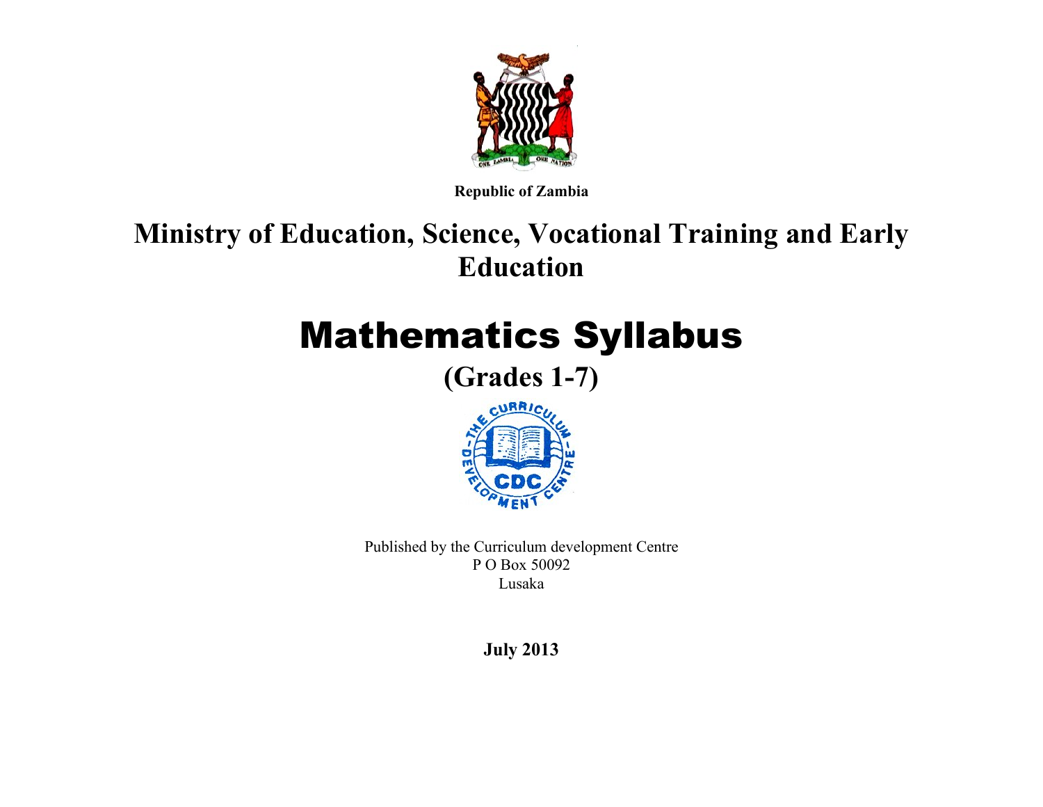**Republic of Zambia**

# Ministry of Education, Science, Vocational Training and Early Education

# Mathematics Syllabus

## (Grades 1-7)

Published by the Curriculum development Centre
P O Box 50092
Lusaka

**July 2013**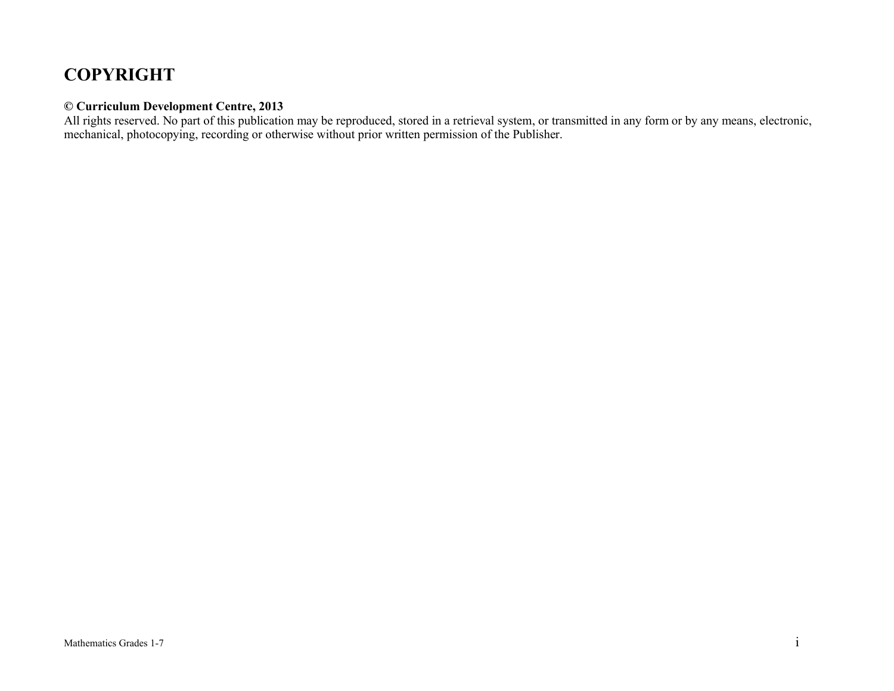# COPYRIGHT

**© Curriculum Development Centre, 2013**
All rights reserved. No part of this publication may be reproduced, stored in a retrieval system, or transmitted in any form or by any means, electronic, mechanical, photocopying, recording or otherwise without prior written permission of the Publisher.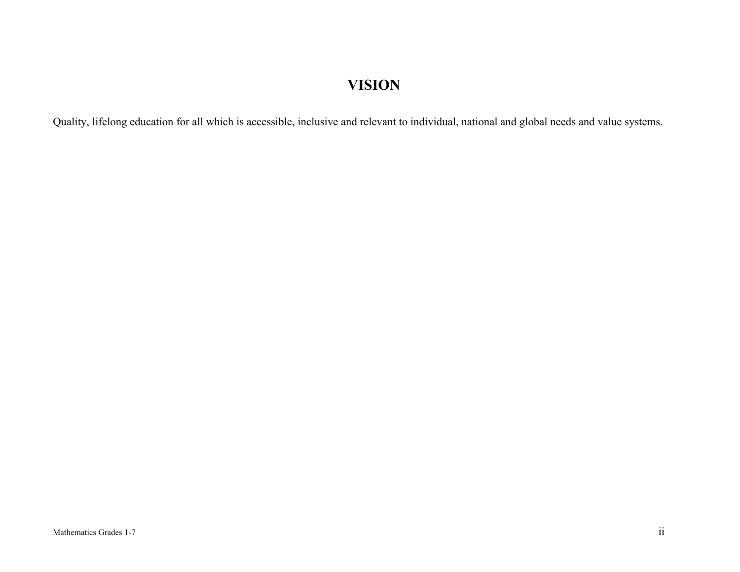# VISION

Quality, lifelong education for all which is accessible, inclusive and relevant to individual, national and global needs and value systems.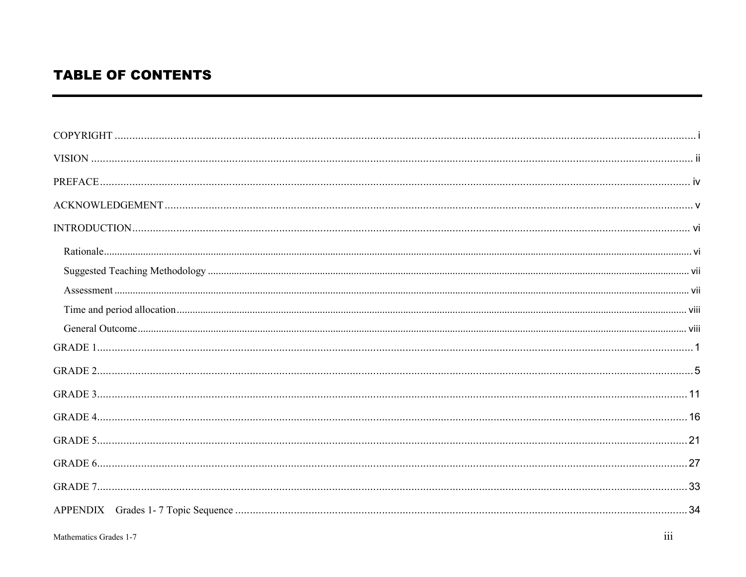# TABLE OF CONTENTS

COPYRIGHT ..... i

VISION ..... ii

PREFACE ..... iv

ACKNOWLEDGEMENT ..... v

INTRODUCTION ..... vi

- Rationale ..... vi
- Suggested Teaching Methodology ..... vii
- Assessment ..... vii
- Time and period allocation ..... viii
- General Outcome ..... viii

GRADE 1 ..... 1

GRADE 2 ..... 5

GRADE 3 ..... 11

GRADE 4 ..... 16

GRADE 5 ..... 21

GRADE 6 ..... 27

GRADE 7 ..... 33

APPENDIX Grades 1- 7 Topic Sequence ..... 34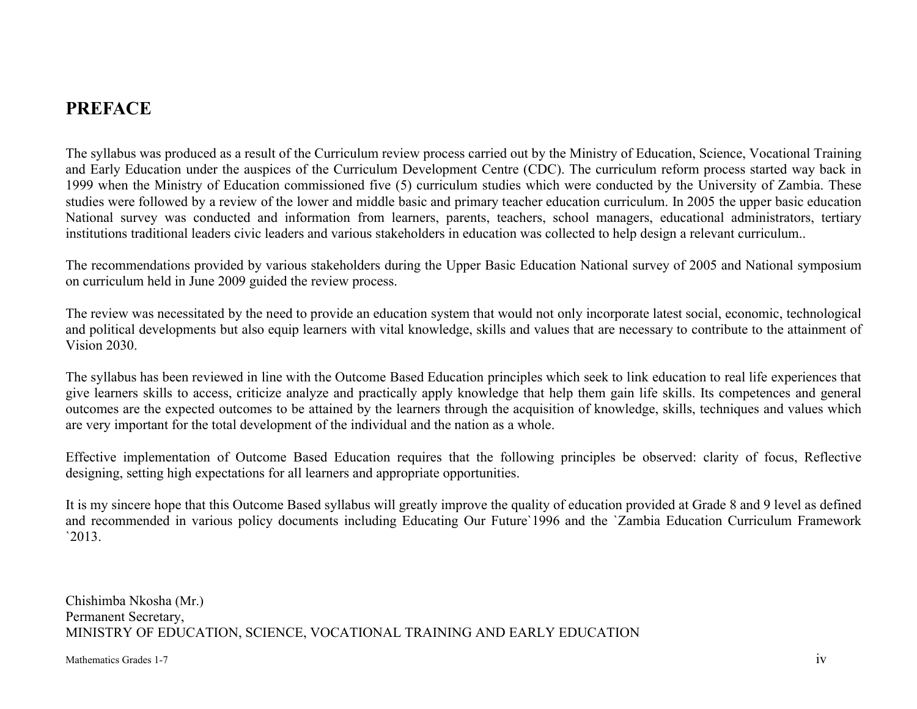# PREFACE

The syllabus was produced as a result of the Curriculum review process carried out by the Ministry of Education, Science, Vocational Training and Early Education under the auspices of the Curriculum Development Centre (CDC). The curriculum reform process started way back in 1999 when the Ministry of Education commissioned five (5) curriculum studies which were conducted by the University of Zambia. These studies were followed by a review of the lower and middle basic and primary teacher education curriculum. In 2005 the upper basic education National survey was conducted and information from learners, parents, teachers, school managers, educational administrators, tertiary institutions traditional leaders civic leaders and various stakeholders in education was collected to help design a relevant curriculum..

The recommendations provided by various stakeholders during the Upper Basic Education National survey of 2005 and National symposium on curriculum held in June 2009 guided the review process.

The review was necessitated by the need to provide an education system that would not only incorporate latest social, economic, technological and political developments but also equip learners with vital knowledge, skills and values that are necessary to contribute to the attainment of Vision 2030.

The syllabus has been reviewed in line with the Outcome Based Education principles which seek to link education to real life experiences that give learners skills to access, criticize analyze and practically apply knowledge that help them gain life skills. Its competences and general outcomes are the expected outcomes to be attained by the learners through the acquisition of knowledge, skills, techniques and values which are very important for the total development of the individual and the nation as a whole.

Effective implementation of Outcome Based Education requires that the following principles be observed: clarity of focus, Reflective designing, setting high expectations for all learners and appropriate opportunities.

It is my sincere hope that this Outcome Based syllabus will greatly improve the quality of education provided at Grade 8 and 9 level as defined and recommended in various policy documents including Educating Our Future`1996 and the `Zambia Education Curriculum Framework `2013.

Chishimba Nkosha (Mr.)
Permanent Secretary,
MINISTRY OF EDUCATION, SCIENCE, VOCATIONAL TRAINING AND EARLY EDUCATION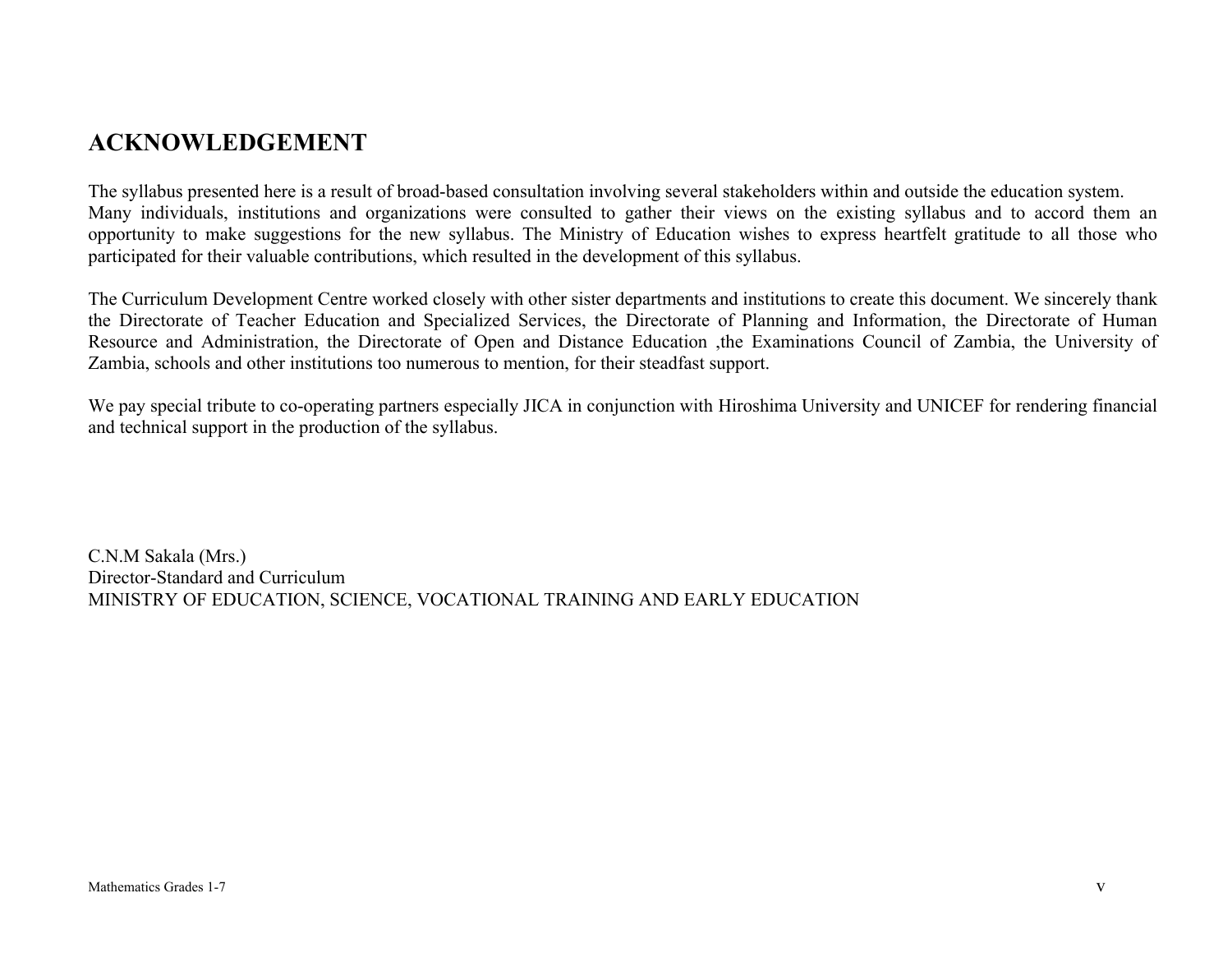# ACKNOWLEDGEMENT

The syllabus presented here is a result of broad-based consultation involving several stakeholders within and outside the education system. Many individuals, institutions and organizations were consulted to gather their views on the existing syllabus and to accord them an opportunity to make suggestions for the new syllabus. The Ministry of Education wishes to express heartfelt gratitude to all those who participated for their valuable contributions, which resulted in the development of this syllabus.

The Curriculum Development Centre worked closely with other sister departments and institutions to create this document. We sincerely thank the Directorate of Teacher Education and Specialized Services, the Directorate of Planning and Information, the Directorate of Human Resource and Administration, the Directorate of Open and Distance Education ,the Examinations Council of Zambia, the University of Zambia, schools and other institutions too numerous to mention, for their steadfast support.

We pay special tribute to co-operating partners especially JICA in conjunction with Hiroshima University and UNICEF for rendering financial and technical support in the production of the syllabus.

C.N.M Sakala (Mrs.)
Director-Standard and Curriculum
MINISTRY OF EDUCATION, SCIENCE, VOCATIONAL TRAINING AND EARLY EDUCATION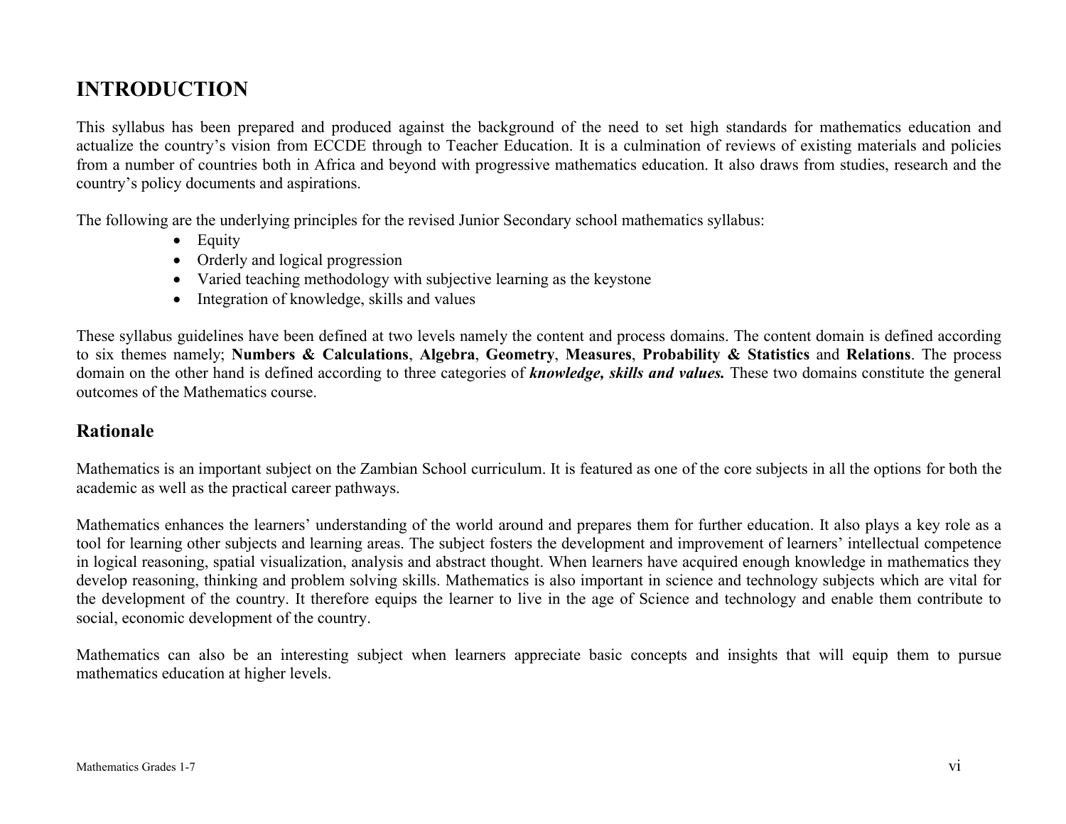# INTRODUCTION

This syllabus has been prepared and produced against the background of the need to set high standards for mathematics education and actualize the country's vision from ECCDE through to Teacher Education. It is a culmination of reviews of existing materials and policies from a number of countries both in Africa and beyond with progressive mathematics education. It also draws from studies, research and the country's policy documents and aspirations.

The following are the underlying principles for the revised Junior Secondary school mathematics syllabus:

- Equity
- Orderly and logical progression
- Varied teaching methodology with subjective learning as the keystone
- Integration of knowledge, skills and values

These syllabus guidelines have been defined at two levels namely the content and process domains. The content domain is defined according to six themes namely; **Numbers & Calculations**, **Algebra**, **Geometry**, **Measures**, **Probability & Statistics** and **Relations**. The process domain on the other hand is defined according to three categories of ***knowledge, skills and values.*** These two domains constitute the general outcomes of the Mathematics course.

## Rationale

Mathematics is an important subject on the Zambian School curriculum. It is featured as one of the core subjects in all the options for both the academic as well as the practical career pathways.

Mathematics enhances the learners' understanding of the world around and prepares them for further education. It also plays a key role as a tool for learning other subjects and learning areas. The subject fosters the development and improvement of learners' intellectual competence in logical reasoning, spatial visualization, analysis and abstract thought. When learners have acquired enough knowledge in mathematics they develop reasoning, thinking and problem solving skills. Mathematics is also important in science and technology subjects which are vital for the development of the country. It therefore equips the learner to live in the age of Science and technology and enable them contribute to social, economic development of the country.

Mathematics can also be an interesting subject when learners appreciate basic concepts and insights that will equip them to pursue mathematics education at higher levels.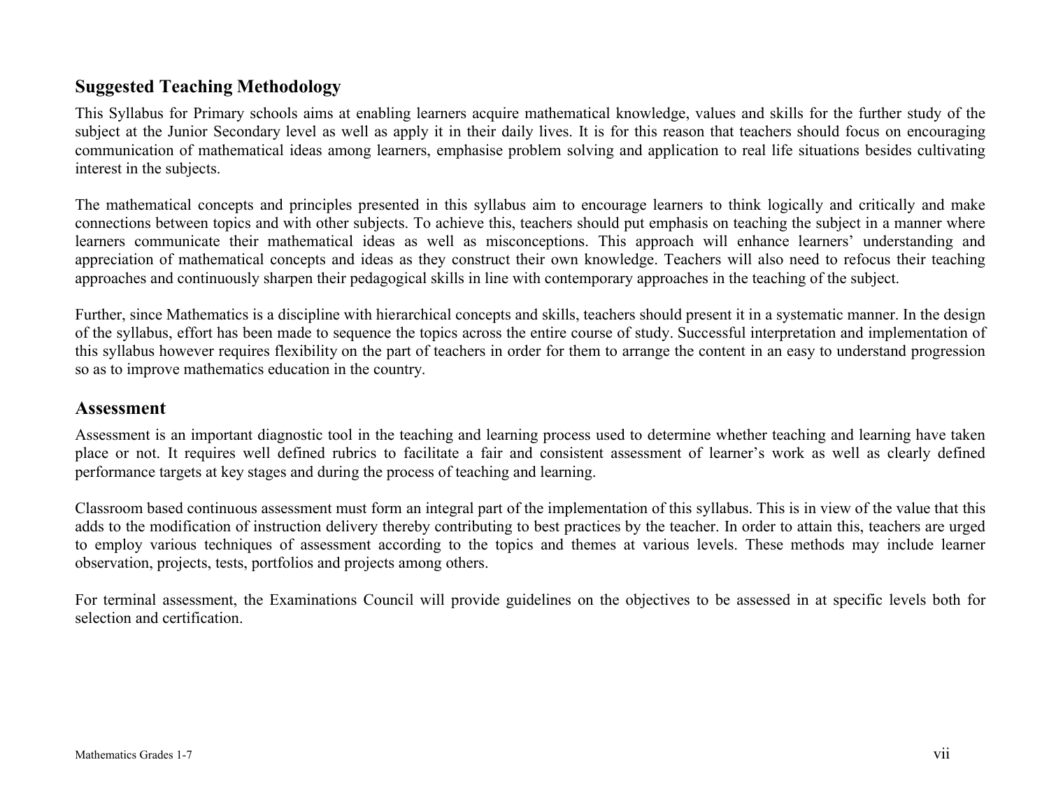## Suggested Teaching Methodology

This Syllabus for Primary schools aims at enabling learners acquire mathematical knowledge, values and skills for the further study of the subject at the Junior Secondary level as well as apply it in their daily lives. It is for this reason that teachers should focus on encouraging communication of mathematical ideas among learners, emphasise problem solving and application to real life situations besides cultivating interest in the subjects.

The mathematical concepts and principles presented in this syllabus aim to encourage learners to think logically and critically and make connections between topics and with other subjects. To achieve this, teachers should put emphasis on teaching the subject in a manner where learners communicate their mathematical ideas as well as misconceptions. This approach will enhance learners' understanding and appreciation of mathematical concepts and ideas as they construct their own knowledge. Teachers will also need to refocus their teaching approaches and continuously sharpen their pedagogical skills in line with contemporary approaches in the teaching of the subject.

Further, since Mathematics is a discipline with hierarchical concepts and skills, teachers should present it in a systematic manner. In the design of the syllabus, effort has been made to sequence the topics across the entire course of study. Successful interpretation and implementation of this syllabus however requires flexibility on the part of teachers in order for them to arrange the content in an easy to understand progression so as to improve mathematics education in the country.

## Assessment

Assessment is an important diagnostic tool in the teaching and learning process used to determine whether teaching and learning have taken place or not. It requires well defined rubrics to facilitate a fair and consistent assessment of learner's work as well as clearly defined performance targets at key stages and during the process of teaching and learning.

Classroom based continuous assessment must form an integral part of the implementation of this syllabus. This is in view of the value that this adds to the modification of instruction delivery thereby contributing to best practices by the teacher. In order to attain this, teachers are urged to employ various techniques of assessment according to the topics and themes at various levels. These methods may include learner observation, projects, tests, portfolios and projects among others.

For terminal assessment, the Examinations Council will provide guidelines on the objectives to be assessed in at specific levels both for selection and certification.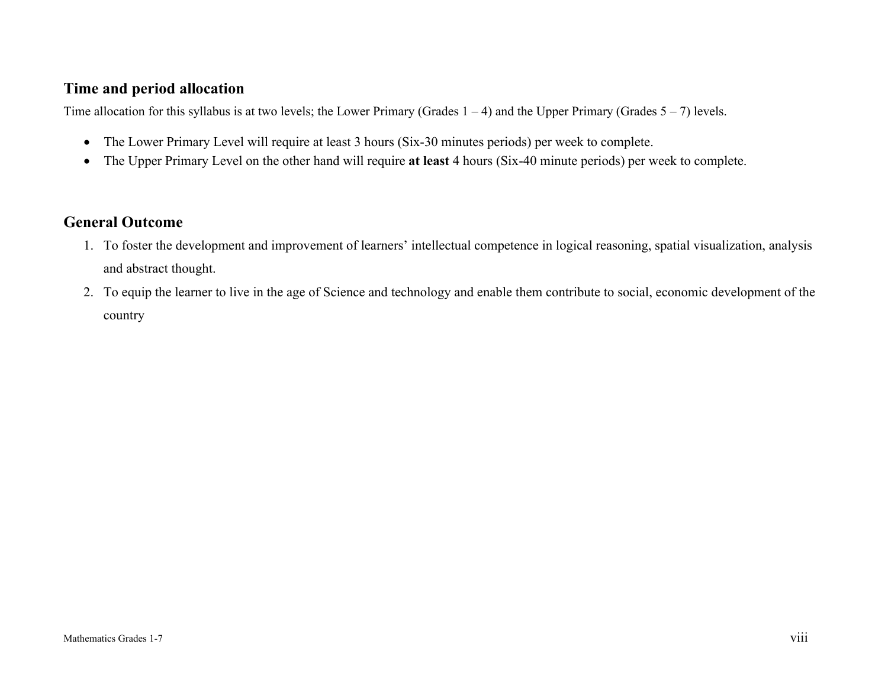## Time and period allocation

Time allocation for this syllabus is at two levels; the Lower Primary (Grades 1 – 4) and the Upper Primary (Grades 5 – 7) levels.

- The Lower Primary Level will require at least 3 hours (Six-30 minutes periods) per week to complete.
- The Upper Primary Level on the other hand will require **at least** 4 hours (Six-40 minute periods) per week to complete.

## General Outcome

1. To foster the development and improvement of learners' intellectual competence in logical reasoning, spatial visualization, analysis and abstract thought.
2. To equip the learner to live in the age of Science and technology and enable them contribute to social, economic development of the country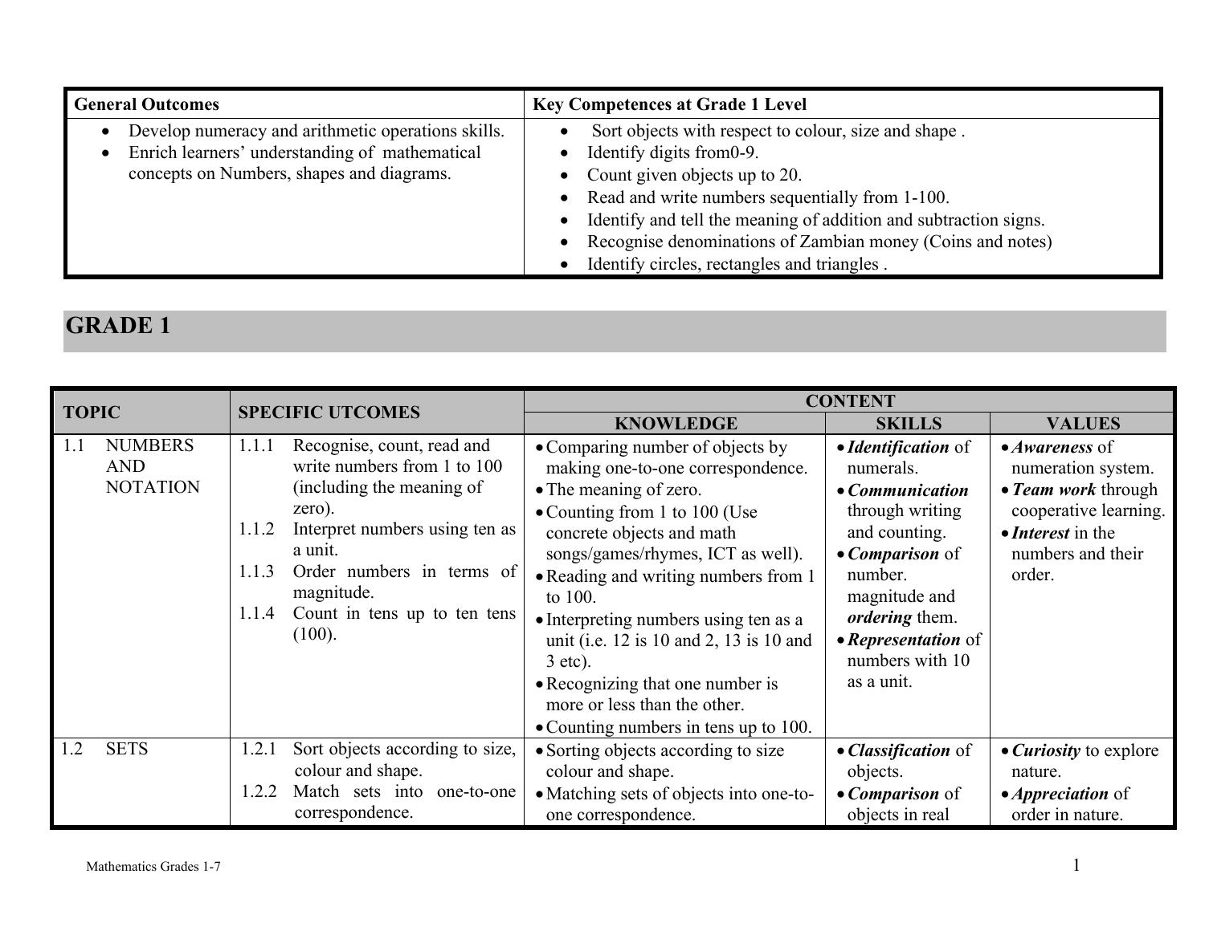| General Outcomes | Key Competences at Grade 1 Level |
|---|---|
| • Develop numeracy and arithmetic operations skills.<br>• Enrich learners' understanding of mathematical concepts on Numbers, shapes and diagrams. | • Sort objects with respect to colour, size and shape .<br>• Identify digits from0-9.<br>• Count given objects up to 20.<br>• Read and write numbers sequentially from 1-100.<br>• Identify and tell the meaning of addition and subtraction signs.<br>• Recognise denominations of Zambian money (Coins and notes)<br>• Identify circles, rectangles and triangles . |

## GRADE 1

| TOPIC | SPECIFIC UTCOMES | CONTENT | | |
|---|---|---|---|---|
| | | KNOWLEDGE | SKILLS | VALUES |
| 1.1 NUMBERS AND NOTATION | 1.1.1 Recognise, count, read and write numbers from 1 to 100 (including the meaning of zero).<br>1.1.2 Interpret numbers using ten as a unit.<br>1.1.3 Order numbers in terms of magnitude.<br>1.1.4 Count in tens up to ten tens (100). | • Comparing number of objects by making one-to-one correspondence.<br>• The meaning of zero.<br>• Counting from 1 to 100 (Use concrete objects and math songs/games/rhymes, ICT as well).<br>• Reading and writing numbers from 1 to 100.<br>• Interpreting numbers using ten as a unit (i.e. 12 is 10 and 2, 13 is 10 and 3 etc).<br>• Recognizing that one number is more or less than the other.<br>• Counting numbers in tens up to 100. | • ***Identification*** of numerals.<br>• ***Communication*** through writing and counting.<br>• ***Comparison*** of number. magnitude and ***ordering*** them.<br>• ***Representation*** of numbers with 10 as a unit. | • ***Awareness*** of numeration system.<br>• ***Team work*** through cooperative learning.<br>• ***Interest*** in the numbers and their order. |
| 1.2 SETS | 1.2.1 Sort objects according to size, colour and shape.<br>1.2.2 Match sets into one-to-one correspondence. | • Sorting objects according to size colour and shape.<br>• Matching sets of objects into one-to-one correspondence. | • ***Classification*** of objects.<br>• ***Comparison*** of objects in real | • ***Curiosity*** to explore nature.<br>• ***Appreciation*** of order in nature. |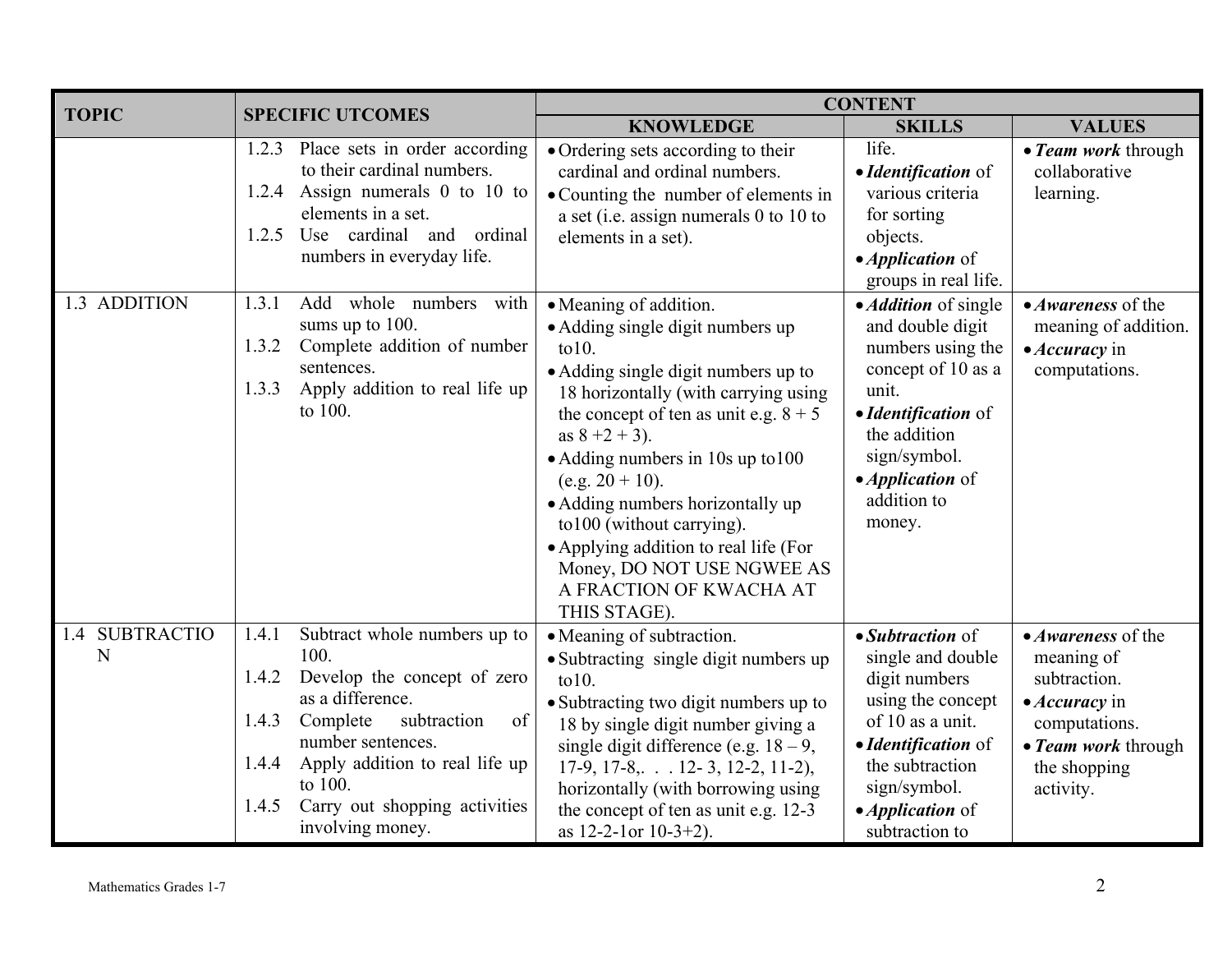| TOPIC | SPECIFIC UTCOMES | CONTENT | | |
|---|---|---|---|---|
| | | KNOWLEDGE | SKILLS | VALUES |
| | 1.2.3 Place sets in order according to their cardinal numbers.<br>1.2.4 Assign numerals 0 to 10 to elements in a set.<br>1.2.5 Use cardinal and ordinal numbers in everyday life. | • Ordering sets according to their cardinal and ordinal numbers.<br>• Counting the number of elements in a set (i.e. assign numerals 0 to 10 to elements in a set). | life.<br>• ***Identification*** of various criteria for sorting objects.<br>• ***Application*** of groups in real life. | • ***Team work*** through collaborative learning. |
| 1.3 ADDITION | 1.3.1 Add whole numbers with sums up to 100.<br>1.3.2 Complete addition of number sentences.<br>1.3.3 Apply addition to real life up to 100. | • Meaning of addition.<br>• Adding single digit numbers up to10.<br>• Adding single digit numbers up to 18 horizontally (with carrying using the concept of ten as unit e.g. 8 + 5 as 8 +2 + 3).<br>• Adding numbers in 10s up to100 (e.g. 20 + 10).<br>• Adding numbers horizontally up to100 (without carrying).<br>• Applying addition to real life (For Money, DO NOT USE NGWEE AS A FRACTION OF KWACHA AT THIS STAGE). | • ***Addition*** of single and double digit numbers using the concept of 10 as a unit.<br>• ***Identification*** of the addition sign/symbol.<br>• ***Application*** of addition to money. | • ***Awareness*** of the meaning of addition.<br>• ***Accuracy*** in computations. |
| 1.4 SUBTRACTIO N | 1.4.1 Subtract whole numbers up to 100.<br>1.4.2 Develop the concept of zero as a difference.<br>1.4.3 Complete subtraction of number sentences.<br>1.4.4 Apply addition to real life up to 100.<br>1.4.5 Carry out shopping activities involving money. | • Meaning of subtraction.<br>• Subtracting single digit numbers up to10.<br>• Subtracting two digit numbers up to 18 by single digit number giving a single digit difference (e.g. 18 – 9, 17-9, 17-8,. . . 12- 3, 12-2, 11-2), horizontally (with borrowing using the concept of ten as unit e.g. 12-3 as 12-2-1or 10-3+2). | • ***Subtraction*** of single and double digit numbers using the concept of 10 as a unit.<br>• ***Identification*** of the subtraction sign/symbol.<br>• ***Application*** of subtraction to | • ***Awareness*** of the meaning of subtraction.<br>• ***Accuracy*** in computations.<br>• ***Team work*** through the shopping activity. |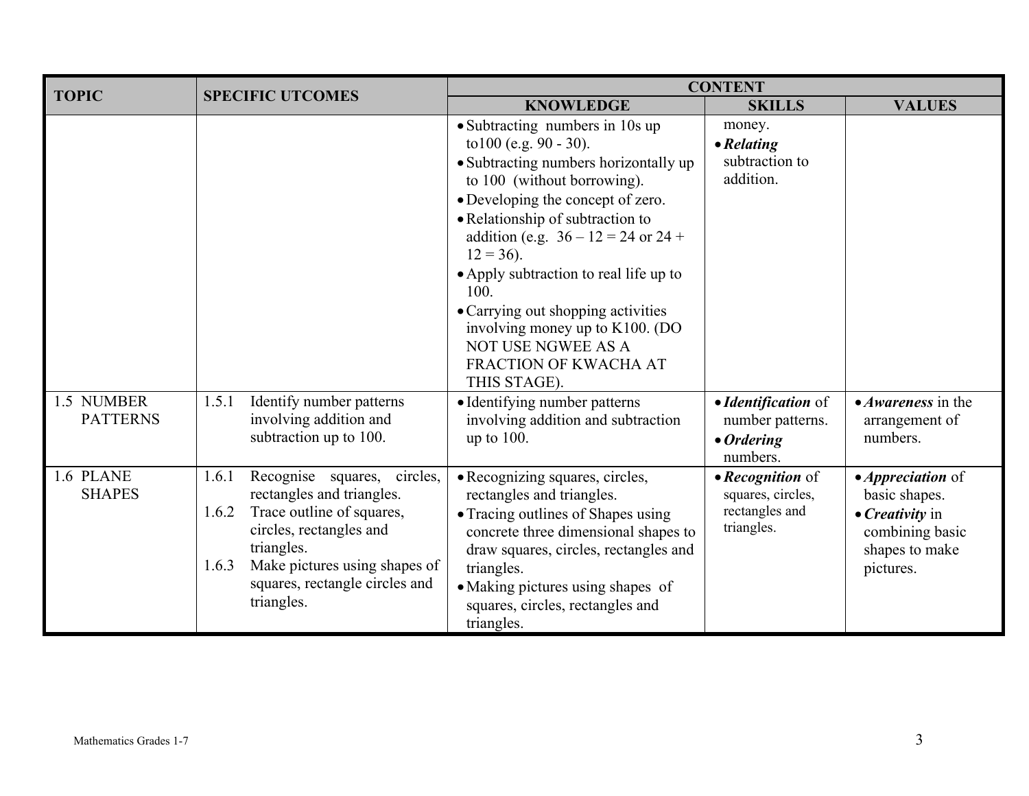| TOPIC | SPECIFIC UTCOMES | CONTENT | | |
|---|---|---|---|---|
| | | KNOWLEDGE | SKILLS | VALUES |
| | | • Subtracting numbers in 10s up to100 (e.g. 90 - 30).<br>• Subtracting numbers horizontally up to 100 (without borrowing).<br>• Developing the concept of zero.<br>• Relationship of subtraction to addition (e.g. 36 – 12 = 24 or 24 + 12 = 36).<br>• Apply subtraction to real life up to 100.<br>• Carrying out shopping activities involving money up to K100. (DO NOT USE NGWEE AS A FRACTION OF KWACHA AT THIS STAGE). | money.<br>• ***Relating*** subtraction to addition. | |
| 1.5 NUMBER PATTERNS | 1.5.1 Identify number patterns involving addition and subtraction up to 100. | • Identifying number patterns involving addition and subtraction up to 100. | • ***Identification*** of number patterns.<br>• ***Ordering*** numbers. | • ***Awareness*** in the arrangement of numbers. |
| 1.6 PLANE SHAPES | 1.6.1 Recognise squares, circles, rectangles and triangles.<br>1.6.2 Trace outline of squares, circles, rectangles and triangles.<br>1.6.3 Make pictures using shapes of squares, rectangle circles and triangles. | • Recognizing squares, circles, rectangles and triangles.<br>• Tracing outlines of Shapes using concrete three dimensional shapes to draw squares, circles, rectangles and triangles.<br>• Making pictures using shapes of squares, circles, rectangles and triangles. | • ***Recognition*** of squares, circles, rectangles and triangles. | • ***Appreciation*** of basic shapes.<br>• ***Creativity*** in combining basic shapes to make pictures. |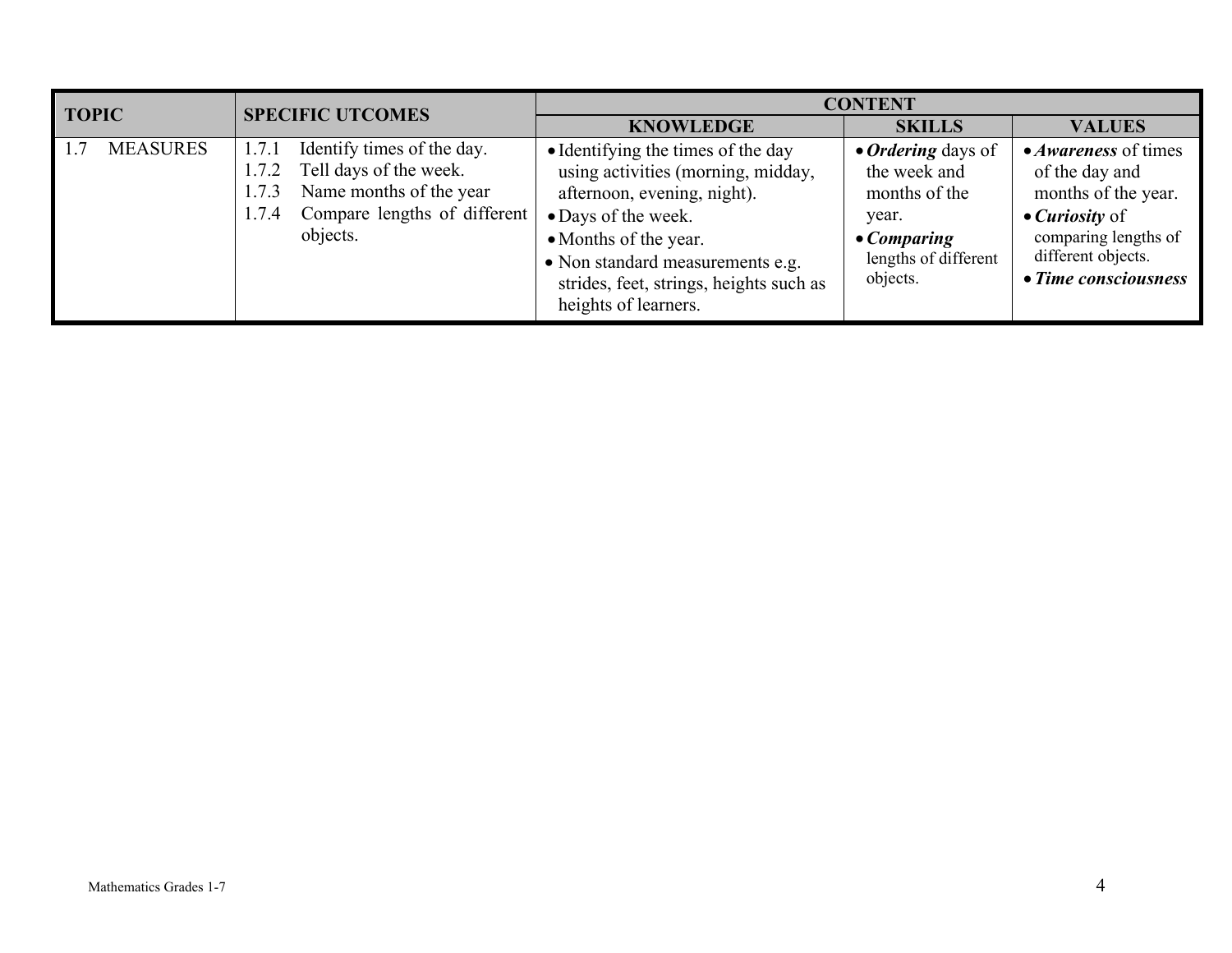| TOPIC | SPECIFIC UTCOMES | CONTENT | | |
|---|---|---|---|---|
| | | KNOWLEDGE | SKILLS | VALUES |
| 1.7 MEASURES | 1.7.1 Identify times of the day.<br>1.7.2 Tell days of the week.<br>1.7.3 Name months of the year<br>1.7.4 Compare lengths of different objects. | • Identifying the times of the day using activities (morning, midday, afternoon, evening, night).<br>• Days of the week.<br>• Months of the year.<br>• Non standard measurements e.g. strides, feet, strings, heights such as heights of learners. | • ***Ordering*** days of the week and months of the year.<br>• ***Comparing*** lengths of different objects. | • ***Awareness*** of times of the day and months of the year.<br>• ***Curiosity*** of comparing lengths of different objects.<br>• ***Time consciousness*** |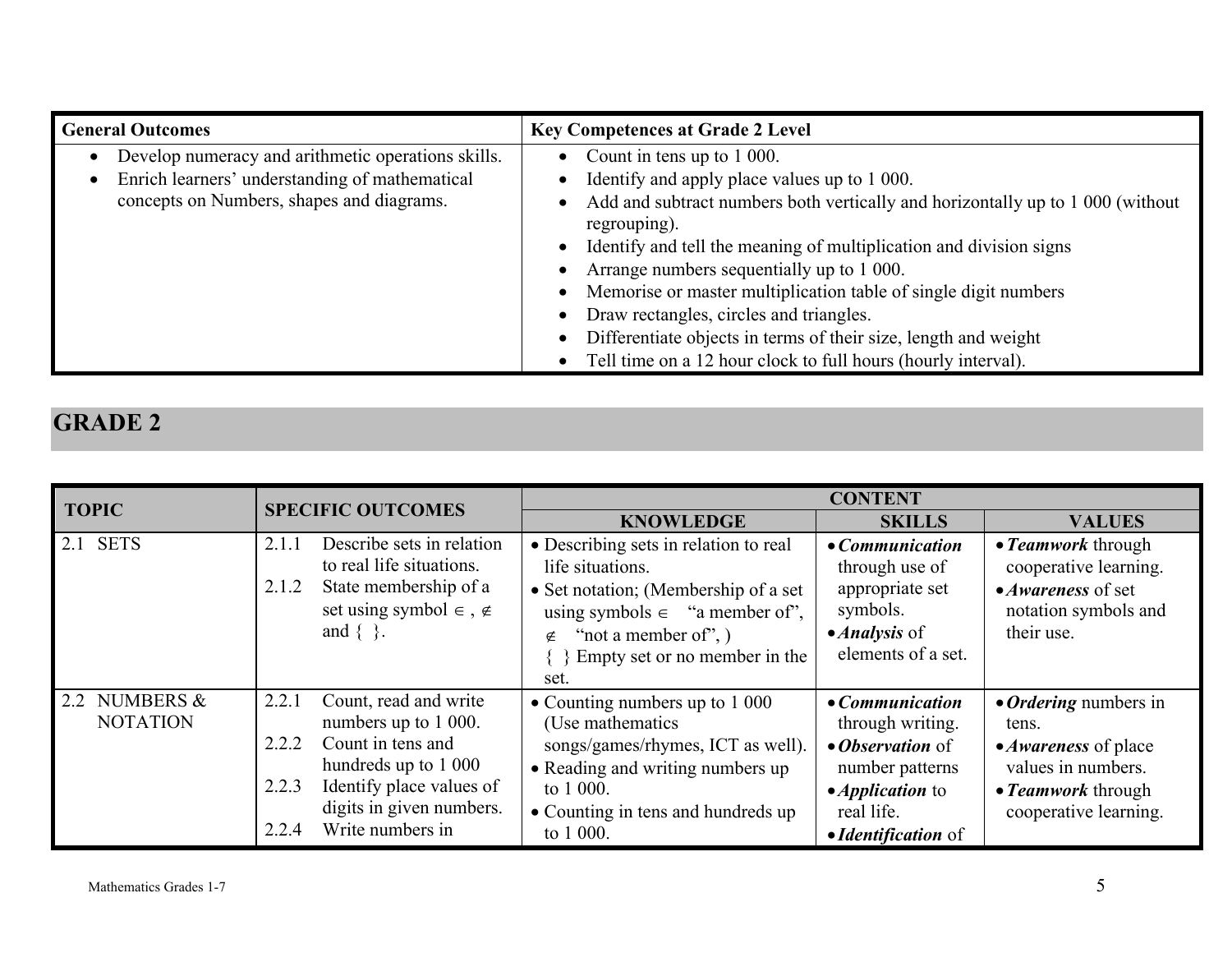| General Outcomes | Key Competences at Grade 2 Level |
|---|---|
| • Develop numeracy and arithmetic operations skills.<br>• Enrich learners' understanding of mathematical concepts on Numbers, shapes and diagrams. | • Count in tens up to 1 000.<br>• Identify and apply place values up to 1 000.<br>• Add and subtract numbers both vertically and horizontally up to 1 000 (without regrouping).<br>• Identify and tell the meaning of multiplication and division signs<br>• Arrange numbers sequentially up to 1 000.<br>• Memorise or master multiplication table of single digit numbers<br>• Draw rectangles, circles and triangles.<br>• Differentiate objects in terms of their size, length and weight<br>• Tell time on a 12 hour clock to full hours (hourly interval). |

## GRADE 2

| TOPIC | SPECIFIC OUTCOMES | CONTENT | | |
|---|---|---|---|---|
| | | **KNOWLEDGE** | **SKILLS** | **VALUES** |
| 2.1 SETS | 2.1.1 Describe sets in relation to real life situations.<br>2.1.2 State membership of a set using symbol $\in$ , $\notin$ and { }. | • Describing sets in relation to real life situations.<br>• Set notation; (Membership of a set using symbols $\in$ "a member of", $\notin$ "not a member of", )<br>{ } Empty set or no member in the set. | • ***Communication*** through use of appropriate set symbols.<br>• ***Analysis*** of elements of a set. | • ***Teamwork*** through cooperative learning.<br>• ***Awareness*** of set notation symbols and their use. |
| 2.2 NUMBERS & NOTATION | 2.2.1 Count, read and write numbers up to 1 000.<br>2.2.2 Count in tens and hundreds up to 1 000<br>2.2.3 Identify place values of digits in given numbers.<br>2.2.4 Write numbers in | • Counting numbers up to 1 000 (Use mathematics songs/games/rhymes, ICT as well).<br>• Reading and writing numbers up to 1 000.<br>• Counting in tens and hundreds up to 1 000. | • ***Communication*** through writing.<br>• ***Observation*** of number patterns<br>• ***Application*** to real life.<br>• ***Identification*** of | • ***Ordering*** numbers in tens.<br>• ***Awareness*** of place values in numbers.<br>• ***Teamwork*** through cooperative learning. |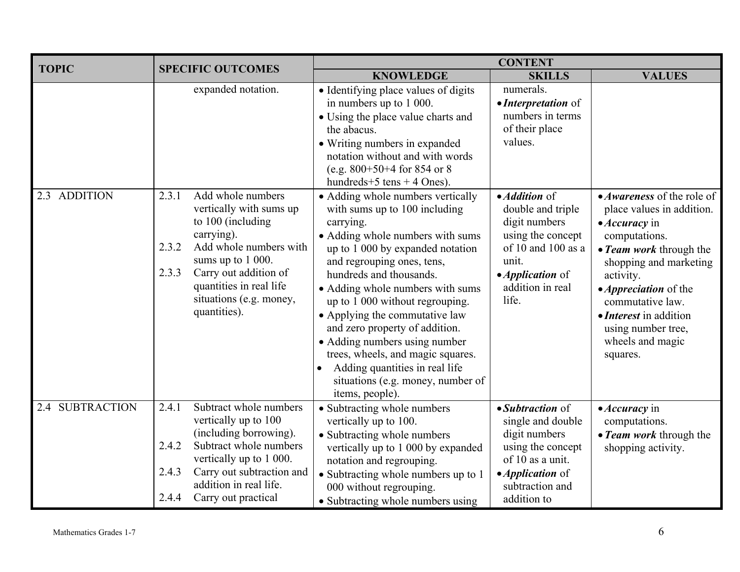| TOPIC | SPECIFIC OUTCOMES | CONTENT | | |
|---|---|---|---|---|
| | | KNOWLEDGE | SKILLS | VALUES |
| | expanded notation. | • Identifying place values of digits in numbers up to 1 000.<br>• Using the place value charts and the abacus.<br>• Writing numbers in expanded notation without and with words (e.g. 800+50+4 for 854 or 8 hundreds+5 tens + 4 Ones). | numerals.<br>• ***Interpretation*** of numbers in terms of their place values. | |
| 2.3 ADDITION | 2.3.1 Add whole numbers vertically with sums up to 100 (including carrying).<br>2.3.2 Add whole numbers with sums up to 1 000.<br>2.3.3 Carry out addition of quantities in real life situations (e.g. money, quantities). | • Adding whole numbers vertically with sums up to 100 including carrying.<br>• Adding whole numbers with sums up to 1 000 by expanded notation and regrouping ones, tens, hundreds and thousands.<br>• Adding whole numbers with sums up to 1 000 without regrouping.<br>• Applying the commutative law and zero property of addition.<br>• Adding numbers using number trees, wheels, and magic squares.<br>• Adding quantities in real life situations (e.g. money, number of items, people). | • ***Addition*** of double and triple digit numbers using the concept of 10 and 100 as a unit.<br>• ***Application*** of addition in real life. | • ***Awareness*** of the role of place values in addition.<br>• ***Accuracy*** in computations.<br>• ***Team work*** through the shopping and marketing activity.<br>• ***Appreciation*** of the commutative law.<br>• ***Interest*** in addition using number tree, wheels and magic squares. |
| 2.4 SUBTRACTION | 2.4.1 Subtract whole numbers vertically up to 100 (including borrowing).<br>2.4.2 Subtract whole numbers vertically up to 1 000.<br>2.4.3 Carry out subtraction and addition in real life.<br>2.4.4 Carry out practical | • Subtracting whole numbers vertically up to 100.<br>• Subtracting whole numbers vertically up to 1 000 by expanded notation and regrouping.<br>• Subtracting whole numbers up to 1 000 without regrouping.<br>• Subtracting whole numbers using | • ***Subtraction*** of single and double digit numbers using the concept of 10 as a unit.<br>• ***Application*** of subtraction and addition to | • ***Accuracy*** in computations.<br>• ***Team work*** through the shopping activity. |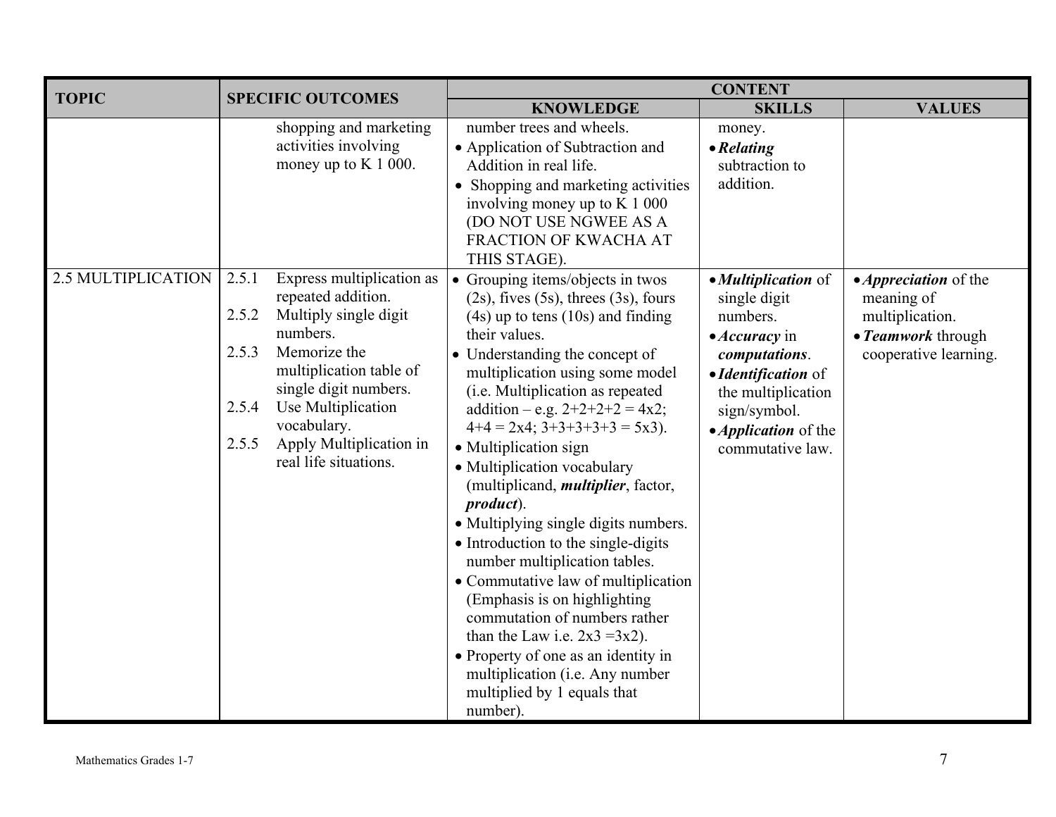| TOPIC | SPECIFIC OUTCOMES | CONTENT | | |
|---|---|---|---|---|
| | | KNOWLEDGE | SKILLS | VALUES |
| | shopping and marketing activities involving money up to K 1 000. | number trees and wheels.<br>• Application of Subtraction and Addition in real life.<br>• Shopping and marketing activities involving money up to K 1 000 (DO NOT USE NGWEE AS A FRACTION OF KWACHA AT THIS STAGE). | money.<br>• ***Relating*** subtraction to addition. | |
| 2.5 MULTIPLICATION | 2.5.1 Express multiplication as repeated addition.<br>2.5.2 Multiply single digit numbers.<br>2.5.3 Memorize the multiplication table of single digit numbers.<br>2.5.4 Use Multiplication vocabulary.<br>2.5.5 Apply Multiplication in real life situations. | • Grouping items/objects in twos (2s), fives (5s), threes (3s), fours (4s) up to tens (10s) and finding their values.<br>• Understanding the concept of multiplication using some model (i.e. Multiplication as repeated addition – e.g. 2+2+2+2 = 4x2; 4+4 = 2x4; 3+3+3+3+3 = 5x3).<br>• Multiplication sign<br>• Multiplication vocabulary (multiplicand, ***multiplier***, factor, ***product***).<br>• Multiplying single digits numbers.<br>• Introduction to the single-digits number multiplication tables.<br>• Commutative law of multiplication (Emphasis is on highlighting commutation of numbers rather than the Law i.e. 2x3 =3x2).<br>• Property of one as an identity in multiplication (i.e. Any number multiplied by 1 equals that number). | • ***Multiplication*** of single digit numbers.<br>• ***Accuracy*** in ***computations***.<br>• ***Identification*** of the multiplication sign/symbol.<br>• ***Application*** of the commutative law. | • ***Appreciation*** of the meaning of multiplication.<br>• ***Teamwork*** through cooperative learning. |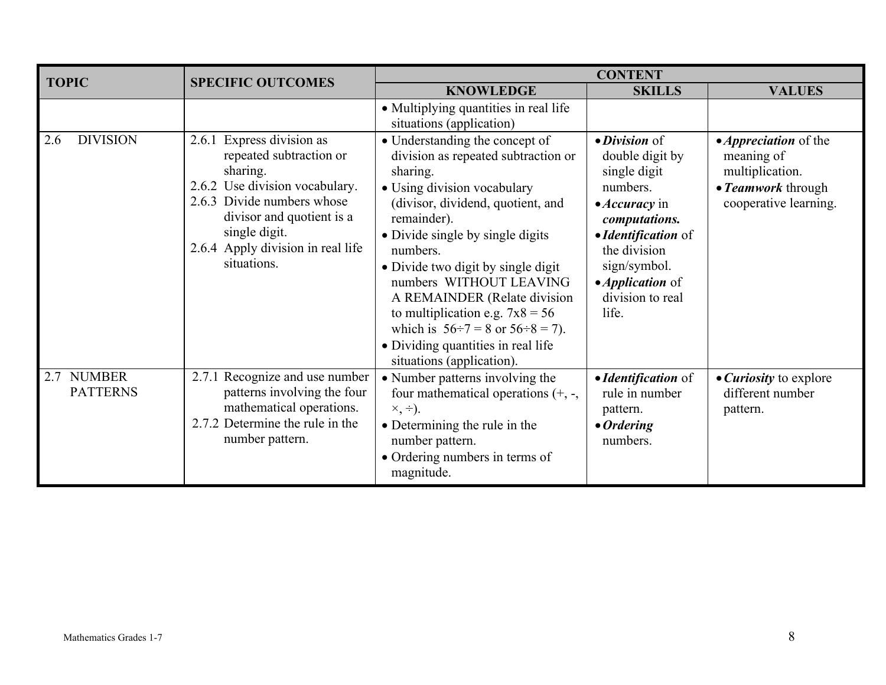| TOPIC | SPECIFIC OUTCOMES | CONTENT | | |
|---|---|---|---|---|
| | | KNOWLEDGE | SKILLS | VALUES |
| | | • Multiplying quantities in real life situations (application) | | |
| 2.6 DIVISION | 2.6.1 Express division as repeated subtraction or sharing.<br>2.6.2 Use division vocabulary.<br>2.6.3 Divide numbers whose divisor and quotient is a single digit.<br>2.6.4 Apply division in real life situations. | • Understanding the concept of division as repeated subtraction or sharing.<br>• Using division vocabulary (divisor, dividend, quotient, and remainder).<br>• Divide single by single digits numbers.<br>• Divide two digit by single digit numbers WITHOUT LEAVING A REMAINDER (Relate division to multiplication e.g. 7x8 = 56 which is 56÷7 = 8 or 56÷8 = 7).<br>• Dividing quantities in real life situations (application). | • ***Division*** of double digit by single digit numbers.<br>• ***Accuracy*** in ***computations.***<br>• ***Identification*** of the division sign/symbol.<br>• ***Application*** of division to real life. | • ***Appreciation*** of the meaning of multiplication.<br>• ***Teamwork*** through cooperative learning. |
| 2.7 NUMBER PATTERNS | 2.7.1 Recognize and use number patterns involving the four mathematical operations.<br>2.7.2 Determine the rule in the number pattern. | • Number patterns involving the four mathematical operations (+, -, ×, ÷).<br>• Determining the rule in the number pattern.<br>• Ordering numbers in terms of magnitude. | • ***Identification*** of rule in number pattern.<br>• ***Ordering*** numbers. | • ***Curiosity*** to explore different number pattern. |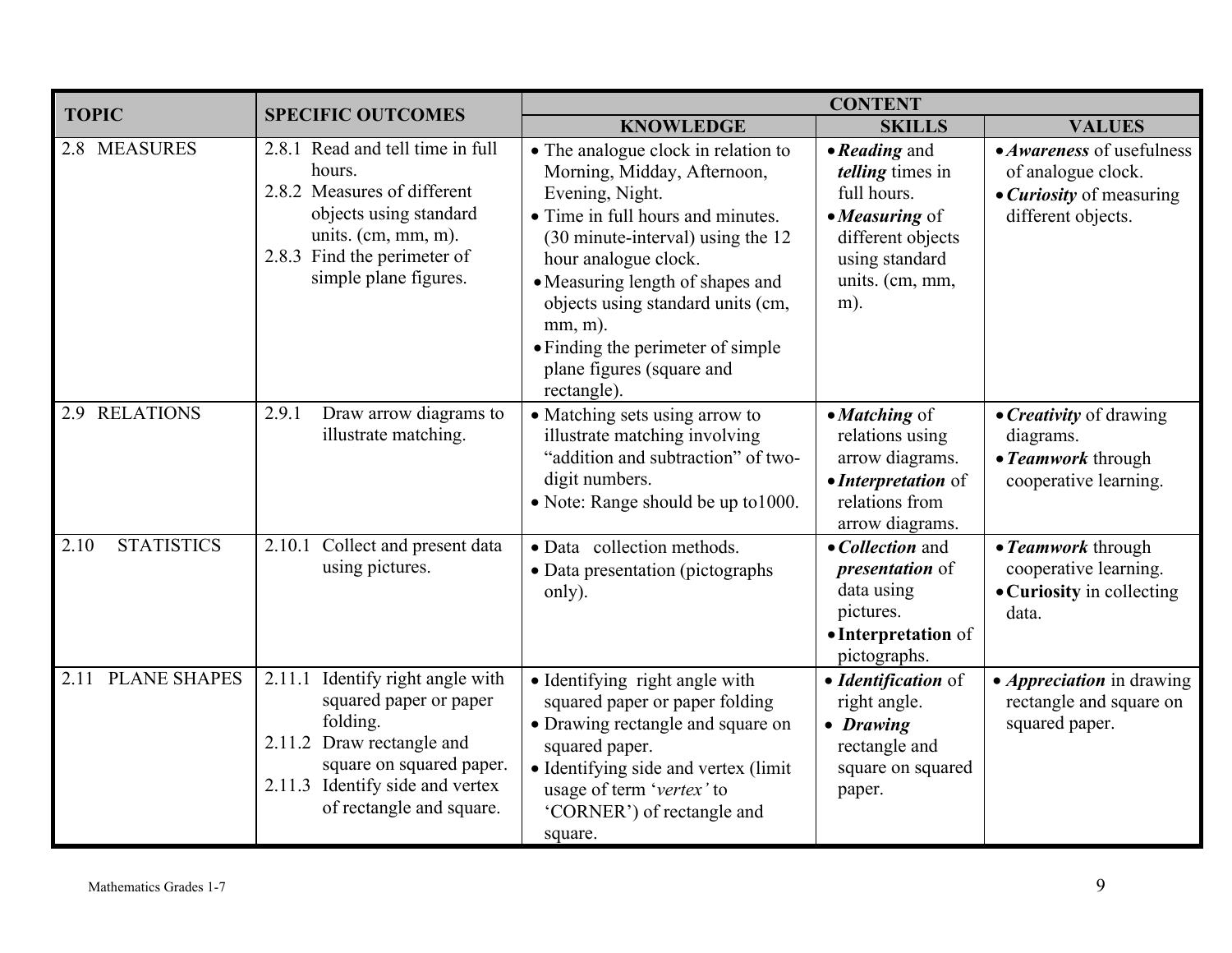| TOPIC | SPECIFIC OUTCOMES | CONTENT | | |
|---|---|---|---|---|
| | | **KNOWLEDGE** | **SKILLS** | **VALUES** |
| 2.8 MEASURES | 2.8.1 Read and tell time in full hours.<br>2.8.2 Measures of different objects using standard units. (cm, mm, m).<br>2.8.3 Find the perimeter of simple plane figures. | • The analogue clock in relation to Morning, Midday, Afternoon, Evening, Night.<br>• Time in full hours and minutes. (30 minute-interval) using the 12 hour analogue clock.<br>• Measuring length of shapes and objects using standard units (cm, mm, m).<br>• Finding the perimeter of simple plane figures (square and rectangle). | • ***Reading*** and ***telling*** times in full hours.<br>• ***Measuring*** of different objects using standard units. (cm, mm, m). | • ***Awareness*** of usefulness of analogue clock.<br>• ***Curiosity*** of measuring different objects. |
| 2.9 RELATIONS | 2.9.1 Draw arrow diagrams to illustrate matching. | • Matching sets using arrow to illustrate matching involving "addition and subtraction" of two-digit numbers.<br>• Note: Range should be up to1000. | • ***Matching*** of relations using arrow diagrams.<br>• ***Interpretation*** of relations from arrow diagrams. | • ***Creativity*** of drawing diagrams.<br>• ***Teamwork*** through cooperative learning. |
| 2.10 STATISTICS | 2.10.1 Collect and present data using pictures. | • Data collection methods.<br>• Data presentation (pictographs only). | • ***Collection*** and ***presentation*** of data using pictures.<br>• **Interpretation** of pictographs. | • ***Teamwork*** through cooperative learning.<br>• **Curiosity** in collecting data. |
| 2.11 PLANE SHAPES | 2.11.1 Identify right angle with squared paper or paper folding.<br>2.11.2 Draw rectangle and square on squared paper.<br>2.11.3 Identify side and vertex of rectangle and square. | • Identifying right angle with squared paper or paper folding<br>• Drawing rectangle and square on squared paper.<br>• Identifying side and vertex (limit usage of term '*vertex'* to 'CORNER') of rectangle and square. | • ***Identification*** of right angle.<br>• ***Drawing*** rectangle and square on squared paper. | • ***Appreciation*** in drawing rectangle and square on squared paper. |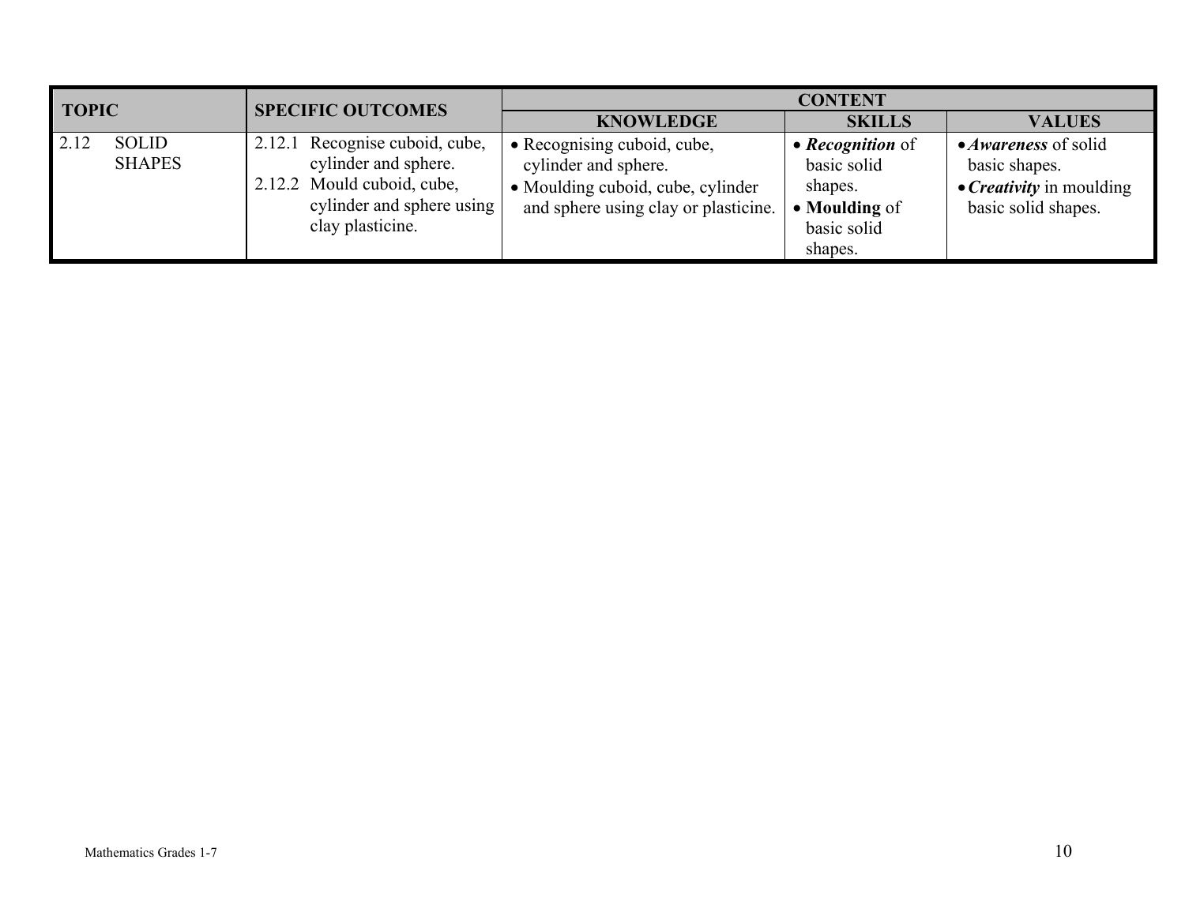| TOPIC | SPECIFIC OUTCOMES | CONTENT | | |
|---|---|---|---|---|
| | | KNOWLEDGE | SKILLS | VALUES |
| 2.12 SOLID SHAPES | 2.12.1 Recognise cuboid, cube, cylinder and sphere.<br>2.12.2 Mould cuboid, cube, cylinder and sphere using clay plasticine. | • Recognising cuboid, cube, cylinder and sphere.<br>• Moulding cuboid, cube, cylinder and sphere using clay or plasticine. | • ***Recognition*** of basic solid shapes.<br>• **Moulding** of basic solid shapes. | • ***Awareness*** of solid basic shapes.<br>• ***Creativity*** in moulding basic solid shapes. |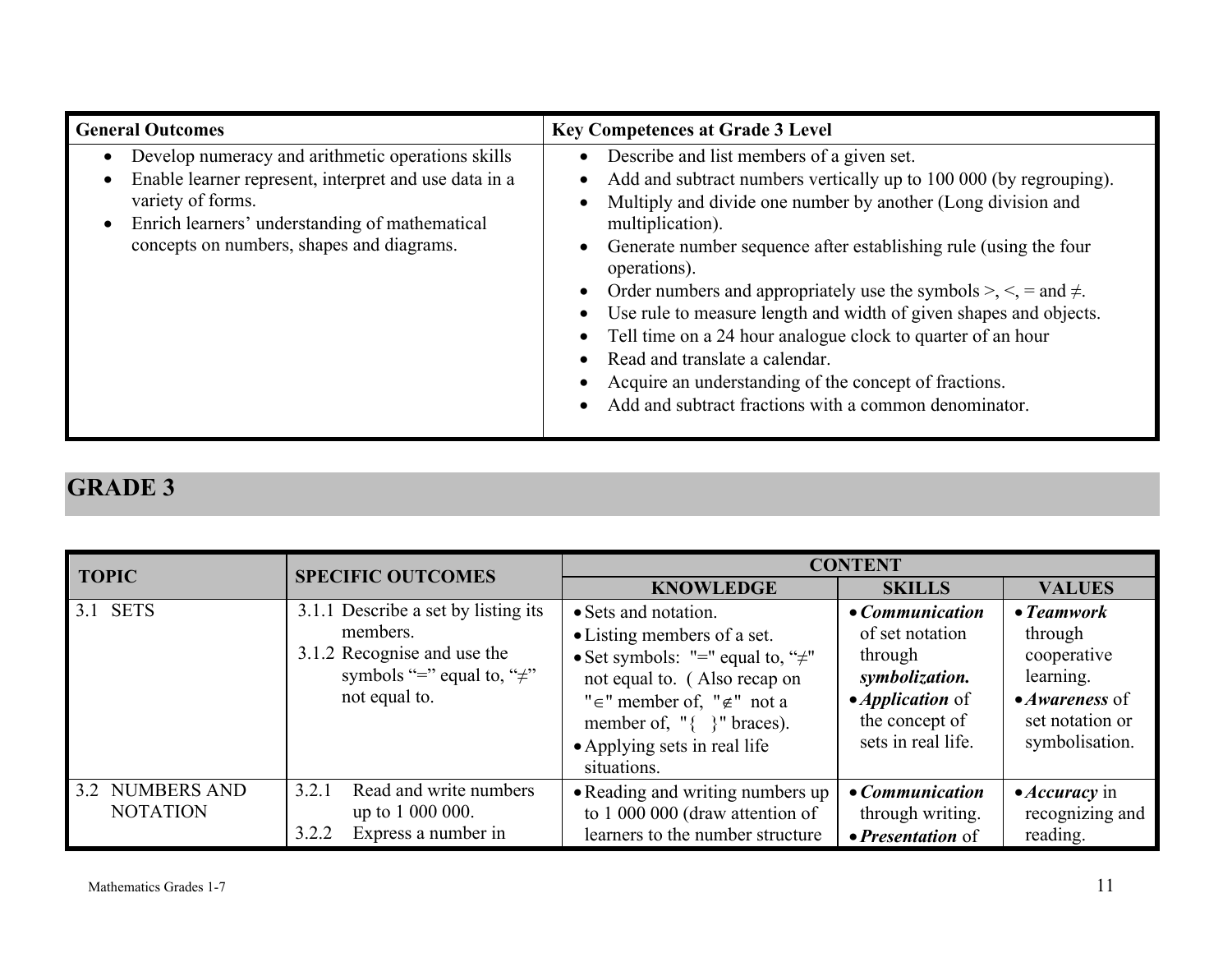| General Outcomes | Key Competences at Grade 3 Level |
|---|---|
| • Develop numeracy and arithmetic operations skills<br>• Enable learner represent, interpret and use data in a variety of forms.<br>• Enrich learners' understanding of mathematical concepts on numbers, shapes and diagrams. | • Describe and list members of a given set.<br>• Add and subtract numbers vertically up to 100 000 (by regrouping).<br>• Multiply and divide one number by another (Long division and multiplication).<br>• Generate number sequence after establishing rule (using the four operations).<br>• Order numbers and appropriately use the symbols >, <, = and ≠.<br>• Use rule to measure length and width of given shapes and objects.<br>• Tell time on a 24 hour analogue clock to quarter of an hour<br>• Read and translate a calendar.<br>• Acquire an understanding of the concept of fractions.<br>• Add and subtract fractions with a common denominator. |

## GRADE 3

| TOPIC | SPECIFIC OUTCOMES | CONTENT | | |
|---|---|---|---|---|
| | | **KNOWLEDGE** | **SKILLS** | **VALUES** |
| 3.1 SETS | 3.1.1 Describe a set by listing its members.<br>3.1.2 Recognise and use the symbols "=" equal to, "≠" not equal to. | • Sets and notation.<br>• Listing members of a set.<br>• Set symbols: "=" equal to, "≠" not equal to. ( Also recap on "∈" member of, "∉" not a member of, "{ }" braces).<br>• Applying sets in real life situations. | • ***Communication*** of set notation through ***symbolization.***<br>• ***Application*** of the concept of sets in real life. | • ***Teamwork*** through cooperative learning.<br>• ***Awareness*** of set notation or symbolisation. |
| 3.2 NUMBERS AND NOTATION | 3.2.1 Read and write numbers up to 1 000 000.<br>3.2.2 Express a number in | • Reading and writing numbers up to 1 000 000 (draw attention of learners to the number structure | • ***Communication*** through writing.<br>• ***Presentation*** of | • ***Accuracy*** in recognizing and reading. |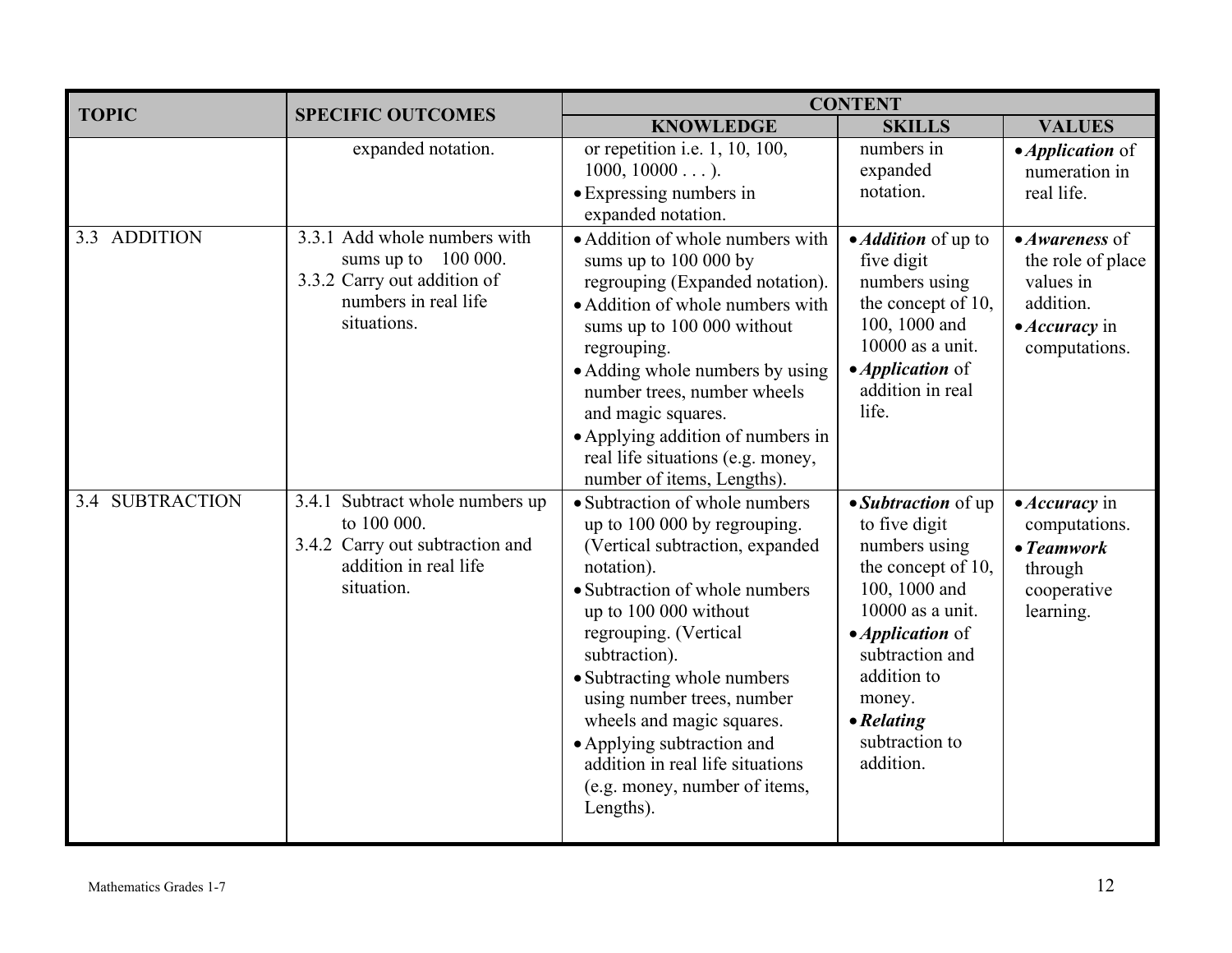| TOPIC | SPECIFIC OUTCOMES | CONTENT | | |
|---|---|---|---|---|
| | | **KNOWLEDGE** | **SKILLS** | **VALUES** |
| | expanded notation. | or repetition i.e. 1, 10, 100, 1000, 10000 . . . ).<br>• Expressing numbers in expanded notation. | numbers in expanded notation. | • ***Application*** of numeration in real life. |
| 3.3 ADDITION | 3.3.1 Add whole numbers with sums up to 100 000.<br>3.3.2 Carry out addition of numbers in real life situations. | • Addition of whole numbers with sums up to 100 000 by regrouping (Expanded notation).<br>• Addition of whole numbers with sums up to 100 000 without regrouping.<br>• Adding whole numbers by using number trees, number wheels and magic squares.<br>• Applying addition of numbers in real life situations (e.g. money, number of items, Lengths). | • ***Addition*** of up to five digit numbers using the concept of 10, 100, 1000 and 10000 as a unit.<br>• ***Application*** of addition in real life. | • ***Awareness*** of the role of place values in addition.<br>• ***Accuracy*** in computations. |
| 3.4 SUBTRACTION | 3.4.1 Subtract whole numbers up to 100 000.<br>3.4.2 Carry out subtraction and addition in real life situation. | • Subtraction of whole numbers up to 100 000 by regrouping. (Vertical subtraction, expanded notation).<br>• Subtraction of whole numbers up to 100 000 without regrouping. (Vertical subtraction).<br>• Subtracting whole numbers using number trees, number wheels and magic squares.<br>• Applying subtraction and addition in real life situations (e.g. money, number of items, Lengths). | • ***Subtraction*** of up to five digit numbers using the concept of 10, 100, 1000 and 10000 as a unit.<br>• ***Application*** of subtraction and addition to money.<br>• ***Relating*** subtraction to addition. | • ***Accuracy*** in computations.<br>• ***Teamwork*** through cooperative learning. |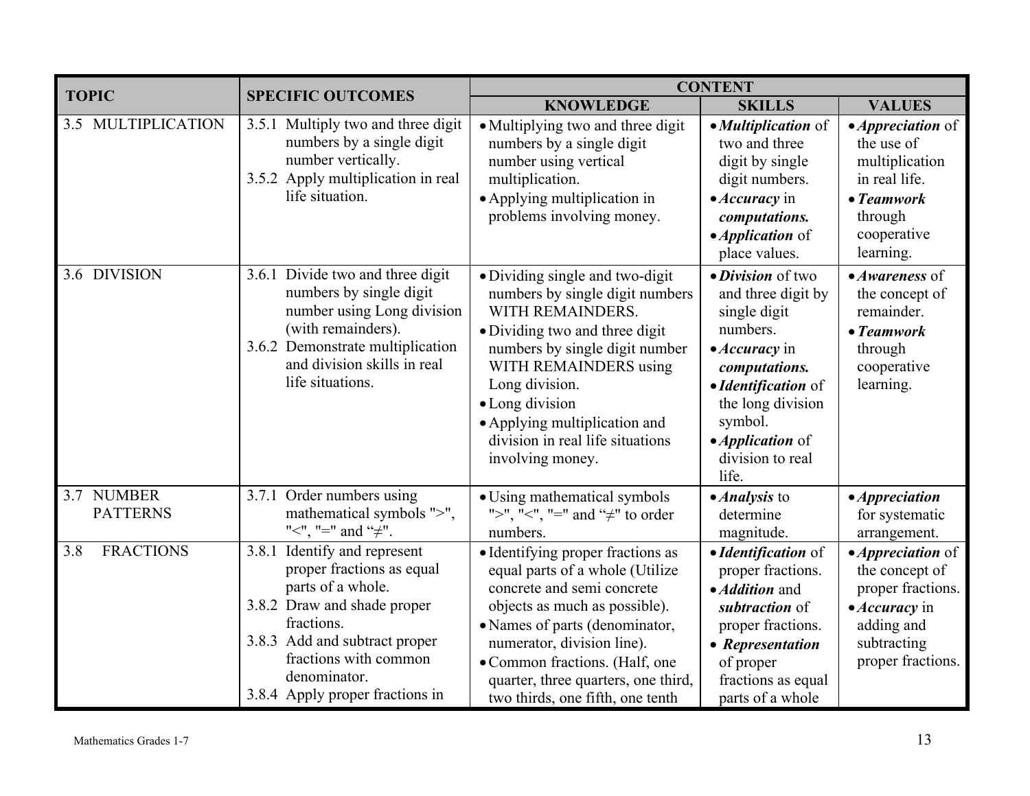| TOPIC | SPECIFIC OUTCOMES | CONTENT | | |
|---|---|---|---|---|
| | | KNOWLEDGE | SKILLS | VALUES |
| 3.5 MULTIPLICATION | 3.5.1 Multiply two and three digit numbers by a single digit number vertically.<br>3.5.2 Apply multiplication in real life situation. | • Multiplying two and three digit numbers by a single digit number using vertical multiplication.<br>• Applying multiplication in problems involving money. | • ***Multiplication*** of two and three digit by single digit numbers.<br>• ***Accuracy*** in ***computations.***<br>• ***Application*** of place values. | • ***Appreciation*** of the use of multiplication in real life.<br>• ***Teamwork*** through cooperative learning. |
| 3.6 DIVISION | 3.6.1 Divide two and three digit numbers by single digit number using Long division (with remainders).<br>3.6.2 Demonstrate multiplication and division skills in real life situations. | • Dividing single and two-digit numbers by single digit numbers WITH REMAINDERS.<br>• Dividing two and three digit numbers by single digit number WITH REMAINDERS using Long division.<br>• Long division<br>• Applying multiplication and division in real life situations involving money. | • ***Division*** of two and three digit by single digit numbers.<br>• ***Accuracy*** in ***computations.***<br>• ***Identification*** of the long division symbol.<br>• ***Application*** of division to real life. | • ***Awareness*** of the concept of remainder.<br>• ***Teamwork*** through cooperative learning. |
| 3.7 NUMBER PATTERNS | 3.7.1 Order numbers using mathematical symbols ">", "<", "=" and "≠". | • Using mathematical symbols ">", "<", "=" and "≠" to order numbers. | • ***Analysis*** to determine magnitude. | • ***Appreciation*** for systematic arrangement. |
| 3.8 FRACTIONS | 3.8.1 Identify and represent proper fractions as equal parts of a whole.<br>3.8.2 Draw and shade proper fractions.<br>3.8.3 Add and subtract proper fractions with common denominator.<br>3.8.4 Apply proper fractions in | • Identifying proper fractions as equal parts of a whole (Utilize concrete and semi concrete objects as much as possible).<br>• Names of parts (denominator, numerator, division line).<br>• Common fractions. (Half, one quarter, three quarters, one third, two thirds, one fifth, one tenth | • ***Identification*** of proper fractions.<br>• ***Addition*** and ***subtraction*** of proper fractions.<br>• ***Representation*** of proper fractions as equal parts of a whole | • ***Appreciation*** of the concept of proper fractions.<br>• ***Accuracy*** in adding and subtracting proper fractions. |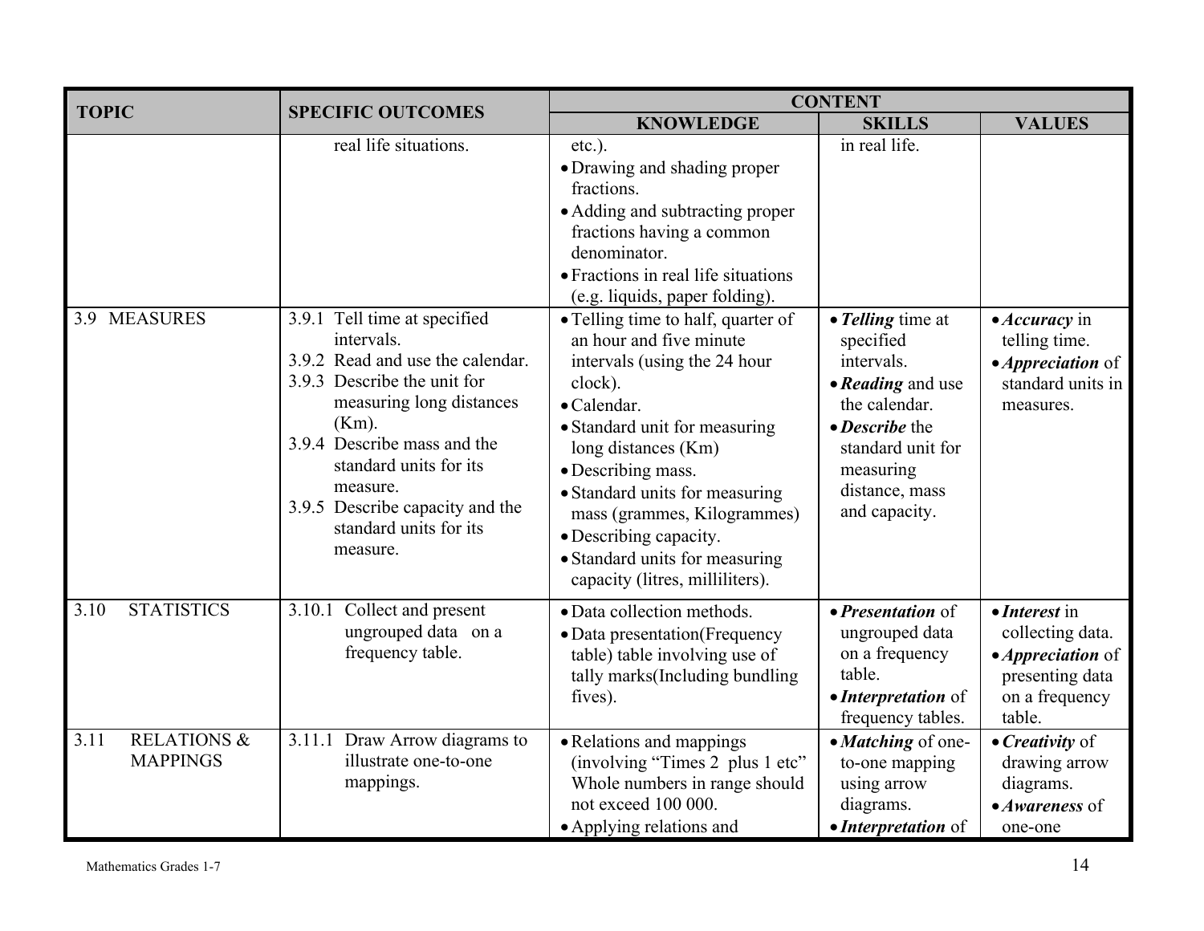| TOPIC | SPECIFIC OUTCOMES | CONTENT | | |
|---|---|---|---|---|
| | | KNOWLEDGE | SKILLS | VALUES |
| | real life situations. | etc.).<br>• Drawing and shading proper fractions.<br>• Adding and subtracting proper fractions having a common denominator.<br>• Fractions in real life situations (e.g. liquids, paper folding). | in real life. | |
| 3.9 MEASURES | 3.9.1 Tell time at specified intervals.<br>3.9.2 Read and use the calendar.<br>3.9.3 Describe the unit for measuring long distances (Km).<br>3.9.4 Describe mass and the standard units for its measure.<br>3.9.5 Describe capacity and the standard units for its measure. | • Telling time to half, quarter of an hour and five minute intervals (using the 24 hour clock).<br>• Calendar.<br>• Standard unit for measuring long distances (Km)<br>• Describing mass.<br>• Standard units for measuring mass (grammes, Kilogrammes)<br>• Describing capacity.<br>• Standard units for measuring capacity (litres, milliliters). | • ***Telling*** time at specified intervals.<br>• ***Reading*** and use the calendar.<br>• ***Describe*** the standard unit for measuring distance, mass and capacity. | • ***Accuracy*** in telling time.<br>• ***Appreciation*** of standard units in measures. |
| 3.10 STATISTICS | 3.10.1 Collect and present ungrouped data on a frequency table. | • Data collection methods.<br>• Data presentation(Frequency table) table involving use of tally marks(Including bundling fives). | • ***Presentation*** of ungrouped data on a frequency table.<br>• ***Interpretation*** of frequency tables. | • ***Interest*** in collecting data.<br>• ***Appreciation*** of presenting data on a frequency table. |
| 3.11 RELATIONS & MAPPINGS | 3.11.1 Draw Arrow diagrams to illustrate one-to-one mappings. | • Relations and mappings (involving "Times 2 plus 1 etc" Whole numbers in range should not exceed 100 000.<br>• Applying relations and | • ***Matching*** of one-to-one mapping using arrow diagrams.<br>• ***Interpretation*** of | • ***Creativity*** of drawing arrow diagrams.<br>• ***Awareness*** of one-one |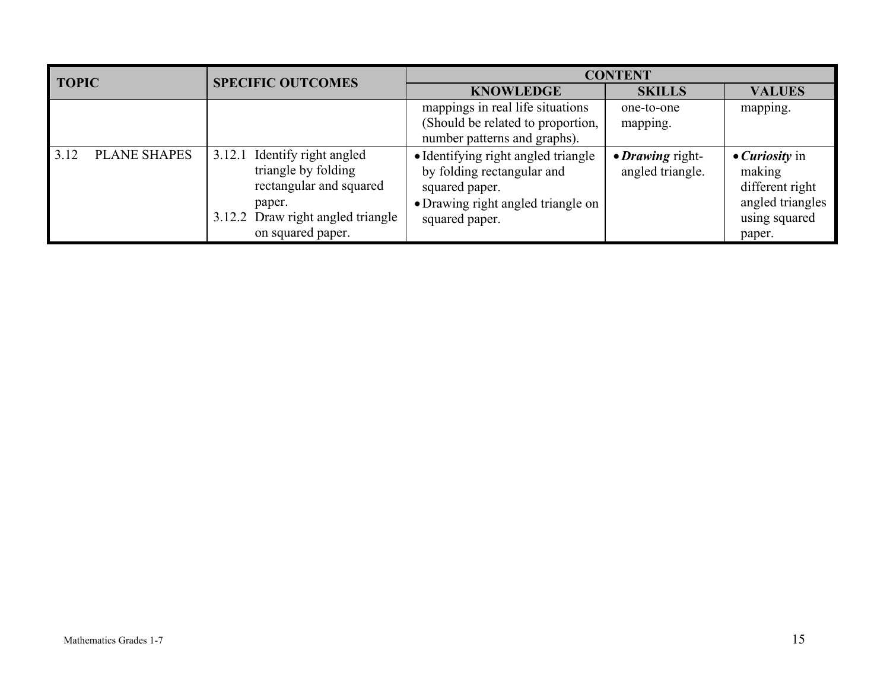| TOPIC | SPECIFIC OUTCOMES | CONTENT | | |
|---|---|---|---|---|
| | | KNOWLEDGE | SKILLS | VALUES |
| | | mappings in real life situations (Should be related to proportion, number patterns and graphs). | one-to-one mapping. | mapping. |
| 3.12 PLANE SHAPES | 3.12.1 Identify right angled triangle by folding rectangular and squared paper.<br>3.12.2 Draw right angled triangle on squared paper. | • Identifying right angled triangle by folding rectangular and squared paper.<br>• Drawing right angled triangle on squared paper. | • ***Drawing*** right-angled triangle. | • ***Curiosity*** in making different right angled triangles using squared paper. |

Mathematics Grades 1-7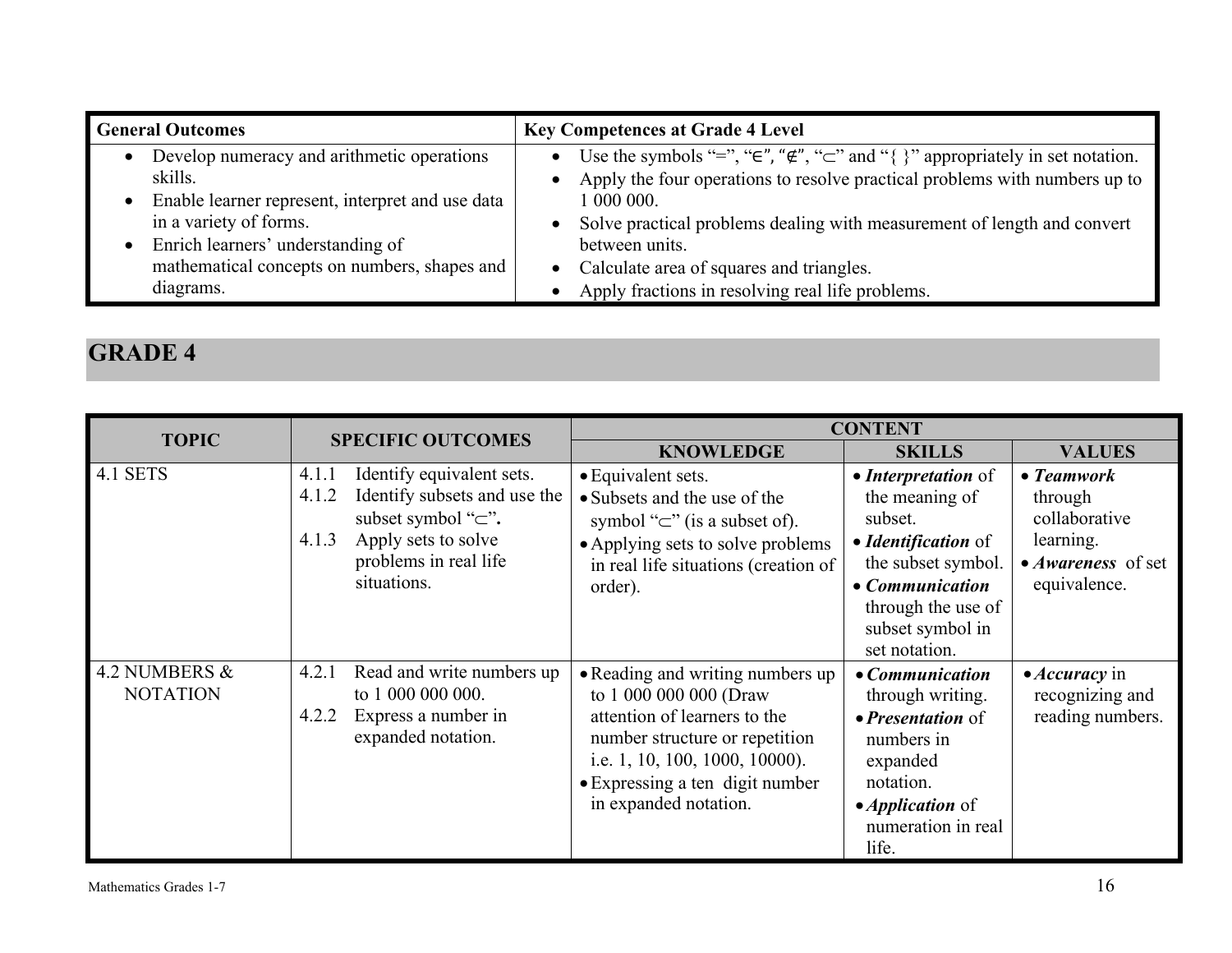| General Outcomes | Key Competences at Grade 4 Level |
|---|---|
| • Develop numeracy and arithmetic operations skills.<br>• Enable learner represent, interpret and use data in a variety of forms.<br>• Enrich learners' understanding of mathematical concepts on numbers, shapes and diagrams. | • Use the symbols "=", "∈", "∉", "⊂" and "{ }" appropriately in set notation.<br>• Apply the four operations to resolve practical problems with numbers up to 1 000 000.<br>• Solve practical problems dealing with measurement of length and convert between units.<br>• Calculate area of squares and triangles.<br>• Apply fractions in resolving real life problems. |

## GRADE 4

| TOPIC | SPECIFIC OUTCOMES | CONTENT | | |
|---|---|---|---|---|
| | | KNOWLEDGE | SKILLS | VALUES |
| 4.1 SETS | 4.1.1 Identify equivalent sets.<br>4.1.2 Identify subsets and use the subset symbol "⊂".<br>4.1.3 Apply sets to solve problems in real life situations. | • Equivalent sets.<br>• Subsets and the use of the symbol "⊂" (is a subset of).<br>• Applying sets to solve problems in real life situations (creation of order). | • ***Interpretation*** of the meaning of subset.<br>• ***Identification*** of the subset symbol.<br>• ***Communication*** through the use of subset symbol in set notation. | • ***Teamwork*** through collaborative learning.<br>• ***Awareness*** of set equivalence. |
| 4.2 NUMBERS & NOTATION | 4.2.1 Read and write numbers up to 1 000 000 000.<br>4.2.2 Express a number in expanded notation. | • Reading and writing numbers up to 1 000 000 000 (Draw attention of learners to the number structure or repetition i.e. 1, 10, 100, 1000, 10000).<br>• Expressing a ten digit number in expanded notation. | • ***Communication*** through writing.<br>• ***Presentation*** of numbers in expanded notation.<br>• ***Application*** of numeration in real life. | • ***Accuracy*** in recognizing and reading numbers. |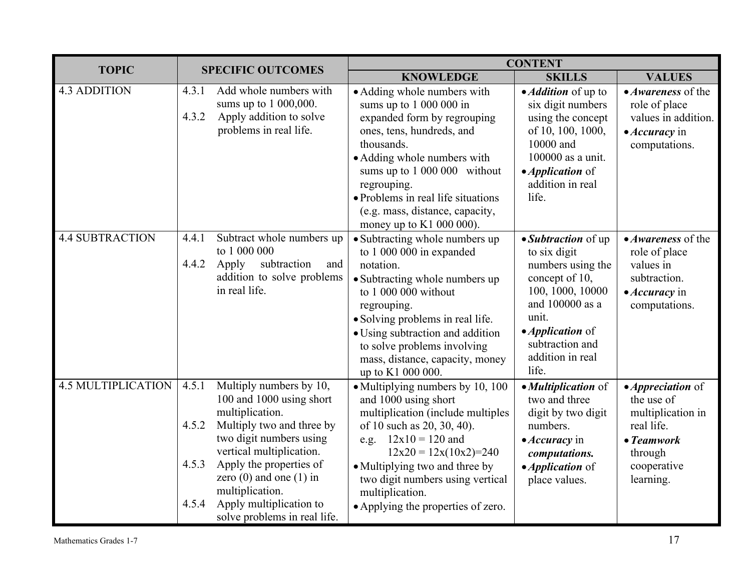| TOPIC | SPECIFIC OUTCOMES | CONTENT | | |
|---|---|---|---|---|
| | | **KNOWLEDGE** | **SKILLS** | **VALUES** |
| 4.3 ADDITION | 4.3.1 Add whole numbers with sums up to 1 000,000.<br>4.3.2 Apply addition to solve problems in real life. | • Adding whole numbers with sums up to 1 000 000 in expanded form by regrouping ones, tens, hundreds, and thousands.<br>• Adding whole numbers with sums up to 1 000 000 without regrouping.<br>• Problems in real life situations (e.g. mass, distance, capacity, money up to K1 000 000). | • ***Addition*** of up to six digit numbers using the concept of 10, 100, 1000, 10000 and 100000 as a unit.<br>• ***Application*** of addition in real life. | • ***Awareness*** of the role of place values in addition.<br>• ***Accuracy*** in computations. |
| 4.4 SUBTRACTION | 4.4.1 Subtract whole numbers up to 1 000 000<br>4.4.2 Apply subtraction and addition to solve problems in real life. | • Subtracting whole numbers up to 1 000 000 in expanded notation.<br>• Subtracting whole numbers up to 1 000 000 without regrouping.<br>• Solving problems in real life.<br>• Using subtraction and addition to solve problems involving mass, distance, capacity, money up to K1 000 000. | • ***Subtraction*** of up to six digit numbers using the concept of 10, 100, 1000, 10000 and 100000 as a unit.<br>• ***Application*** of subtraction and addition in real life. | • ***Awareness*** of the role of place values in subtraction.<br>• ***Accuracy*** in computations. |
| 4.5 MULTIPLICATION | 4.5.1 Multiply numbers by 10, 100 and 1000 using short multiplication.<br>4.5.2 Multiply two and three by two digit numbers using vertical multiplication.<br>4.5.3 Apply the properties of zero (0) and one (1) in multiplication.<br>4.5.4 Apply multiplication to solve problems in real life. | • Multiplying numbers by 10, 100 and 1000 using short multiplication (include multiples of 10 such as 20, 30, 40).<br>e.g. 12x10 = 120 and<br>12x20 = 12x(10x2)=240<br>• Multiplying two and three by two digit numbers using vertical multiplication.<br>• Applying the properties of zero. | • ***Multiplication*** of two and three digit by two digit numbers.<br>• ***Accuracy*** in ***computations.***<br>• ***Application*** of place values. | • ***Appreciation*** of the use of multiplication in real life.<br>• ***Teamwork*** through cooperative learning. |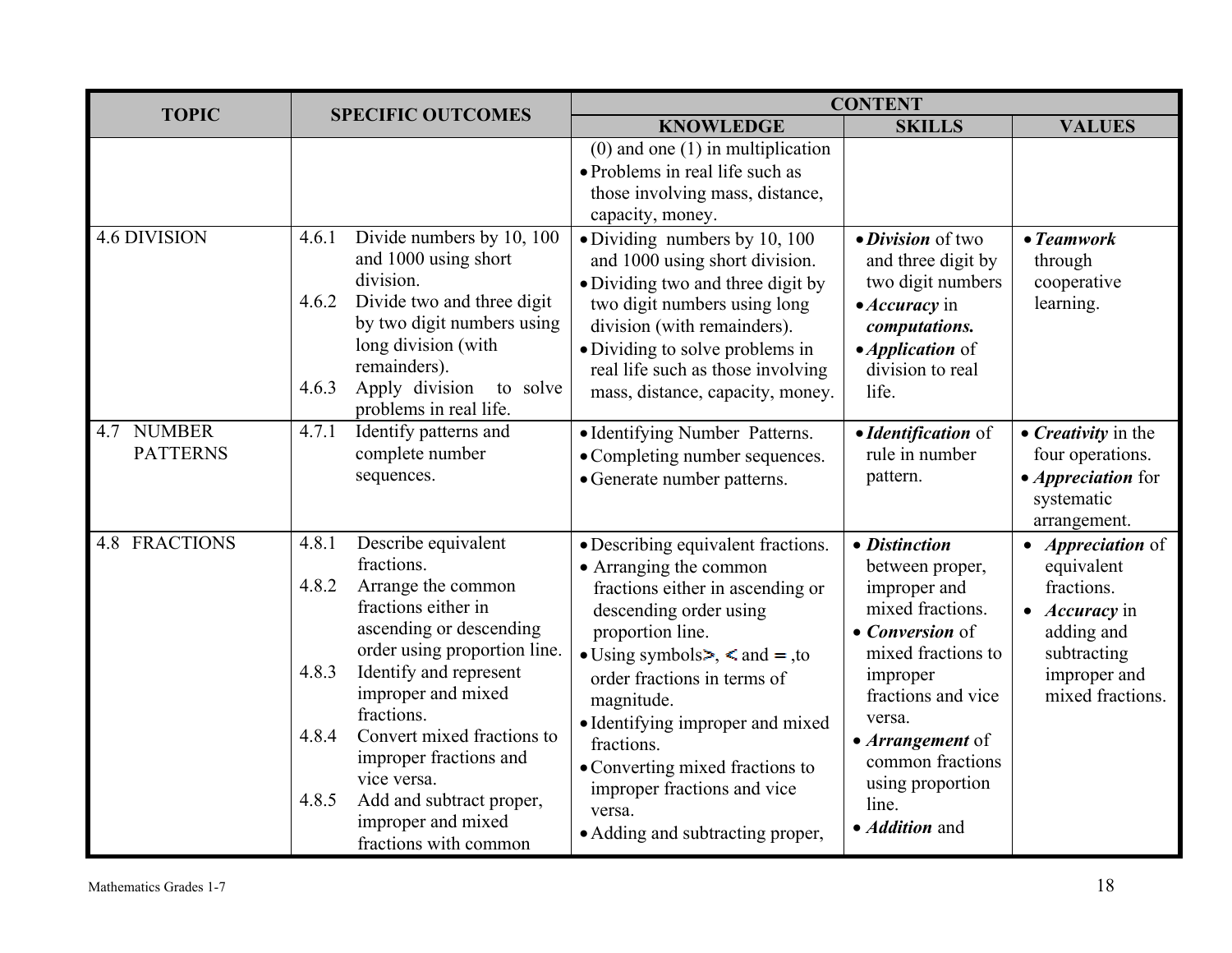| TOPIC | SPECIFIC OUTCOMES | CONTENT | | |
|---|---|---|---|---|
| | | KNOWLEDGE | SKILLS | VALUES |
| | | (0) and one (1) in multiplication<br>• Problems in real life such as those involving mass, distance, capacity, money. | | |
| 4.6 DIVISION | 4.6.1 Divide numbers by 10, 100 and 1000 using short division.<br>4.6.2 Divide two and three digit by two digit numbers using long division (with remainders).<br>4.6.3 Apply division to solve problems in real life. | • Dividing numbers by 10, 100 and 1000 using short division.<br>• Dividing two and three digit by two digit numbers using long division (with remainders).<br>• Dividing to solve problems in real life such as those involving mass, distance, capacity, money. | • ***Division*** of two and three digit by two digit numbers<br>• ***Accuracy*** in ***computations.***<br>• ***Application*** of division to real life. | • ***Teamwork*** through cooperative learning. |
| 4.7 NUMBER PATTERNS | 4.7.1 Identify patterns and complete number sequences. | • Identifying Number Patterns.<br>• Completing number sequences.<br>• Generate number patterns. | • ***Identification*** of rule in number pattern. | • ***Creativity*** in the four operations.<br>• ***Appreciation*** for systematic arrangement. |
| 4.8 FRACTIONS | 4.8.1 Describe equivalent fractions.<br>4.8.2 Arrange the common fractions either in ascending or descending order using proportion line.<br>4.8.3 Identify and represent improper and mixed fractions.<br>4.8.4 Convert mixed fractions to improper fractions and vice versa.<br>4.8.5 Add and subtract proper, improper and mixed fractions with common | • Describing equivalent fractions.<br>• Arranging the common fractions either in ascending or descending order using proportion line.<br>• Using symbols $>$, $<$ and $=$ ,to order fractions in terms of magnitude.<br>• Identifying improper and mixed fractions.<br>• Converting mixed fractions to improper fractions and vice versa.<br>• Adding and subtracting proper, | • ***Distinction*** between proper, improper and mixed fractions.<br>• ***Conversion*** of mixed fractions to improper fractions and vice versa.<br>• ***Arrangement*** of common fractions using proportion line.<br>• ***Addition*** and | • ***Appreciation*** of equivalent fractions.<br>• ***Accuracy*** in adding and subtracting improper and mixed fractions. |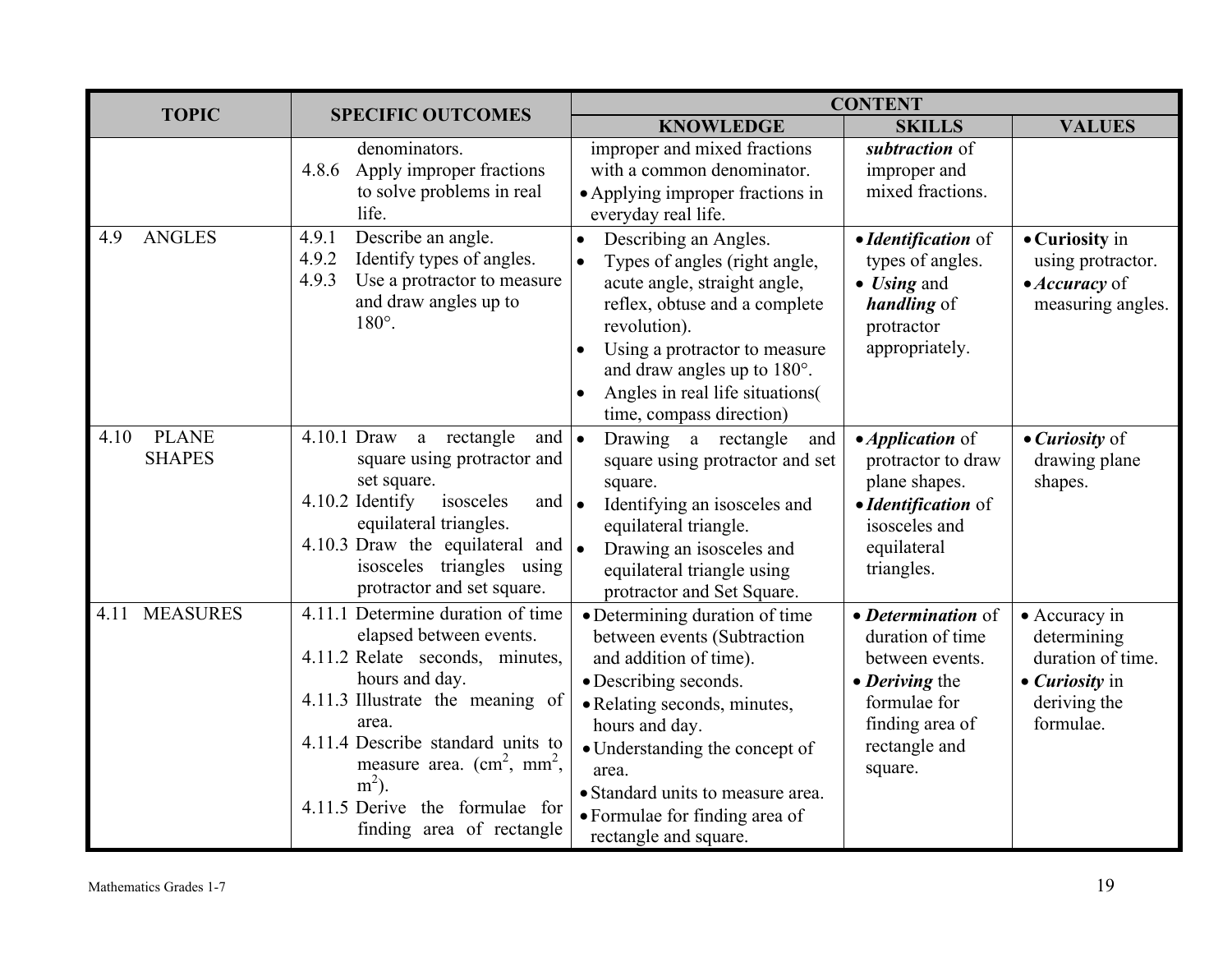| TOPIC | SPECIFIC OUTCOMES | CONTENT | | |
|---|---|---|---|---|
| | | KNOWLEDGE | SKILLS | VALUES |
| | denominators.<br>4.8.6 Apply improper fractions to solve problems in real life. | improper and mixed fractions with a common denominator.<br>• Applying improper fractions in everyday real life. | ***subtraction*** of improper and mixed fractions. | |
| 4.9 ANGLES | 4.9.1 Describe an angle.<br>4.9.2 Identify types of angles.<br>4.9.3 Use a protractor to measure and draw angles up to 180°. | • Describing an Angles.<br>• Types of angles (right angle, acute angle, straight angle, reflex, obtuse and a complete revolution).<br>• Using a protractor to measure and draw angles up to 180°.<br>• Angles in real life situations( time, compass direction) | • ***Identification*** of types of angles.<br>• ***Using*** and ***handling*** of protractor appropriately. | • **Curiosity** in using protractor.<br>• ***Accuracy*** of measuring angles. |
| 4.10 PLANE SHAPES | 4.10.1 Draw a rectangle and square using protractor and set square.<br>4.10.2 Identify isosceles and equilateral triangles.<br>4.10.3 Draw the equilateral and isosceles triangles using protractor and set square. | • Drawing a rectangle and square using protractor and set square.<br>• Identifying an isosceles and equilateral triangle.<br>• Drawing an isosceles and equilateral triangle using protractor and Set Square. | • ***Application*** of protractor to draw plane shapes.<br>• ***Identification*** of isosceles and equilateral triangles. | • ***Curiosity*** of drawing plane shapes. |
| 4.11 MEASURES | 4.11.1 Determine duration of time elapsed between events.<br>4.11.2 Relate seconds, minutes, hours and day.<br>4.11.3 Illustrate the meaning of area.<br>4.11.4 Describe standard units to measure area. ($cm^2$, $mm^2$, $m^2$).<br>4.11.5 Derive the formulae for finding area of rectangle | • Determining duration of time between events (Subtraction and addition of time).<br>• Describing seconds.<br>• Relating seconds, minutes, hours and day.<br>• Understanding the concept of area.<br>• Standard units to measure area.<br>• Formulae for finding area of rectangle and square. | • ***Determination*** of duration of time between events.<br>• ***Deriving*** the formulae for finding area of rectangle and square. | • Accuracy in determining duration of time.<br>• ***Curiosity*** in deriving the formulae. |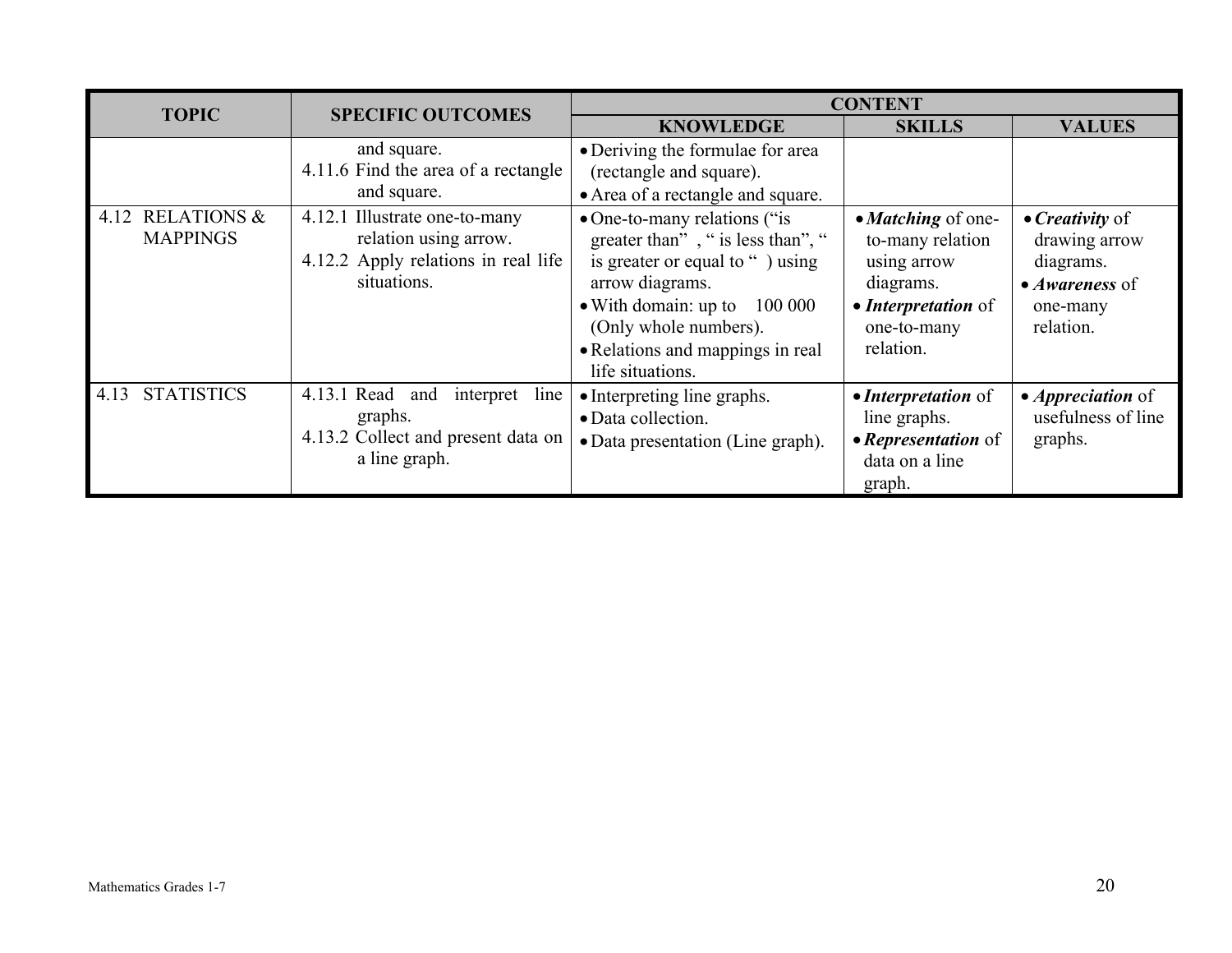| TOPIC | SPECIFIC OUTCOMES | CONTENT | | |
|---|---|---|---|---|
| | | KNOWLEDGE | SKILLS | VALUES |
| | and square.<br>4.11.6 Find the area of a rectangle and square. | • Deriving the formulae for area (rectangle and square).<br>• Area of a rectangle and square. | | |
| 4.12 RELATIONS & MAPPINGS | 4.12.1 Illustrate one-to-many relation using arrow.<br>4.12.2 Apply relations in real life situations. | • One-to-many relations ("is greater than" , " is less than", " is greater or equal to " ) using arrow diagrams.<br>• With domain: up to 100 000 (Only whole numbers).<br>• Relations and mappings in real life situations. | • ***Matching*** of one-to-many relation using arrow diagrams.<br>• ***Interpretation*** of one-to-many relation. | • ***Creativity*** of drawing arrow diagrams.<br>• ***Awareness*** of one-many relation. |
| 4.13 STATISTICS | 4.13.1 Read and interpret line graphs.<br>4.13.2 Collect and present data on a line graph. | • Interpreting line graphs.<br>• Data collection.<br>• Data presentation (Line graph). | • ***Interpretation*** of line graphs.<br>• ***Representation*** of data on a line graph. | • ***Appreciation*** of usefulness of line graphs. |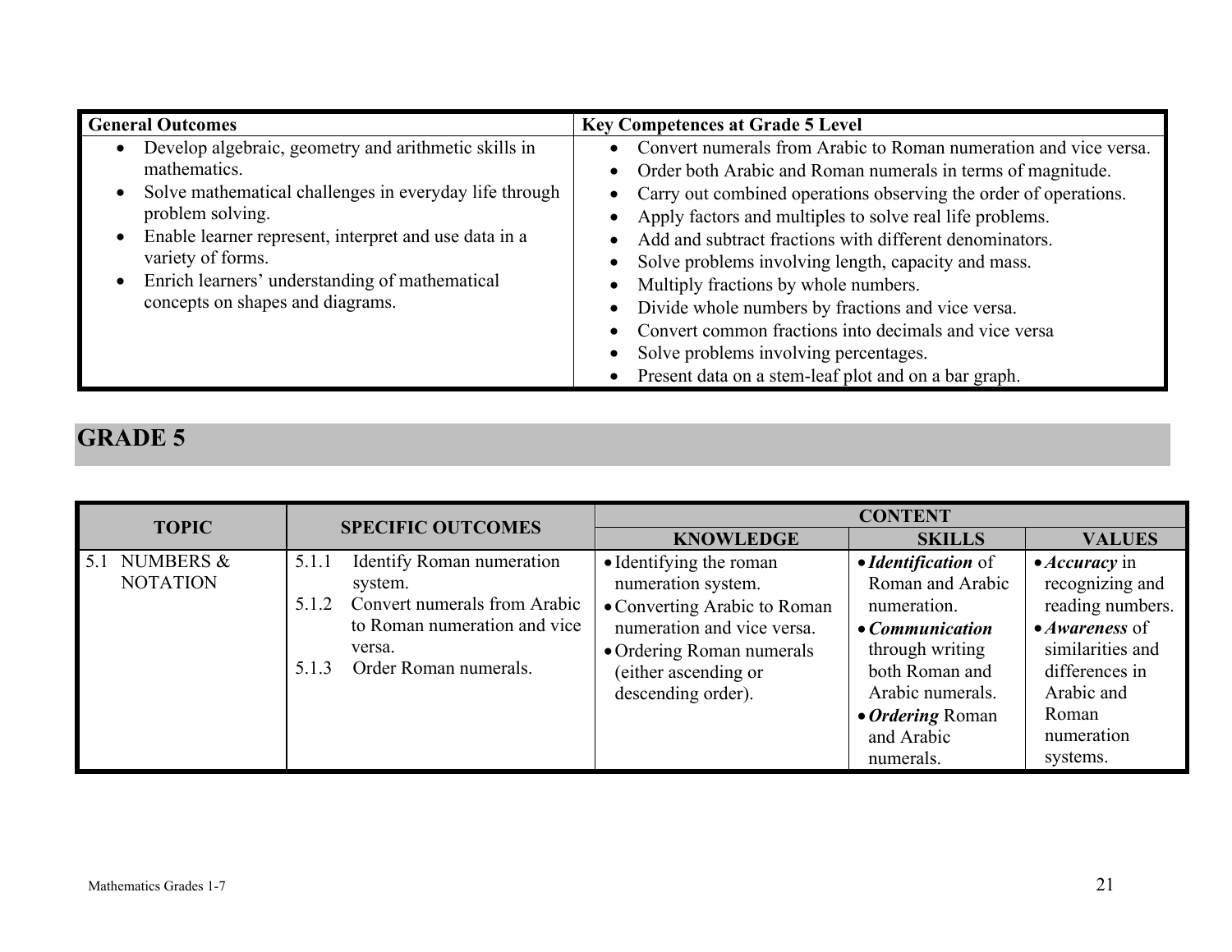| General Outcomes | Key Competences at Grade 5 Level |
| --- | --- |
| • Develop algebraic, geometry and arithmetic skills in mathematics.<br>• Solve mathematical challenges in everyday life through problem solving.<br>• Enable learner represent, interpret and use data in a variety of forms.<br>• Enrich learners' understanding of mathematical concepts on shapes and diagrams. | • Convert numerals from Arabic to Roman numeration and vice versa.<br>• Order both Arabic and Roman numerals in terms of magnitude.<br>• Carry out combined operations observing the order of operations.<br>• Apply factors and multiples to solve real life problems.<br>• Add and subtract fractions with different denominators.<br>• Solve problems involving length, capacity and mass.<br>• Multiply fractions by whole numbers.<br>• Divide whole numbers by fractions and vice versa.<br>• Convert common fractions into decimals and vice versa<br>• Solve problems involving percentages.<br>• Present data on a stem-leaf plot and on a bar graph. |

## GRADE 5

| TOPIC | SPECIFIC OUTCOMES | CONTENT | | |
| --- | --- | --- | --- | --- |
| | | KNOWLEDGE | SKILLS | VALUES |
| 5.1 NUMBERS & NOTATION | 5.1.1 Identify Roman numeration system.<br>5.1.2 Convert numerals from Arabic to Roman numeration and vice versa.<br>5.1.3 Order Roman numerals. | • Identifying the roman numeration system.<br>• Converting Arabic to Roman numeration and vice versa.<br>• Ordering Roman numerals (either ascending or descending order). | • ***Identification*** of Roman and Arabic numeration.<br>• ***Communication*** through writing both Roman and Arabic numerals.<br>• ***Ordering*** Roman and Arabic numerals. | • ***Accuracy*** in recognizing and reading numbers.<br>• ***Awareness*** of similarities and differences in Arabic and Roman numeration systems. |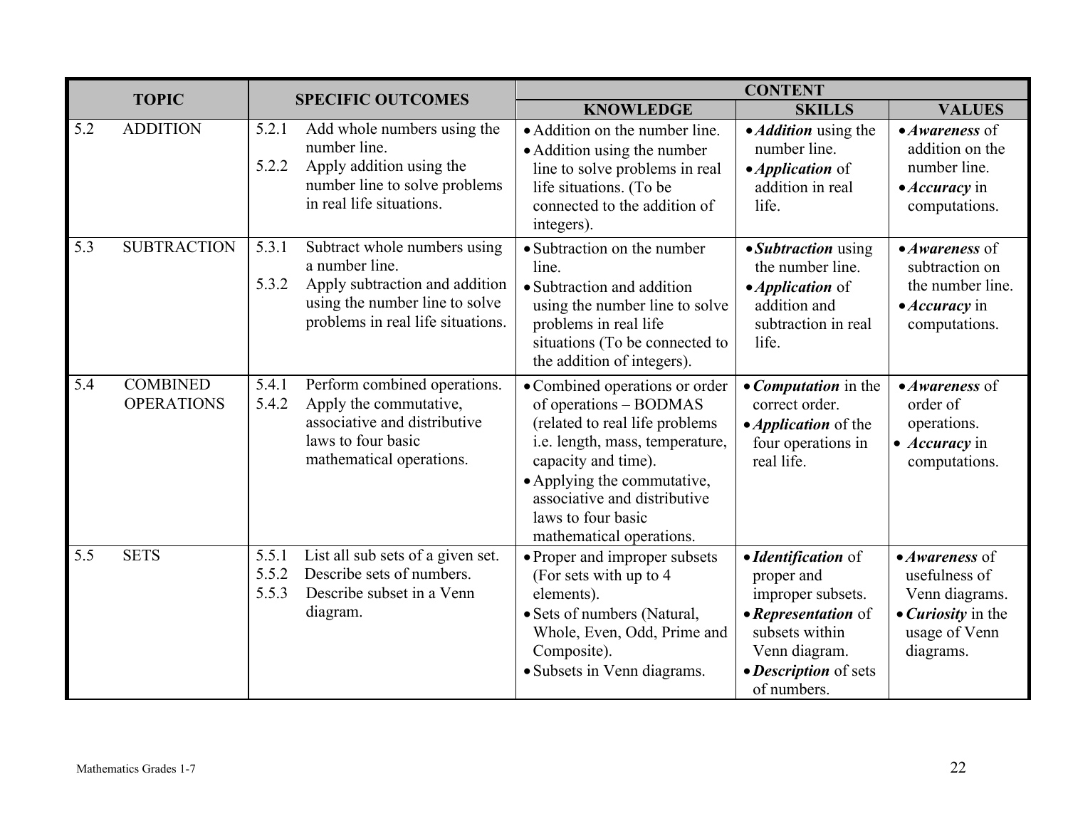| TOPIC | SPECIFIC OUTCOMES | CONTENT | | |
|---|---|---|---|---|
| | | KNOWLEDGE | SKILLS | VALUES |
| 5.2 ADDITION | 5.2.1 Add whole numbers using the number line.<br>5.2.2 Apply addition using the number line to solve problems in real life situations. | • Addition on the number line.<br>• Addition using the number line to solve problems in real life situations. (To be connected to the addition of integers). | • ***Addition*** using the number line.<br>• ***Application*** of addition in real life. | • ***Awareness*** of addition on the number line.<br>• ***Accuracy*** in computations. |
| 5.3 SUBTRACTION | 5.3.1 Subtract whole numbers using a number line.<br>5.3.2 Apply subtraction and addition using the number line to solve problems in real life situations. | • Subtraction on the number line.<br>• Subtraction and addition using the number line to solve problems in real life situations (To be connected to the addition of integers). | • ***Subtraction*** using the number line.<br>• ***Application*** of addition and subtraction in real life. | • ***Awareness*** of subtraction on the number line.<br>• ***Accuracy*** in computations. |
| 5.4 COMBINED OPERATIONS | 5.4.1 Perform combined operations.<br>5.4.2 Apply the commutative, associative and distributive laws to four basic mathematical operations. | • Combined operations or order of operations – BODMAS (related to real life problems i.e. length, mass, temperature, capacity and time).<br>• Applying the commutative, associative and distributive laws to four basic mathematical operations. | • ***Computation*** in the correct order.<br>• ***Application*** of the four operations in real life. | • ***Awareness*** of order of operations.<br>• ***Accuracy*** in computations. |
| 5.5 SETS | 5.5.1 List all sub sets of a given set.<br>5.5.2 Describe sets of numbers.<br>5.5.3 Describe subset in a Venn diagram. | • Proper and improper subsets (For sets with up to 4 elements).<br>• Sets of numbers (Natural, Whole, Even, Odd, Prime and Composite).<br>• Subsets in Venn diagrams. | • ***Identification*** of proper and improper subsets.<br>• ***Representation*** of subsets within Venn diagram.<br>• ***Description*** of sets of numbers. | • ***Awareness*** of usefulness of Venn diagrams.<br>• ***Curiosity*** in the usage of Venn diagrams. |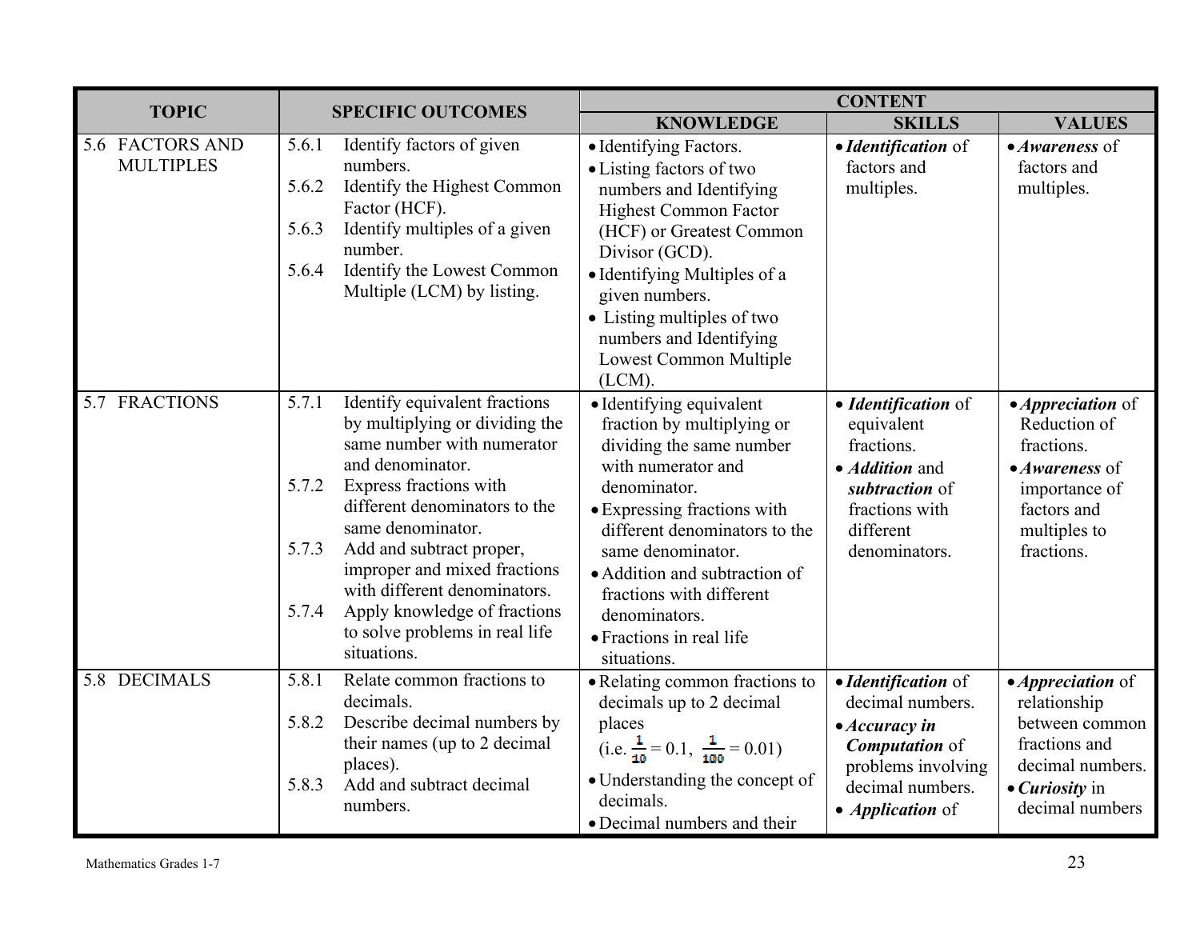| TOPIC | SPECIFIC OUTCOMES | CONTENT | | |
|---|---|---|---|---|
| | | KNOWLEDGE | SKILLS | VALUES |
| 5.6 FACTORS AND MULTIPLES | 5.6.1 Identify factors of given numbers.<br>5.6.2 Identify the Highest Common Factor (HCF).<br>5.6.3 Identify multiples of a given number.<br>5.6.4 Identify the Lowest Common Multiple (LCM) by listing. | • Identifying Factors.<br>• Listing factors of two numbers and Identifying Highest Common Factor (HCF) or Greatest Common Divisor (GCD).<br>• Identifying Multiples of a given numbers.<br>• Listing multiples of two numbers and Identifying Lowest Common Multiple (LCM). | • ***Identification*** of factors and multiples. | • ***Awareness*** of factors and multiples. |
| 5.7 FRACTIONS | 5.7.1 Identify equivalent fractions by multiplying or dividing the same number with numerator and denominator.<br>5.7.2 Express fractions with different denominators to the same denominator.<br>5.7.3 Add and subtract proper, improper and mixed fractions with different denominators.<br>5.7.4 Apply knowledge of fractions to solve problems in real life situations. | • Identifying equivalent fraction by multiplying or dividing the same number with numerator and denominator.<br>• Expressing fractions with different denominators to the same denominator.<br>• Addition and subtraction of fractions with different denominators.<br>• Fractions in real life situations. | • ***Identification*** of equivalent fractions.<br>• ***Addition*** and ***subtraction*** of fractions with different denominators. | • ***Appreciation*** of Reduction of fractions.<br>• ***Awareness*** of importance of factors and multiples to fractions. |
| 5.8 DECIMALS | 5.8.1 Relate common fractions to decimals.<br>5.8.2 Describe decimal numbers by their names (up to 2 decimal places).<br>5.8.3 Add and subtract decimal numbers. | • Relating common fractions to decimals up to 2 decimal places (i.e. $\frac{1}{10} = 0.1$, $\frac{1}{100} = 0.01$)<br>• Understanding the concept of decimals.<br>• Decimal numbers and their | • ***Identification*** of decimal numbers.<br>• ***Accuracy in Computation*** of problems involving decimal numbers.<br>• ***Application*** of | • ***Appreciation*** of relationship between common fractions and decimal numbers.<br>• ***Curiosity*** in decimal numbers |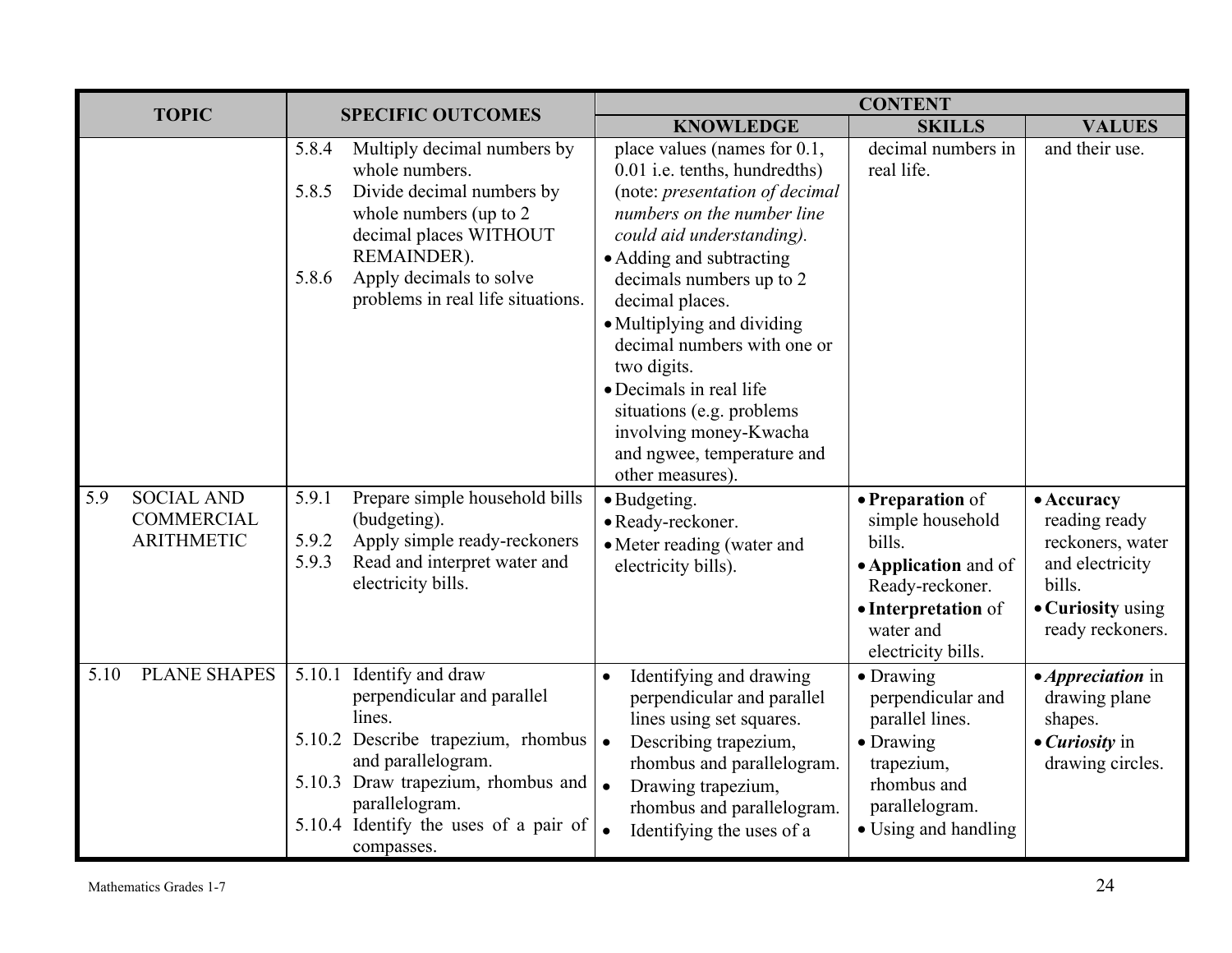| TOPIC | SPECIFIC OUTCOMES | CONTENT | | |
|---|---|---|---|---|
| | | KNOWLEDGE | SKILLS | VALUES |
| | 5.8.4 Multiply decimal numbers by whole numbers.<br>5.8.5 Divide decimal numbers by whole numbers (up to 2 decimal places WITHOUT REMAINDER).<br>5.8.6 Apply decimals to solve problems in real life situations. | place values (names for 0.1, 0.01 i.e. tenths, hundredths) (note: *presentation of decimal numbers on the number line could aid understanding).*<br>• Adding and subtracting decimals numbers up to 2 decimal places.<br>• Multiplying and dividing decimal numbers with one or two digits.<br>• Decimals in real life situations (e.g. problems involving money-Kwacha and ngwee, temperature and other measures). | decimal numbers in real life. | and their use. |
| 5.9 SOCIAL AND COMMERCIAL ARITHMETIC | 5.9.1 Prepare simple household bills (budgeting).<br>5.9.2 Apply simple ready-reckoners<br>5.9.3 Read and interpret water and electricity bills. | • Budgeting.<br>• Ready-reckoner.<br>• Meter reading (water and electricity bills). | • **Preparation** of simple household bills.<br>• **Application** and of Ready-reckoner.<br>• **Interpretation** of water and electricity bills. | • **Accuracy** reading ready reckoners, water and electricity bills.<br>• **Curiosity** using ready reckoners. |
| 5.10 PLANE SHAPES | 5.10.1 Identify and draw perpendicular and parallel lines.<br>5.10.2 Describe trapezium, rhombus and parallelogram.<br>5.10.3 Draw trapezium, rhombus and parallelogram.<br>5.10.4 Identify the uses of a pair of compasses. | • Identifying and drawing perpendicular and parallel lines using set squares.<br>• Describing trapezium, rhombus and parallelogram.<br>• Drawing trapezium, rhombus and parallelogram.<br>• Identifying the uses of a | • Drawing perpendicular and parallel lines.<br>• Drawing trapezium, rhombus and parallelogram.<br>• Using and handling | • ***Appreciation*** in drawing plane shapes.<br>• ***Curiosity*** in drawing circles. |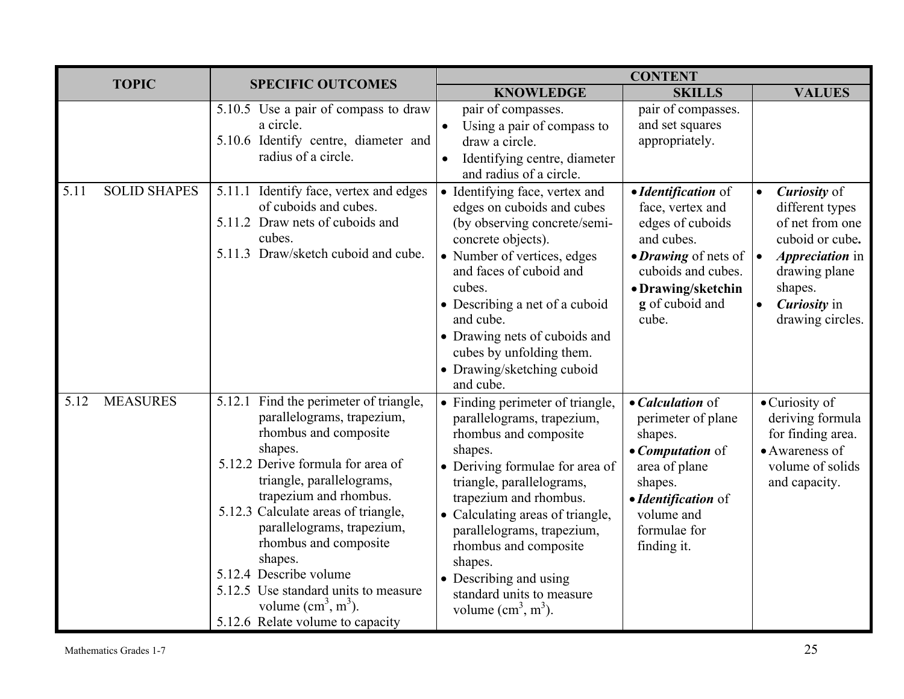| TOPIC | SPECIFIC OUTCOMES | CONTENT | | |
|---|---|---|---|---|
| | | KNOWLEDGE | SKILLS | VALUES |
| | 5.10.5 Use a pair of compass to draw a circle.<br>5.10.6 Identify centre, diameter and radius of a circle. | pair of compasses.<br>• Using a pair of compass to draw a circle.<br>• Identifying centre, diameter and radius of a circle. | pair of compasses. and set squares appropriately. | |
| 5.11 SOLID SHAPES | 5.11.1 Identify face, vertex and edges of cuboids and cubes.<br>5.11.2 Draw nets of cuboids and cubes.<br>5.11.3 Draw/sketch cuboid and cube. | • Identifying face, vertex and edges on cuboids and cubes (by observing concrete/semi-concrete objects).<br>• Number of vertices, edges and faces of cuboid and cubes.<br>• Describing a net of a cuboid and cube.<br>• Drawing nets of cuboids and cubes by unfolding them.<br>• Drawing/sketching cuboid and cube. | • ***Identification*** of face, vertex and edges of cuboids and cubes.<br>• ***Drawing*** of nets of cuboids and cubes.<br>• **Drawing/sketching** of cuboid and cube. | • ***Curiosity*** of different types of net from one cuboid or cube***.***<br>• ***Appreciation*** in drawing plane shapes.<br>• ***Curiosity*** in drawing circles. |
| 5.12 MEASURES | 5.12.1 Find the perimeter of triangle, parallelograms, trapezium, rhombus and composite shapes.<br>5.12.2 Derive formula for area of triangle, parallelograms, trapezium and rhombus.<br>5.12.3 Calculate areas of triangle, parallelograms, trapezium, rhombus and composite shapes.<br>5.12.4 Describe volume<br>5.12.5 Use standard units to measure volume ($cm^3$, $m^3$).<br>5.12.6 Relate volume to capacity | • Finding perimeter of triangle, parallelograms, trapezium, rhombus and composite shapes.<br>• Deriving formulae for area of triangle, parallelograms, trapezium and rhombus.<br>• Calculating areas of triangle, parallelograms, trapezium, rhombus and composite shapes.<br>• Describing and using standard units to measure volume ($cm^3$, $m^3$). | • ***Calculation*** of perimeter of plane shapes.<br>• ***Computation*** of area of plane shapes.<br>• ***Identification*** of volume and formulae for finding it. | • Curiosity of deriving formula for finding area.<br>• Awareness of volume of solids and capacity. |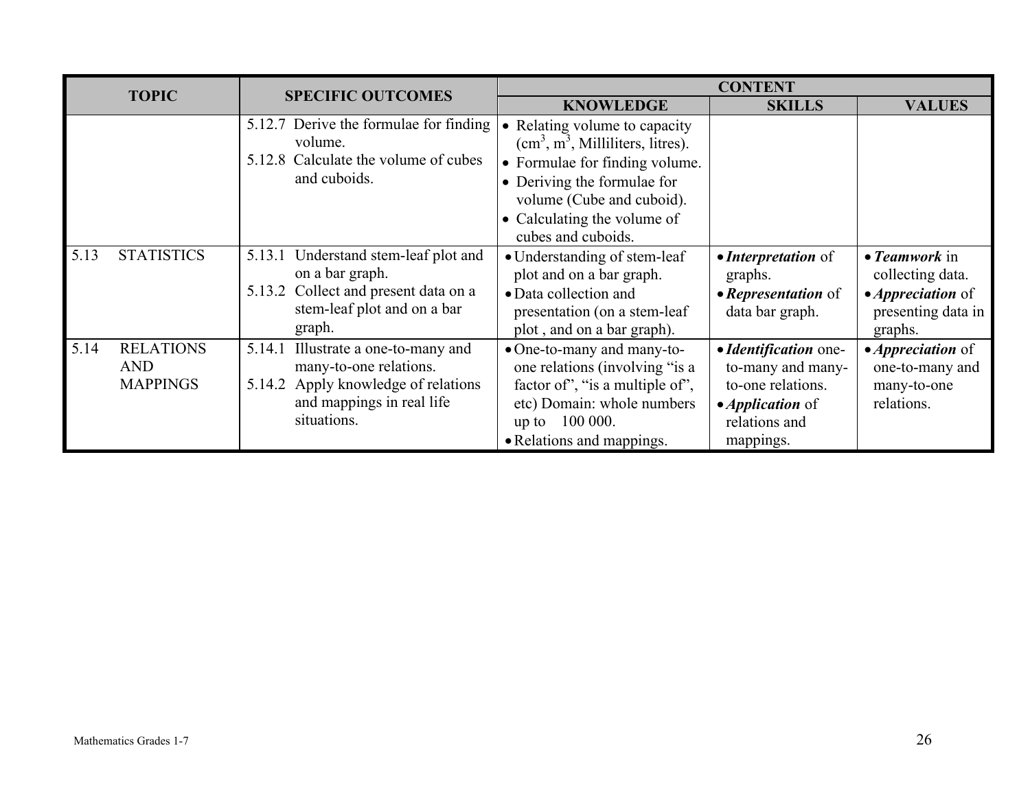| TOPIC | SPECIFIC OUTCOMES | CONTENT | | |
|---|---|---|---|---|
| | | KNOWLEDGE | SKILLS | VALUES |
| | 5.12.7 Derive the formulae for finding volume.<br>5.12.8 Calculate the volume of cubes and cuboids. | • Relating volume to capacity ($cm^3$, $m^3$, Milliliters, litres).<br>• Formulae for finding volume.<br>• Deriving the formulae for volume (Cube and cuboid).<br>• Calculating the volume of cubes and cuboids. | | |
| 5.13 STATISTICS | 5.13.1 Understand stem-leaf plot and on a bar graph.<br>5.13.2 Collect and present data on a stem-leaf plot and on a bar graph. | • Understanding of stem-leaf plot and on a bar graph.<br>• Data collection and presentation (on a stem-leaf plot , and on a bar graph). | • ***Interpretation*** of graphs.<br>• ***Representation*** of data bar graph. | • ***Teamwork*** in collecting data.<br>• ***Appreciation*** of presenting data in graphs. |
| 5.14 RELATIONS AND MAPPINGS | 5.14.1 Illustrate a one-to-many and many-to-one relations.<br>5.14.2 Apply knowledge of relations and mappings in real life situations. | • One-to-many and many-to-one relations (involving "is a factor of", "is a multiple of", etc) Domain: whole numbers up to 100 000.<br>• Relations and mappings. | • ***Identification*** one-to-many and many-to-one relations.<br>• ***Application*** of relations and mappings. | • ***Appreciation*** of one-to-many and many-to-one relations. |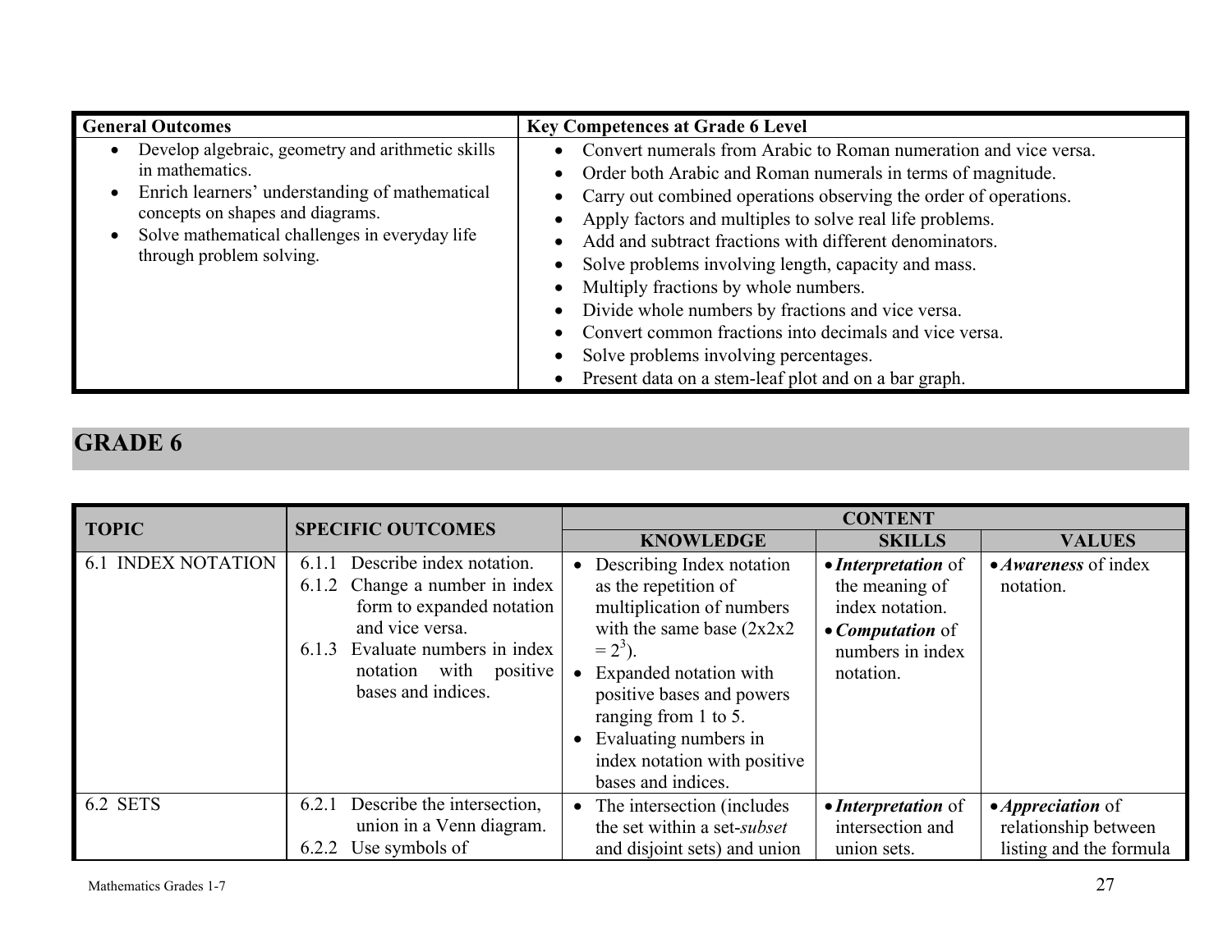| General Outcomes | Key Competences at Grade 6 Level |
|---|---|
| • Develop algebraic, geometry and arithmetic skills in mathematics.<br>• Enrich learners' understanding of mathematical concepts on shapes and diagrams.<br>• Solve mathematical challenges in everyday life through problem solving. | • Convert numerals from Arabic to Roman numeration and vice versa.<br>• Order both Arabic and Roman numerals in terms of magnitude.<br>• Carry out combined operations observing the order of operations.<br>• Apply factors and multiples to solve real life problems.<br>• Add and subtract fractions with different denominators.<br>• Solve problems involving length, capacity and mass.<br>• Multiply fractions by whole numbers.<br>• Divide whole numbers by fractions and vice versa.<br>• Convert common fractions into decimals and vice versa.<br>• Solve problems involving percentages.<br>• Present data on a stem-leaf plot and on a bar graph. |

## GRADE 6

| TOPIC | SPECIFIC OUTCOMES | CONTENT | | |
|---|---|---|---|---|
| | | **KNOWLEDGE** | **SKILLS** | **VALUES** |
| 6.1 INDEX NOTATION | 6.1.1 Describe index notation.<br>6.1.2 Change a number in index form to expanded notation and vice versa.<br>6.1.3 Evaluate numbers in index notation with positive bases and indices. | • Describing Index notation as the repetition of multiplication of numbers with the same base ($2x2x2 = 2^3$).<br>• Expanded notation with positive bases and powers ranging from 1 to 5.<br>• Evaluating numbers in index notation with positive bases and indices. | • ***Interpretation*** of the meaning of index notation.<br>• ***Computation*** of numbers in index notation. | • ***Awareness*** of index notation. |
| 6.2 SETS | 6.2.1 Describe the intersection, union in a Venn diagram.<br>6.2.2 Use symbols of | • The intersection (includes the set within a set-*subset* and disjoint sets) and union | • ***Interpretation*** of intersection and union sets. | • ***Appreciation*** of relationship between listing and the formula |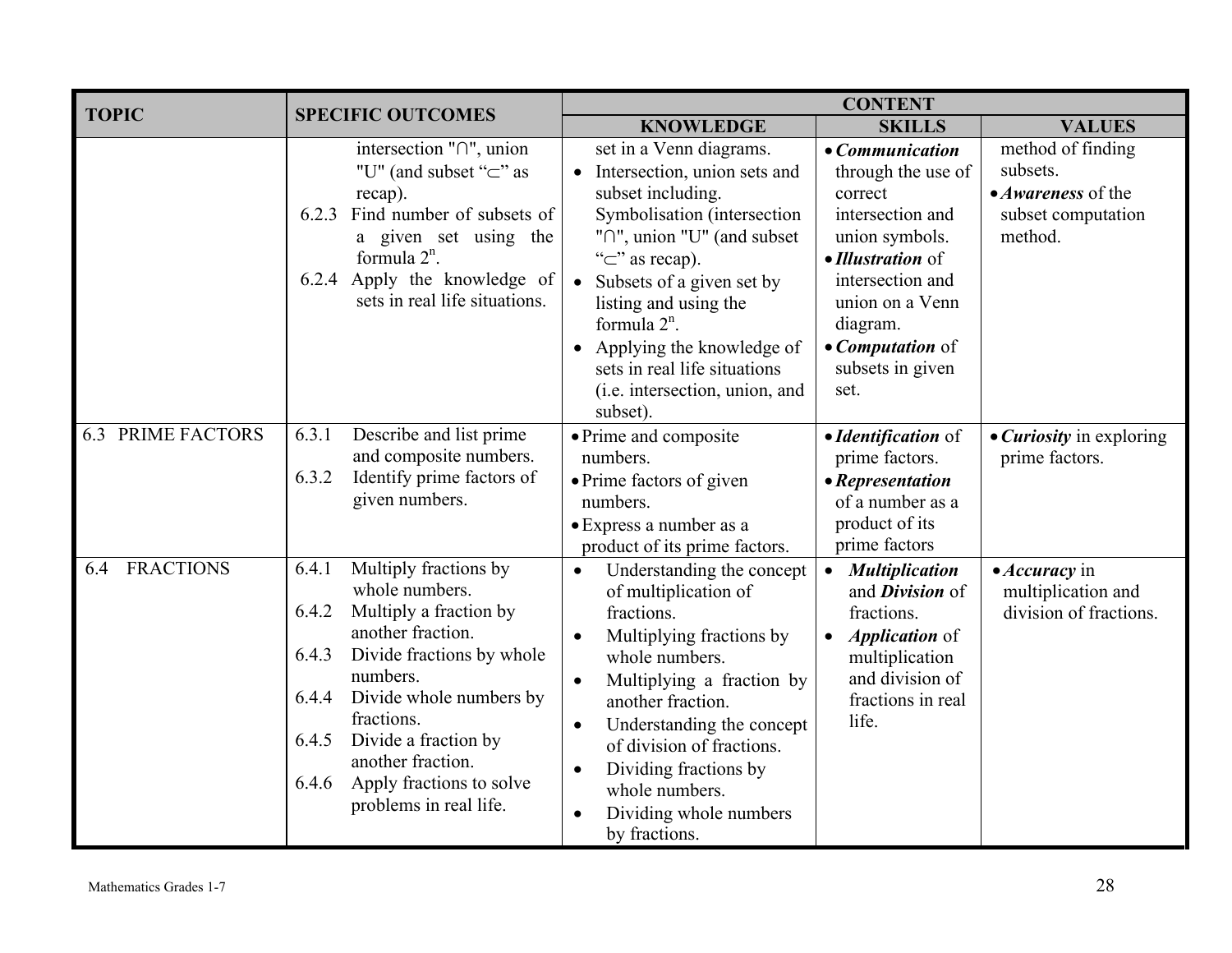| TOPIC | SPECIFIC OUTCOMES | CONTENT | | |
|---|---|---|---|---|
| | | KNOWLEDGE | SKILLS | VALUES |
| | intersection "∩", union "U" (and subset "⊂" as recap).<br>6.2.3 Find number of subsets of a given set using the formula $2^n$.<br>6.2.4 Apply the knowledge of sets in real life situations. | set in a Venn diagrams.<br>• Intersection, union sets and subset including. Symbolisation (intersection "∩", union "U" (and subset "⊂" as recap).<br>• Subsets of a given set by listing and using the formula $2^n$.<br>• Applying the knowledge of sets in real life situations (i.e. intersection, union, and subset). | • ***Communication*** through the use of correct intersection and union symbols.<br>• ***Illustration*** of intersection and union on a Venn diagram.<br>• ***Computation*** of subsets in given set. | method of finding subsets.<br>• ***Awareness*** of the subset computation method. |
| 6.3 PRIME FACTORS | 6.3.1 Describe and list prime and composite numbers.<br>6.3.2 Identify prime factors of given numbers. | • Prime and composite numbers.<br>• Prime factors of given numbers.<br>• Express a number as a product of its prime factors. | • ***Identification*** of prime factors.<br>• ***Representation*** of a number as a product of its prime factors | • ***Curiosity*** in exploring prime factors. |
| 6.4 FRACTIONS | 6.4.1 Multiply fractions by whole numbers.<br>6.4.2 Multiply a fraction by another fraction.<br>6.4.3 Divide fractions by whole numbers.<br>6.4.4 Divide whole numbers by fractions.<br>6.4.5 Divide a fraction by another fraction.<br>6.4.6 Apply fractions to solve problems in real life. | • Understanding the concept of multiplication of fractions.<br>• Multiplying fractions by whole numbers.<br>• Multiplying a fraction by another fraction.<br>• Understanding the concept of division of fractions.<br>• Dividing fractions by whole numbers.<br>• Dividing whole numbers by fractions. | • ***Multiplication*** and ***Division*** of fractions.<br>• ***Application*** of multiplication and division of fractions in real life. | • ***Accuracy*** in multiplication and division of fractions. |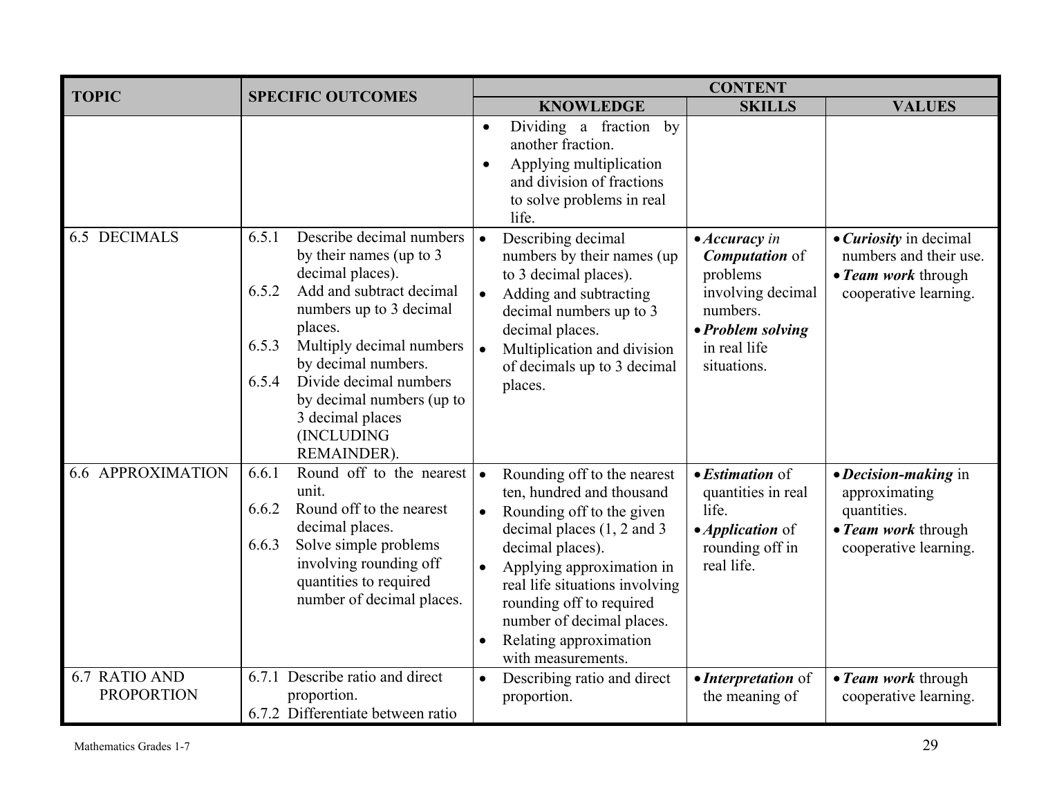| TOPIC | SPECIFIC OUTCOMES | CONTENT | | |
|---|---|---|---|---|
| | | **KNOWLEDGE** | **SKILLS** | **VALUES** |
| | | • Dividing a fraction by another fraction.<br>• Applying multiplication and division of fractions to solve problems in real life. | | |
| 6.5 DECIMALS | 6.5.1 Describe decimal numbers by their names (up to 3 decimal places).<br>6.5.2 Add and subtract decimal numbers up to 3 decimal places.<br>6.5.3 Multiply decimal numbers by decimal numbers.<br>6.5.4 Divide decimal numbers by decimal numbers (up to 3 decimal places (INCLUDING REMAINDER). | • Describing decimal numbers by their names (up to 3 decimal places).<br>• Adding and subtracting decimal numbers up to 3 decimal places.<br>• Multiplication and division of decimals up to 3 decimal places. | • ***Accuracy*** *in* ***Computation*** of problems involving decimal numbers.<br>• ***Problem solving*** in real life situations. | • ***Curiosity*** in decimal numbers and their use.<br>• ***Team work*** through cooperative learning. |
| 6.6 APPROXIMATION | 6.6.1 Round off to the nearest unit.<br>6.6.2 Round off to the nearest decimal places.<br>6.6.3 Solve simple problems involving rounding off quantities to required number of decimal places. | • Rounding off to the nearest ten, hundred and thousand<br>• Rounding off to the given decimal places (1, 2 and 3 decimal places).<br>• Applying approximation in real life situations involving rounding off to required number of decimal places.<br>• Relating approximation with measurements. | • ***Estimation*** of quantities in real life.<br>• ***Application*** of rounding off in real life. | • ***Decision-making*** in approximating quantities.<br>• ***Team work*** through cooperative learning. |
| 6.7 RATIO AND PROPORTION | 6.7.1 Describe ratio and direct proportion.<br>6.7.2 Differentiate between ratio | • Describing ratio and direct proportion. | • ***Interpretation*** of the meaning of | • ***Team work*** through cooperative learning. |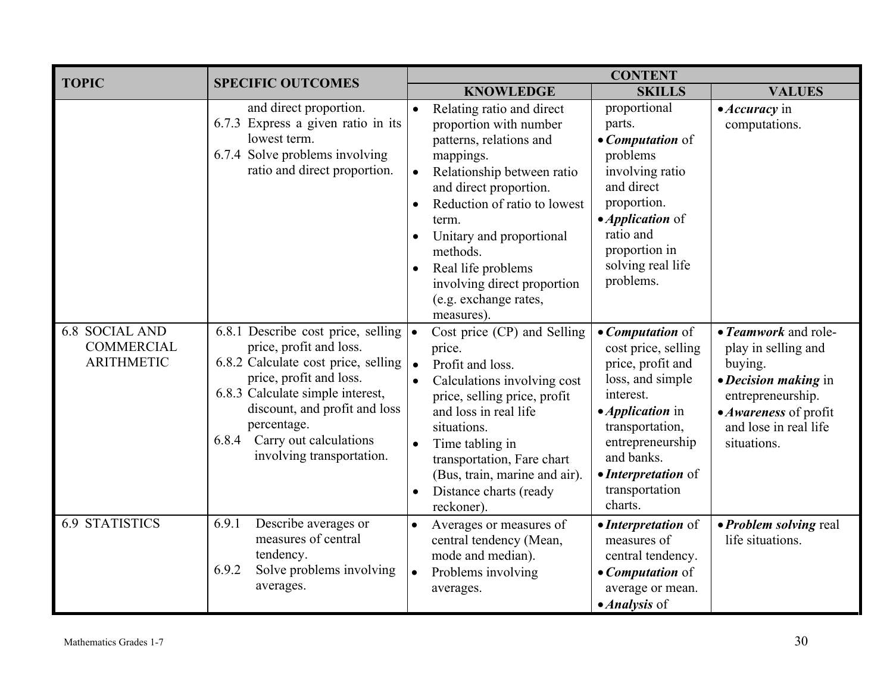| TOPIC | SPECIFIC OUTCOMES | CONTENT | | |
|---|---|---|---|---|
| | | **KNOWLEDGE** | **SKILLS** | **VALUES** |
| | and direct proportion.<br>6.7.3 Express a given ratio in its lowest term.<br>6.7.4 Solve problems involving ratio and direct proportion. | • Relating ratio and direct proportion with number patterns, relations and mappings.<br>• Relationship between ratio and direct proportion.<br>• Reduction of ratio to lowest term.<br>• Unitary and proportional methods.<br>• Real life problems involving direct proportion (e.g. exchange rates, measures). | proportional parts.<br>• ***Computation*** of problems involving ratio and direct proportion.<br>• ***Application*** of ratio and proportion in solving real life problems. | • ***Accuracy*** in computations. |
| 6.8 SOCIAL AND COMMERCIAL ARITHMETIC | 6.8.1 Describe cost price, selling price, profit and loss.<br>6.8.2 Calculate cost price, selling price, profit and loss.<br>6.8.3 Calculate simple interest, discount, and profit and loss percentage.<br>6.8.4 Carry out calculations involving transportation. | • Cost price (CP) and Selling price.<br>• Profit and loss.<br>• Calculations involving cost price, selling price, profit and loss in real life situations.<br>• Time tabling in transportation, Fare chart (Bus, train, marine and air).<br>• Distance charts (ready reckoner). | • ***Computation*** of cost price, selling price, profit and loss, and simple interest.<br>• ***Application*** in transportation, entrepreneurship and banks.<br>• ***Interpretation*** of transportation charts. | • ***Teamwork*** and role-play in selling and buying.<br>• ***Decision making*** in entrepreneurship.<br>• ***Awareness*** of profit and lose in real life situations. |
| 6.9 STATISTICS | 6.9.1 Describe averages or measures of central tendency.<br>6.9.2 Solve problems involving averages. | • Averages or measures of central tendency (Mean, mode and median).<br>• Problems involving averages. | • ***Interpretation*** of measures of central tendency.<br>• ***Computation*** of average or mean.<br>• ***Analysis*** of | • ***Problem solving*** real life situations. |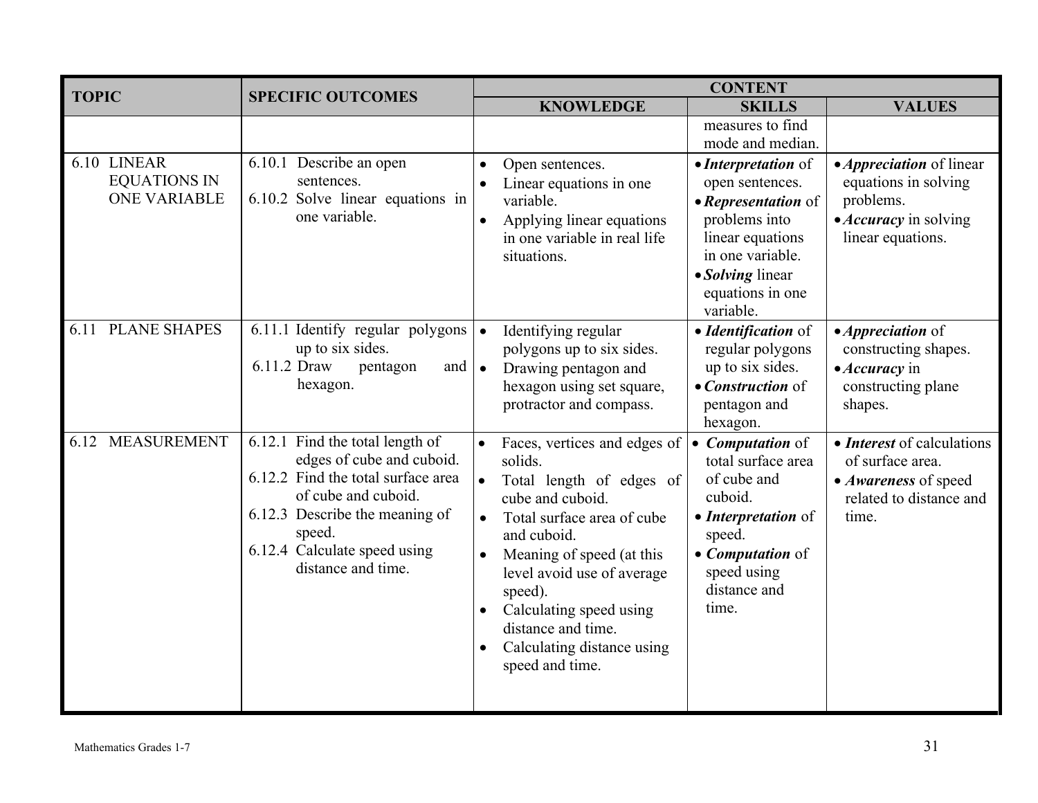| TOPIC | SPECIFIC OUTCOMES | CONTENT | | |
|---|---|---|---|---|
| | | KNOWLEDGE | SKILLS | VALUES |
| | | | measures to find mode and median. | |
| 6.10 LINEAR EQUATIONS IN ONE VARIABLE | 6.10.1 Describe an open sentences.<br>6.10.2 Solve linear equations in one variable. | • Open sentences.<br>• Linear equations in one variable.<br>• Applying linear equations in one variable in real life situations. | • ***Interpretation*** of open sentences.<br>• ***Representation*** of problems into linear equations in one variable.<br>• ***Solving*** linear equations in one variable. | • ***Appreciation*** of linear equations in solving problems.<br>• ***Accuracy*** in solving linear equations. |
| 6.11 PLANE SHAPES | 6.11.1 Identify regular polygons up to six sides.<br>6.11.2 Draw pentagon and hexagon. | • Identifying regular polygons up to six sides.<br>• Drawing pentagon and hexagon using set square, protractor and compass. | • ***Identification*** of regular polygons up to six sides.<br>• ***Construction*** of pentagon and hexagon. | • ***Appreciation*** of constructing shapes.<br>• ***Accuracy*** in constructing plane shapes. |
| 6.12 MEASUREMENT | 6.12.1 Find the total length of edges of cube and cuboid.<br>6.12.2 Find the total surface area of cube and cuboid.<br>6.12.3 Describe the meaning of speed.<br>6.12.4 Calculate speed using distance and time. | • Faces, vertices and edges of solids.<br>• Total length of edges of cube and cuboid.<br>• Total surface area of cube and cuboid.<br>• Meaning of speed (at this level avoid use of average speed).<br>• Calculating speed using distance and time.<br>• Calculating distance using speed and time. | • ***Computation*** of total surface area of cube and cuboid.<br>• ***Interpretation*** of speed.<br>• ***Computation*** of speed using distance and time. | • ***Interest*** of calculations of surface area.<br>• ***Awareness*** of speed related to distance and time. |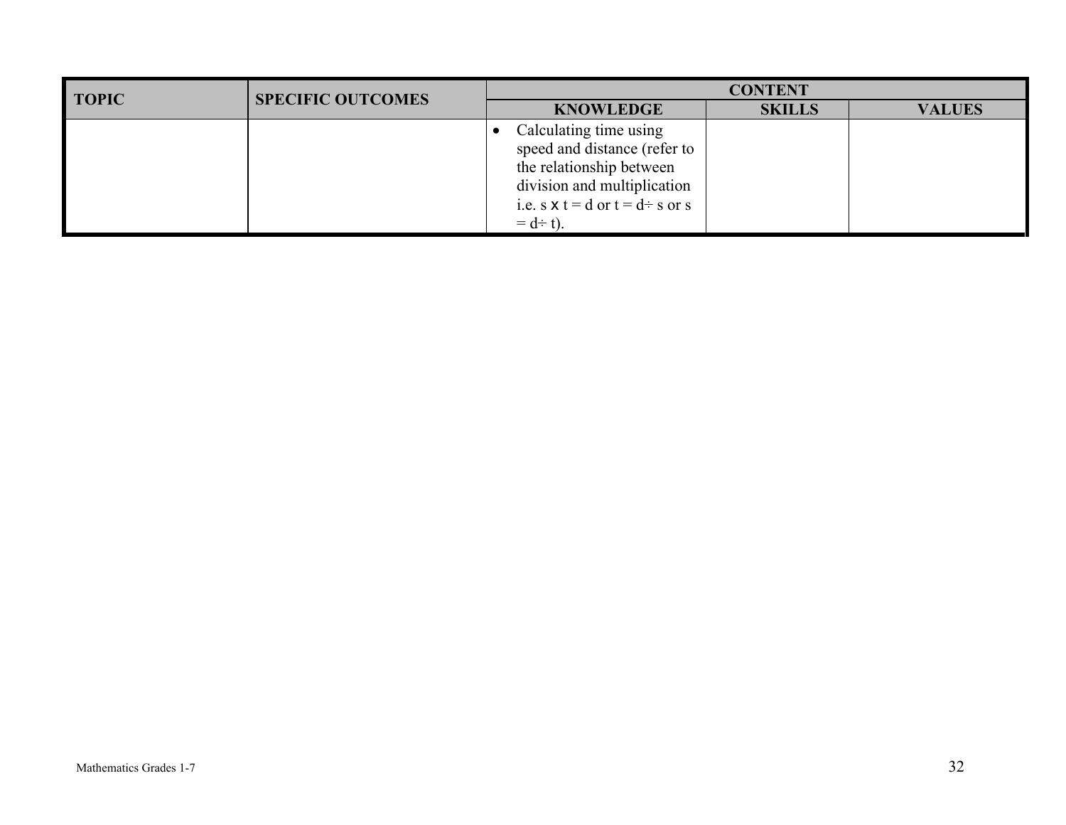| TOPIC | SPECIFIC OUTCOMES | CONTENT | | |
|---|---|---|---|---|
| | | KNOWLEDGE | SKILLS | VALUES |
| | | • Calculating time using speed and distance (refer to the relationship between division and multiplication i.e. $s \times t = d$ or $t = d \div s$ or $s = d \div t$). | | |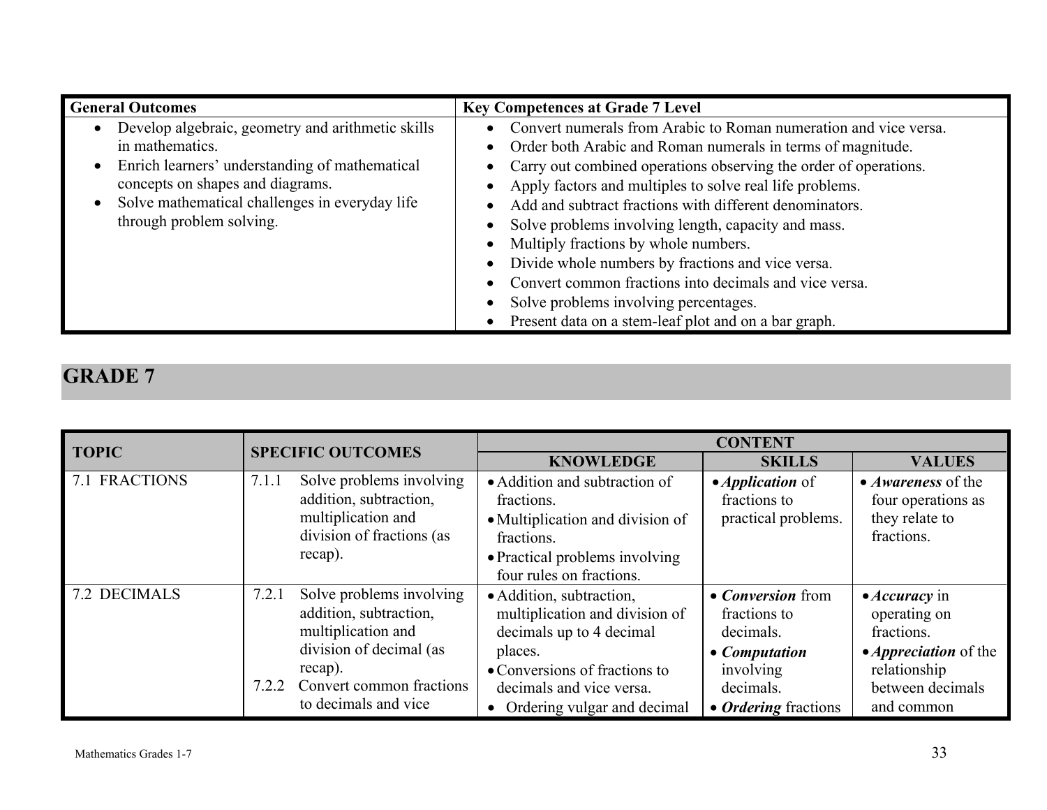| General Outcomes | Key Competences at Grade 7 Level |
|---|---|
| • Develop algebraic, geometry and arithmetic skills in mathematics.<br>• Enrich learners' understanding of mathematical concepts on shapes and diagrams.<br>• Solve mathematical challenges in everyday life through problem solving. | • Convert numerals from Arabic to Roman numeration and vice versa.<br>• Order both Arabic and Roman numerals in terms of magnitude.<br>• Carry out combined operations observing the order of operations.<br>• Apply factors and multiples to solve real life problems.<br>• Add and subtract fractions with different denominators.<br>• Solve problems involving length, capacity and mass.<br>• Multiply fractions by whole numbers.<br>• Divide whole numbers by fractions and vice versa.<br>• Convert common fractions into decimals and vice versa.<br>• Solve problems involving percentages.<br>• Present data on a stem-leaf plot and on a bar graph. |

## GRADE 7

| TOPIC | SPECIFIC OUTCOMES | CONTENT | | |
|---|---|---|---|---|
| | | **KNOWLEDGE** | **SKILLS** | **VALUES** |
| 7.1 FRACTIONS | 7.1.1 Solve problems involving addition, subtraction, multiplication and division of fractions (as recap). | • Addition and subtraction of fractions.<br>• Multiplication and division of fractions.<br>• Practical problems involving four rules on fractions. | • ***Application*** of fractions to practical problems. | • ***Awareness*** of the four operations as they relate to fractions. |
| 7.2 DECIMALS | 7.2.1 Solve problems involving addition, subtraction, multiplication and division of decimal (as recap).<br>7.2.2 Convert common fractions to decimals and vice | • Addition, subtraction, multiplication and division of decimals up to 4 decimal places.<br>• Conversions of fractions to decimals and vice versa.<br>• Ordering vulgar and decimal | • ***Conversion*** from fractions to decimals.<br>• ***Computation*** involving decimals.<br>• ***Ordering*** fractions | • ***Accuracy*** in operating on fractions.<br>• ***Appreciation*** of the relationship between decimals and common |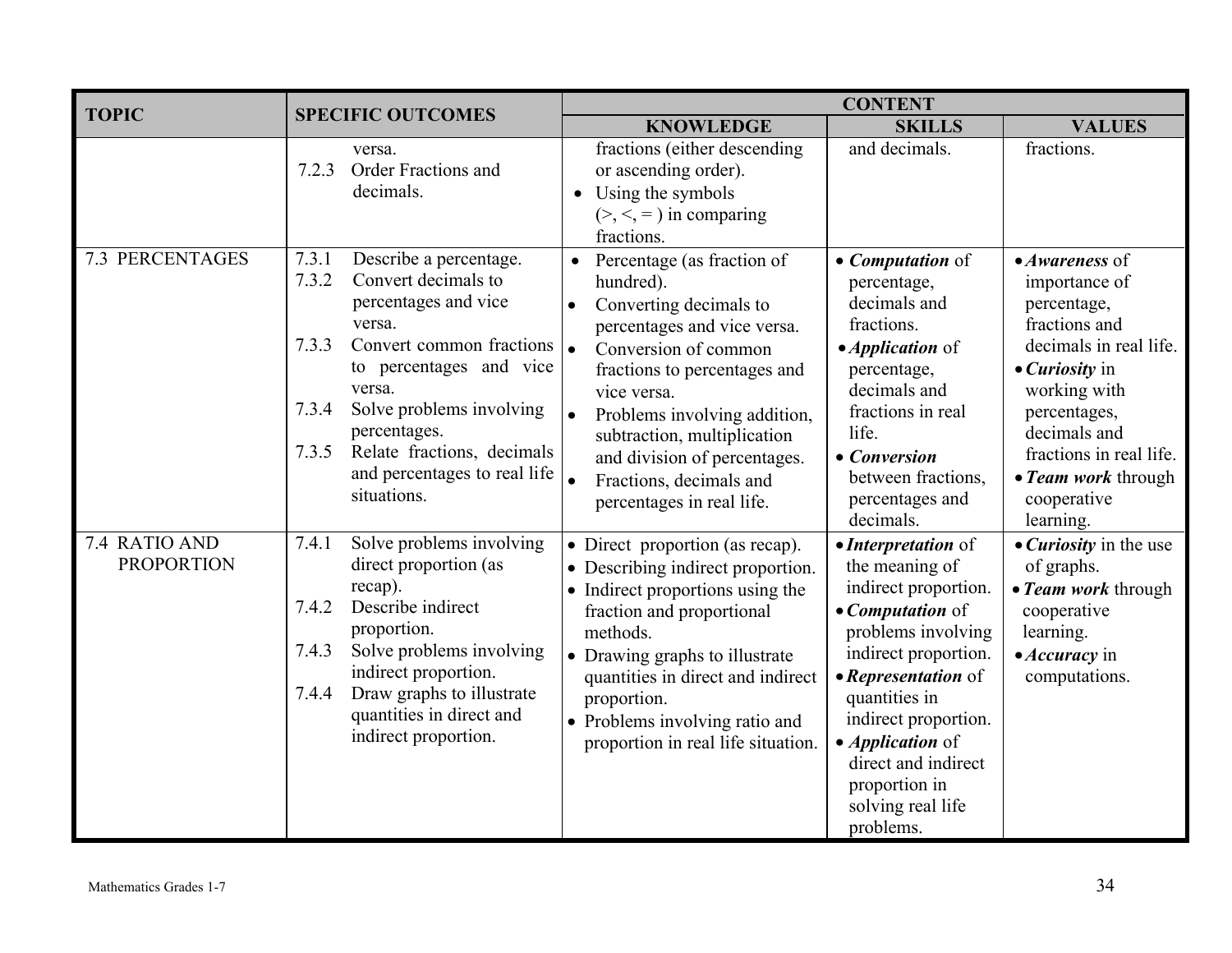| TOPIC | SPECIFIC OUTCOMES | CONTENT | | |
|---|---|---|---|---|
| | | KNOWLEDGE | SKILLS | VALUES |
| | versa.<br>7.2.3 Order Fractions and decimals. | fractions (either descending or ascending order).<br>• Using the symbols (>, <, = ) in comparing fractions. | and decimals. | fractions. |
| 7.3 PERCENTAGES | 7.3.1 Describe a percentage.<br>7.3.2 Convert decimals to percentages and vice versa.<br>7.3.3 Convert common fractions to percentages and vice versa.<br>7.3.4 Solve problems involving percentages.<br>7.3.5 Relate fractions, decimals and percentages to real life situations. | • Percentage (as fraction of hundred).<br>• Converting decimals to percentages and vice versa.<br>• Conversion of common fractions to percentages and vice versa.<br>• Problems involving addition, subtraction, multiplication and division of percentages.<br>• Fractions, decimals and percentages in real life. | • ***Computation*** of percentage, decimals and fractions.<br>• ***Application*** of percentage, decimals and fractions in real life.<br>• ***Conversion*** between fractions, percentages and decimals. | • ***Awareness*** of importance of percentage, fractions and decimals in real life.<br>• ***Curiosity*** in working with percentages, decimals and fractions in real life.<br>• ***Team work*** through cooperative learning. |
| 7.4 RATIO AND PROPORTION | 7.4.1 Solve problems involving direct proportion (as recap).<br>7.4.2 Describe indirect proportion.<br>7.4.3 Solve problems involving indirect proportion.<br>7.4.4 Draw graphs to illustrate quantities in direct and indirect proportion. | • Direct proportion (as recap).<br>• Describing indirect proportion.<br>• Indirect proportions using the fraction and proportional methods.<br>• Drawing graphs to illustrate quantities in direct and indirect proportion.<br>• Problems involving ratio and proportion in real life situation. | • ***Interpretation*** of the meaning of indirect proportion.<br>• ***Computation*** of problems involving indirect proportion.<br>• ***Representation*** of quantities in indirect proportion.<br>• ***Application*** of direct and indirect proportion in solving real life problems. | • ***Curiosity*** in the use of graphs.<br>• ***Team work*** through cooperative learning.<br>• ***Accuracy*** in computations. |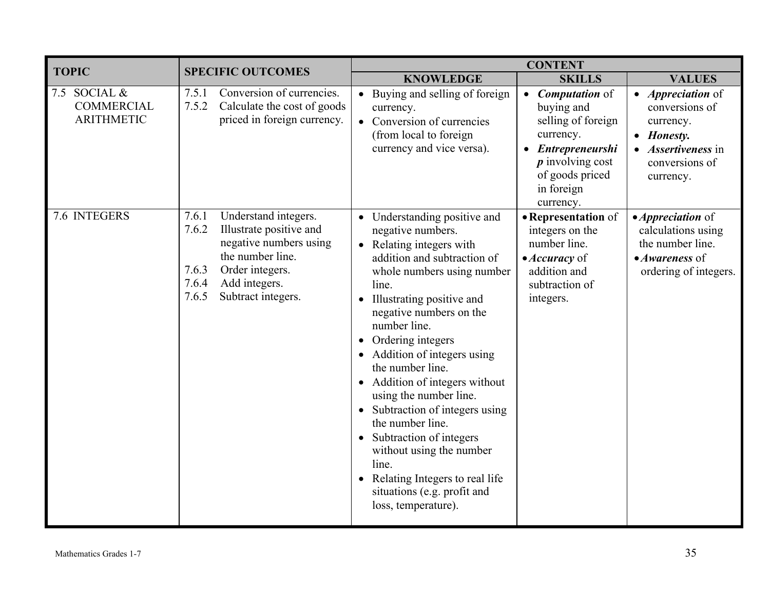| TOPIC | SPECIFIC OUTCOMES | CONTENT | | |
|---|---|---|---|---|
| | | **KNOWLEDGE** | **SKILLS** | **VALUES** |
| 7.5 SOCIAL & COMMERCIAL ARITHMETIC | 7.5.1 Conversion of currencies.<br>7.5.2 Calculate the cost of goods priced in foreign currency. | • Buying and selling of foreign currency.<br>• Conversion of currencies (from local to foreign currency and vice versa). | • ***Computation*** of buying and selling of foreign currency.<br>• ***Entrepreneurship*** involving cost of goods priced in foreign currency. | • ***Appreciation*** of conversions of currency.<br>• ***Honesty.***<br>• ***Assertiveness*** in conversions of currency. |
| 7.6 INTEGERS | 7.6.1 Understand integers.<br>7.6.2 Illustrate positive and negative numbers using the number line.<br>7.6.3 Order integers.<br>7.6.4 Add integers.<br>7.6.5 Subtract integers. | • Understanding positive and negative numbers.<br>• Relating integers with addition and subtraction of whole numbers using number line.<br>• Illustrating positive and negative numbers on the number line.<br>• Ordering integers<br>• Addition of integers using the number line.<br>• Addition of integers without using the number line.<br>• Subtraction of integers using the number line.<br>• Subtraction of integers without using the number line.<br>• Relating Integers to real life situations (e.g. profit and loss, temperature). | • **Representation** of integers on the number line.<br>• ***Accuracy*** of addition and subtraction of integers. | • ***Appreciation*** of calculations using the number line.<br>• ***Awareness*** of ordering of integers. |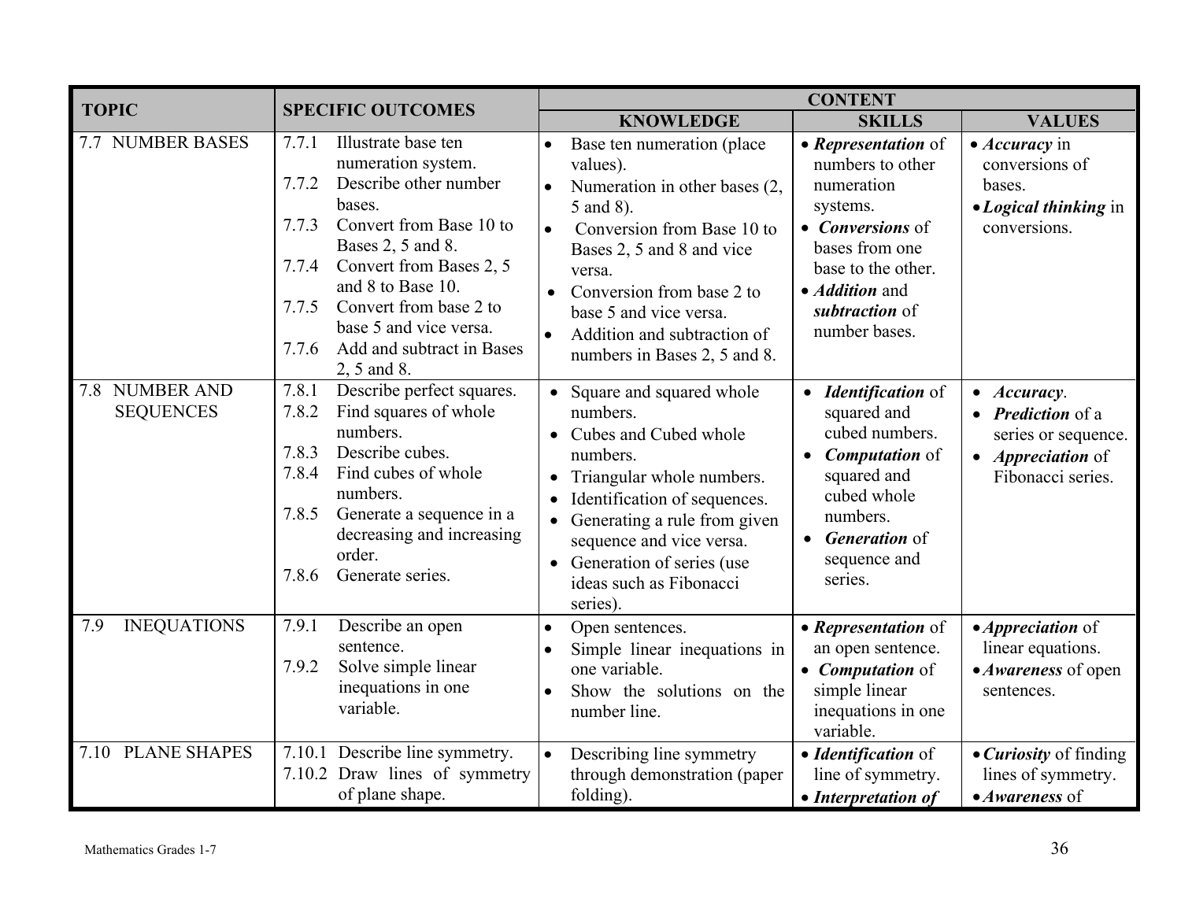| TOPIC | SPECIFIC OUTCOMES | CONTENT | | |
|---|---|---|---|---|
| | | KNOWLEDGE | SKILLS | VALUES |
| 7.7 NUMBER BASES | 7.7.1 Illustrate base ten numeration system.<br>7.7.2 Describe other number bases.<br>7.7.3 Convert from Base 10 to Bases 2, 5 and 8.<br>7.7.4 Convert from Bases 2, 5 and 8 to Base 10.<br>7.7.5 Convert from base 2 to base 5 and vice versa.<br>7.7.6 Add and subtract in Bases 2, 5 and 8. | • Base ten numeration (place values).<br>• Numeration in other bases (2, 5 and 8).<br>• Conversion from Base 10 to Bases 2, 5 and 8 and vice versa.<br>• Conversion from base 2 to base 5 and vice versa.<br>• Addition and subtraction of numbers in Bases 2, 5 and 8. | • ***Representation*** of numbers to other numeration systems.<br>• ***Conversions*** of bases from one base to the other.<br>• ***Addition*** and ***subtraction*** of number bases. | • ***Accuracy*** in conversions of bases.<br>• ***Logical thinking*** in conversions. |
| 7.8 NUMBER AND SEQUENCES | 7.8.1 Describe perfect squares.<br>7.8.2 Find squares of whole numbers.<br>7.8.3 Describe cubes.<br>7.8.4 Find cubes of whole numbers.<br>7.8.5 Generate a sequence in a decreasing and increasing order.<br>7.8.6 Generate series. | • Square and squared whole numbers.<br>• Cubes and Cubed whole numbers.<br>• Triangular whole numbers.<br>• Identification of sequences.<br>• Generating a rule from given sequence and vice versa.<br>• Generation of series (use ideas such as Fibonacci series). | • ***Identification*** of squared and cubed numbers.<br>• ***Computation*** of squared and cubed whole numbers.<br>• ***Generation*** of sequence and series. | • ***Accuracy***.<br>• ***Prediction*** of a series or sequence.<br>• ***Appreciation*** of Fibonacci series. |
| 7.9 INEQUATIONS | 7.9.1 Describe an open sentence.<br>7.9.2 Solve simple linear inequations in one variable. | • Open sentences.<br>• Simple linear inequations in one variable.<br>• Show the solutions on the number line. | • ***Representation*** of an open sentence.<br>• ***Computation*** of simple linear inequations in one variable. | • ***Appreciation*** of linear equations.<br>• ***Awareness*** of open sentences. |
| 7.10 PLANE SHAPES | 7.10.1 Describe line symmetry.<br>7.10.2 Draw lines of symmetry of plane shape. | • Describing line symmetry through demonstration (paper folding). | • ***Identification*** of line of symmetry.<br>• ***Interpretation of*** | • ***Curiosity*** of finding lines of symmetry.<br>• ***Awareness*** of |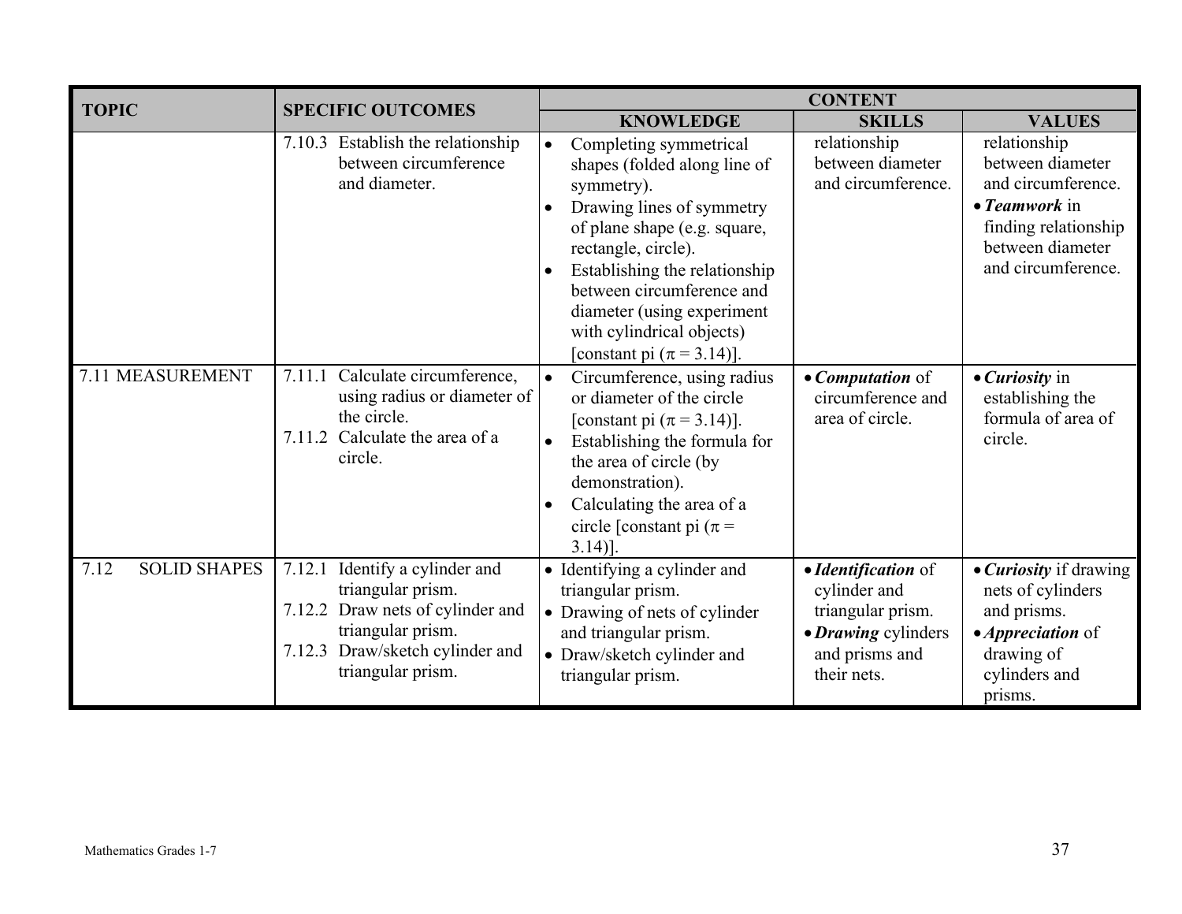| TOPIC | SPECIFIC OUTCOMES | CONTENT | | |
|---|---|---|---|---|
| | | **KNOWLEDGE** | **SKILLS** | **VALUES** |
| | 7.10.3 Establish the relationship between circumference and diameter. | • Completing symmetrical shapes (folded along line of symmetry).<br>• Drawing lines of symmetry of plane shape (e.g. square, rectangle, circle).<br>• Establishing the relationship between circumference and diameter (using experiment with cylindrical objects) [constant pi ($\pi$ = 3.14)]. | relationship between diameter and circumference. | relationship between diameter and circumference.<br>• ***Teamwork*** in finding relationship between diameter and circumference. |
| 7.11 MEASUREMENT | 7.11.1 Calculate circumference, using radius or diameter of the circle.<br>7.11.2 Calculate the area of a circle. | • Circumference, using radius or diameter of the circle [constant pi ($\pi$ = 3.14)].<br>• Establishing the formula for the area of circle (by demonstration).<br>• Calculating the area of a circle [constant pi ($\pi$ = 3.14)]. | • ***Computation*** of circumference and area of circle. | • ***Curiosity*** in establishing the formula of area of circle. |
| 7.12 SOLID SHAPES | 7.12.1 Identify a cylinder and triangular prism.<br>7.12.2 Draw nets of cylinder and triangular prism.<br>7.12.3 Draw/sketch cylinder and triangular prism. | • Identifying a cylinder and triangular prism.<br>• Drawing of nets of cylinder and triangular prism.<br>• Draw/sketch cylinder and triangular prism. | • ***Identification*** of cylinder and triangular prism.<br>• ***Drawing*** cylinders and prisms and their nets. | • ***Curiosity*** if drawing nets of cylinders and prisms.<br>• ***Appreciation*** of drawing of cylinders and prisms. |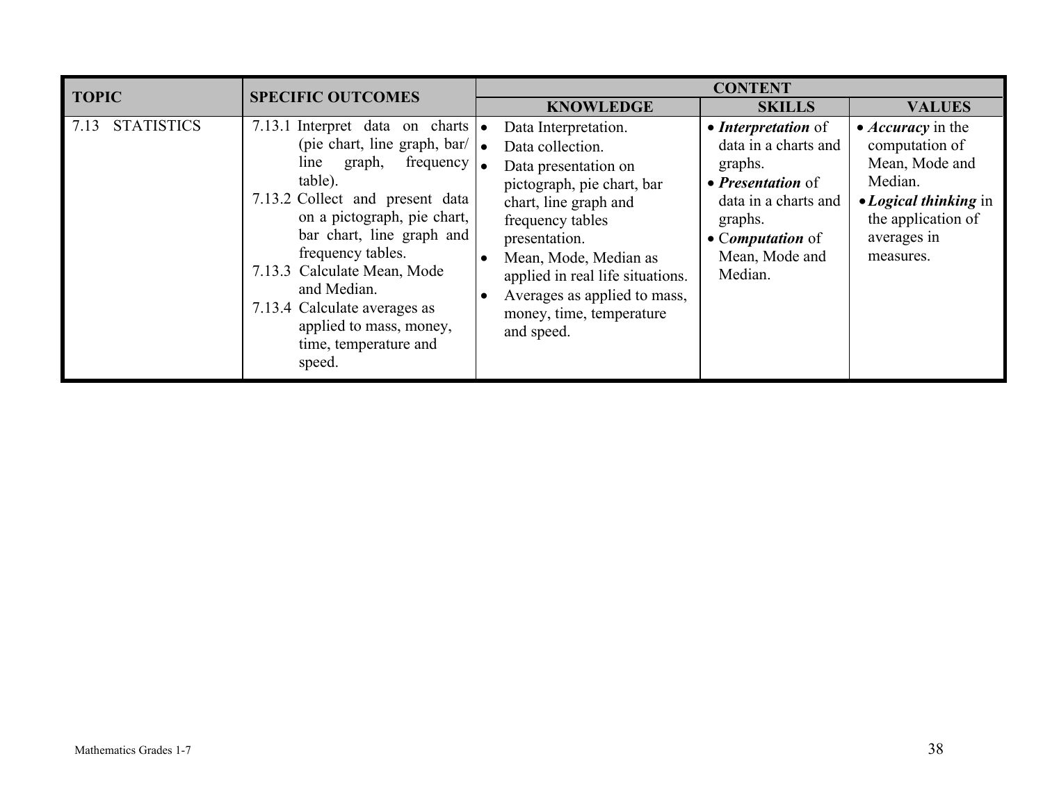| TOPIC | SPECIFIC OUTCOMES | CONTENT | | |
|---|---|---|---|---|
| | | KNOWLEDGE | SKILLS | VALUES |
| 7.13 STATISTICS | 7.13.1 Interpret data on charts (pie chart, line graph, bar/ line graph, frequency table).<br>7.13.2 Collect and present data on a pictograph, pie chart, bar chart, line graph and frequency tables.<br>7.13.3 Calculate Mean, Mode and Median.<br>7.13.4 Calculate averages as applied to mass, money, time, temperature and speed. | • Data Interpretation.<br>• Data collection.<br>• Data presentation on pictograph, pie chart, bar chart, line graph and frequency tables presentation.<br>• Mean, Mode, Median as applied in real life situations.<br>• Averages as applied to mass, money, time, temperature and speed. | • ***Interpretation*** of data in a charts and graphs.<br>• ***Presentation*** of data in a charts and graphs.<br>• C***omputation*** of Mean, Mode and Median. | • ***Accuracy*** in the computation of Mean, Mode and Median.<br>• ***Logical thinking*** in the application of averages in measures. |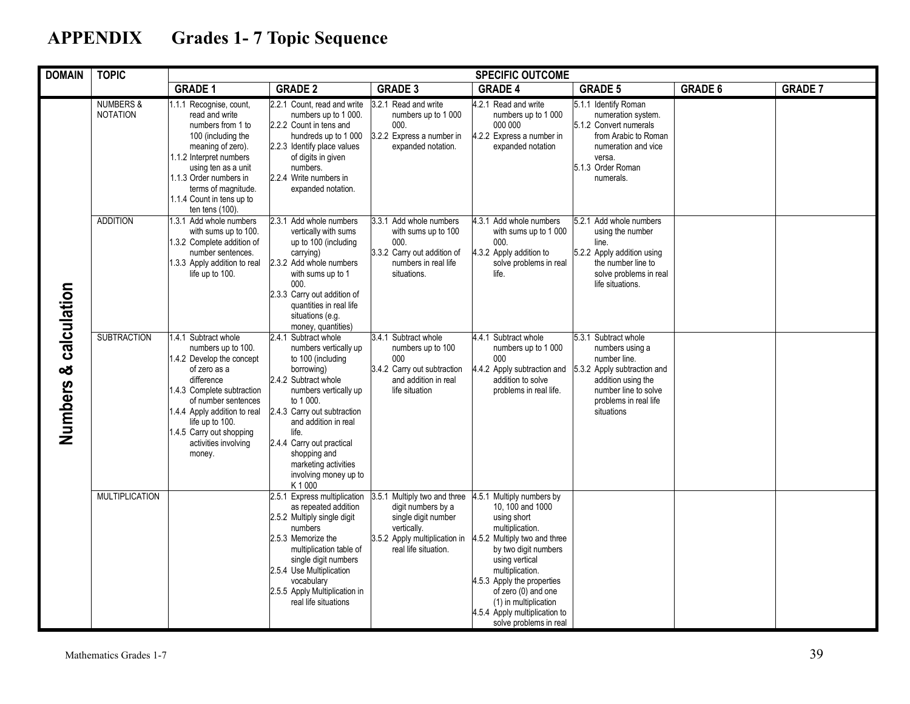# APPENDIX Grades 1- 7 Topic Sequence

| DOMAIN | TOPIC | SPECIFIC OUTCOME | | | | | | |
|---|---|---|---|---|---|---|---|---|
| | | GRADE 1 | GRADE 2 | GRADE 3 | GRADE 4 | GRADE 5 | GRADE 6 | GRADE 7 |
| Numbers & calculation | NUMBERS & NOTATION | 1.1.1 Recognise, count, read and write numbers from 1 to 100 (including the meaning of zero).<br>1.1.2 Interpret numbers using ten as a unit<br>1.1.3 Order numbers in terms of magnitude.<br>1.1.4 Count in tens up to ten tens (100). | 2.2.1 Count, read and write numbers up to 1 000.<br>2.2.2 Count in tens and hundreds up to 1 000<br>2.2.3 Identify place values of digits in given numbers.<br>2.2.4 Write numbers in expanded notation. | 3.2.1 Read and write numbers up to 1 000 000.<br>3.2.2 Express a number in expanded notation. | 4.2.1 Read and write numbers up to 1 000 000 000<br>4.2.2 Express a number in expanded notation | 5.1.1 Identify Roman numeration system.<br>5.1.2 Convert numerals from Arabic to Roman numeration and vice versa.<br>5.1.3 Order Roman numerals. | | |
| | ADDITION | 1.3.1 Add whole numbers with sums up to 100.<br>1.3.2 Complete addition of number sentences.<br>1.3.3 Apply addition to real life up to 100. | 2.3.1 Add whole numbers vertically with sums up to 100 (including carrying)<br>2.3.2 Add whole numbers with sums up to 1 000.<br>2.3.3 Carry out addition of quantities in real life situations (e.g. money, quantities) | 3.3.1 Add whole numbers with sums up to 100 000.<br>3.3.2 Carry out addition of numbers in real life situations. | 4.3.1 Add whole numbers with sums up to 1 000 000.<br>4.3.2 Apply addition to solve problems in real life. | 5.2.1 Add whole numbers using the number line.<br>5.2.2 Apply addition using the number line to solve problems in real life situations. | | |
| | SUBTRACTION | 1.4.1 Subtract whole numbers up to 100.<br>1.4.2 Develop the concept of zero as a difference<br>1.4.3 Complete subtraction of number sentences<br>1.4.4 Apply addition to real life up to 100.<br>1.4.5 Carry out shopping activities involving money. | 2.4.1 Subtract whole numbers vertically up to 100 (including borrowing)<br>2.4.2 Subtract whole numbers vertically up to 1 000.<br>2.4.3 Carry out subtraction and addition in real life.<br>2.4.4 Carry out practical shopping and marketing activities involving money up to K 1 000 | 3.4.1 Subtract whole numbers up to 100 000<br>3.4.2 Carry out subtraction and addition in real life situation | 4.4.1 Subtract whole numbers up to 1 000 000<br>4.4.2 Apply subtraction and addition to solve problems in real life. | 5.3.1 Subtract whole numbers using a number line.<br>5.3.2 Apply subtraction and addition using the number line to solve problems in real life situations | | |
| | MULTIPLICATION | | 2.5.1 Express multiplication as repeated addition<br>2.5.2 Multiply single digit numbers<br>2.5.3 Memorize the multiplication table of single digit numbers<br>2.5.4 Use Multiplication vocabulary<br>2.5.5 Apply Multiplication in real life situations | 3.5.1 Multiply two and three digit numbers by a single digit number vertically.<br>3.5.2 Apply multiplication in real life situation. | 4.5.1 Multiply numbers by 10, 100 and 1000 using short multiplication.<br>4.5.2 Multiply two and three by two digit numbers using vertical multiplication.<br>4.5.3 Apply the properties of zero (0) and one (1) in multiplication<br>4.5.4 Apply multiplication to solve problems in real | | | |

Mathematics Grades 1-7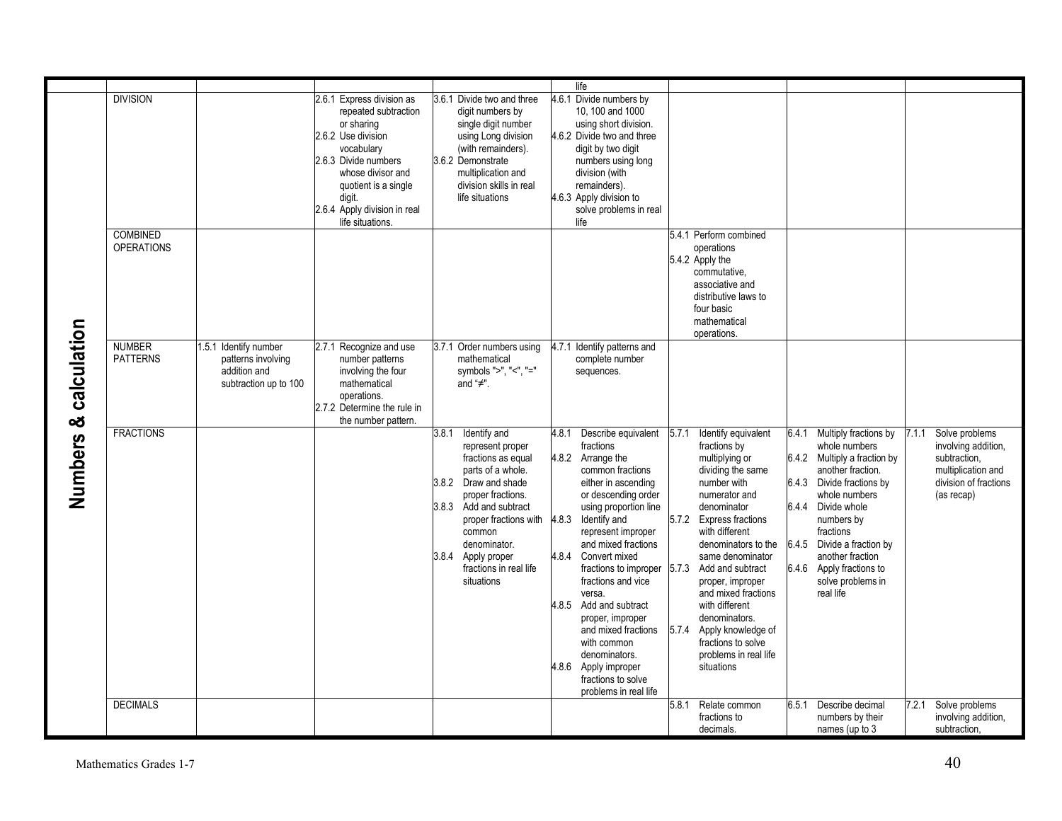| | | | | | | | | |
|---|---|---|---|---|---|---|---|---|
| | | | | | life | | | |
| Numbers & calculation | DIVISION | | 2.6.1 Express division as repeated subtraction or sharing<br>2.6.2 Use division vocabulary<br>2.6.3 Divide numbers whose divisor and quotient is a single digit.<br>2.6.4 Apply division in real life situations. | 3.6.1 Divide two and three digit numbers by single digit number using Long division (with remainders).<br>3.6.2 Demonstrate multiplication and division skills in real life situations | 4.6.1 Divide numbers by 10, 100 and 1000 using short division.<br>4.6.2 Divide two and three digit by two digit numbers using long division (with remainders).<br>4.6.3 Apply division to solve problems in real life | | | |
| | COMBINED OPERATIONS | | | | | 5.4.1 Perform combined operations<br>5.4.2 Apply the commutative, associative and distributive laws to four basic mathematical operations. | | |
| | NUMBER PATTERNS | 1.5.1 Identify number patterns involving addition and subtraction up to 100 | 2.7.1 Recognize and use number patterns involving the four mathematical operations.<br>2.7.2 Determine the rule in the number pattern. | 3.7.1 Order numbers using mathematical symbols ">", "<", "=" and "≠". | 4.7.1 Identify patterns and complete number sequences. | | | |
| | FRACTIONS | | | 3.8.1 Identify and represent proper fractions as equal parts of a whole.<br>3.8.2 Draw and shade proper fractions.<br>3.8.3 Add and subtract proper fractions with common denominator.<br>3.8.4 Apply proper fractions in real life situations | 4.8.1 Describe equivalent fractions<br>4.8.2 Arrange the common fractions either in ascending or descending order using proportion line<br>4.8.3 Identify and represent improper and mixed fractions<br>4.8.4 Convert mixed fractions to improper fractions and vice versa.<br>4.8.5 Add and subtract proper, improper and mixed fractions with common denominators.<br>4.8.6 Apply improper fractions to solve problems in real life | 5.7.1 Identify equivalent fractions by multiplying or dividing the same number with numerator and denominator<br>5.7.2 Express fractions with different denominators to the same denominator<br>5.7.3 Add and subtract proper, improper and mixed fractions with different denominators.<br>5.7.4 Apply knowledge of fractions to solve problems in real life situations | 6.4.1 Multiply fractions by whole numbers<br>6.4.2 Multiply a fraction by another fraction.<br>6.4.3 Divide fractions by whole numbers<br>6.4.4 Divide whole numbers by fractions<br>6.4.5 Divide a fraction by another fraction<br>6.4.6 Apply fractions to solve problems in real life | 7.1.1 Solve problems involving addition, subtraction, multiplication and division of fractions (as recap) |
| | DECIMALS | | | | | 5.8.1 Relate common fractions to decimals. | 6.5.1 Describe decimal numbers by their names (up to 3 | 7.2.1 Solve problems involving addition, subtraction, |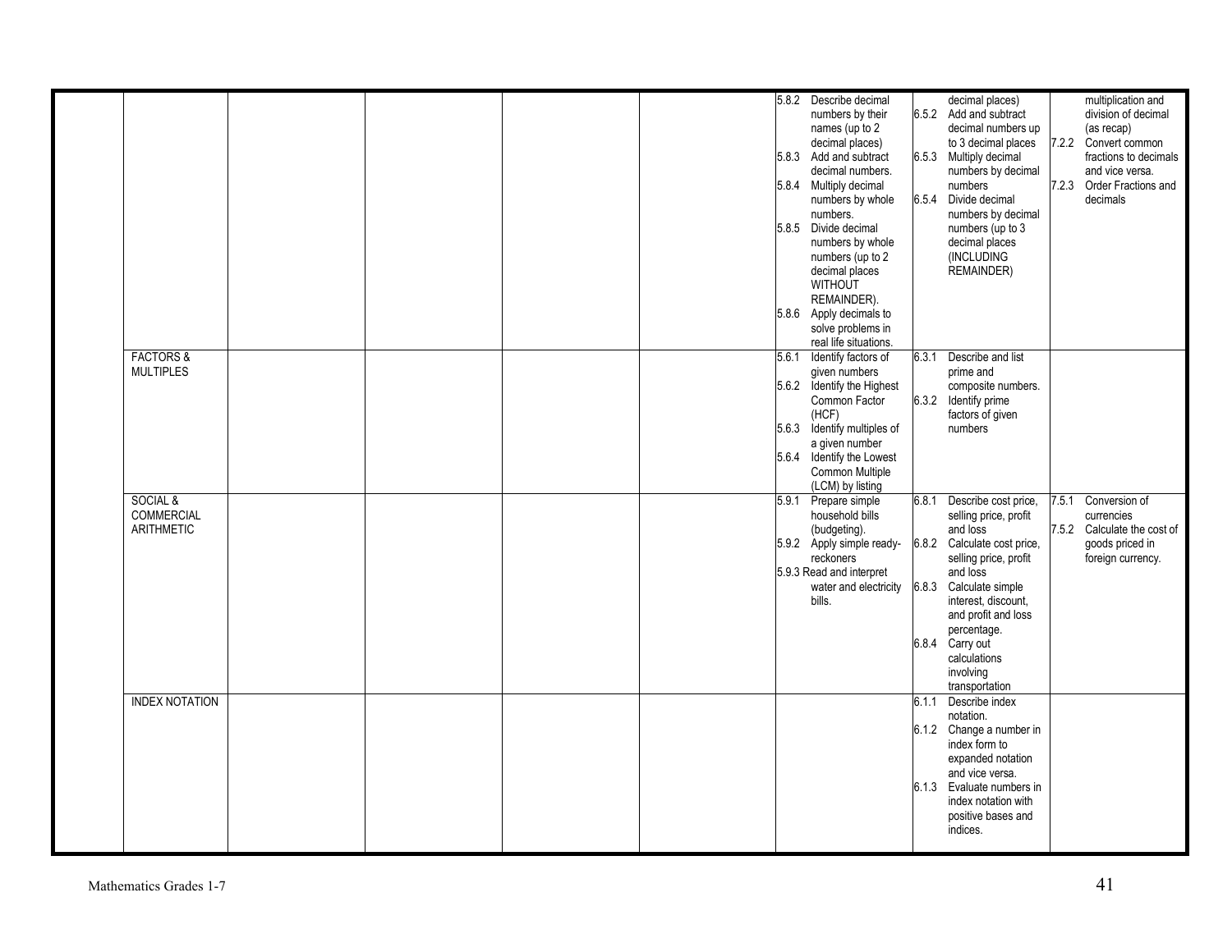| | | | | | | | | |
|---|---|---|---|---|---|---|---|---|
| | | | | | | 5.8.2 Describe decimal numbers by their names (up to 2 decimal places)<br>5.8.3 Add and subtract decimal numbers.<br>5.8.4 Multiply decimal numbers by whole numbers.<br>5.8.5 Divide decimal numbers by whole numbers (up to 2 decimal places WITHOUT REMAINDER).<br>5.8.6 Apply decimals to solve problems in real life situations. | decimal places)<br>6.5.2 Add and subtract decimal numbers up to 3 decimal places<br>6.5.3 Multiply decimal numbers by decimal numbers<br>6.5.4 Divide decimal numbers by decimal numbers (up to 3 decimal places (INCLUDING REMAINDER) | multiplication and division of decimal (as recap)<br>7.2.2 Convert common fractions to decimals and vice versa.<br>7.2.3 Order Fractions and decimals |
| | FACTORS & MULTIPLES | | | | | 5.6.1 Identify factors of given numbers<br>5.6.2 Identify the Highest Common Factor (HCF)<br>5.6.3 Identify multiples of a given number<br>5.6.4 Identify the Lowest Common Multiple (LCM) by listing | 6.3.1 Describe and list prime and composite numbers.<br>6.3.2 Identify prime factors of given numbers | |
| | SOCIAL & COMMERCIAL ARITHMETIC | | | | | 5.9.1 Prepare simple household bills (budgeting).<br>5.9.2 Apply simple ready-reckoners<br>5.9.3 Read and interpret water and electricity bills. | 6.8.1 Describe cost price, selling price, profit and loss<br>6.8.2 Calculate cost price, selling price, profit and loss<br>6.8.3 Calculate simple interest, discount, and profit and loss percentage.<br>6.8.4 Carry out calculations involving transportation | 7.5.1 Conversion of currencies<br>7.5.2 Calculate the cost of goods priced in foreign currency. |
| | INDEX NOTATION | | | | | | 6.1.1 Describe index notation.<br>6.1.2 Change a number in index form to expanded notation and vice versa.<br>6.1.3 Evaluate numbers in index notation with positive bases and indices. | |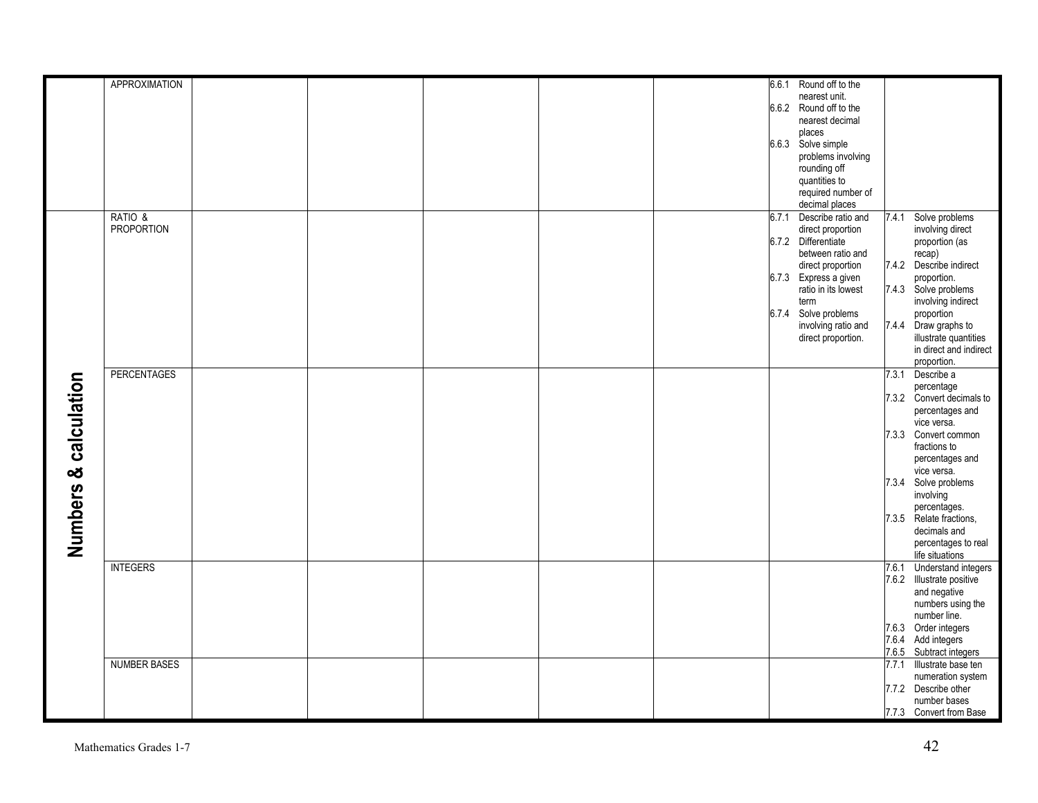| | | | | | | | | |
|---|---|---|---|---|---|---|---|---|
| Numbers & calculation | APPROXIMATION | | | | | | 6.6.1 Round off to the nearest unit.<br>6.6.2 Round off to the nearest decimal places<br>6.6.3 Solve simple problems involving rounding off quantities to required number of decimal places | |
| | RATIO & PROPORTION | | | | | | 6.7.1 Describe ratio and direct proportion<br>6.7.2 Differentiate between ratio and direct proportion<br>6.7.3 Express a given ratio in its lowest term<br>6.7.4 Solve problems involving ratio and direct proportion. | 7.4.1 Solve problems involving direct proportion (as recap)<br>7.4.2 Describe indirect proportion.<br>7.4.3 Solve problems involving indirect proportion<br>7.4.4 Draw graphs to illustrate quantities in direct and indirect proportion. |
| | PERCENTAGES | | | | | | | 7.3.1 Describe a percentage<br>7.3.2 Convert decimals to percentages and vice versa.<br>7.3.3 Convert common fractions to percentages and vice versa.<br>7.3.4 Solve problems involving percentages.<br>7.3.5 Relate fractions, decimals and percentages to real life situations |
| | INTEGERS | | | | | | | 7.6.1 Understand integers<br>7.6.2 Illustrate positive and negative numbers using the number line.<br>7.6.3 Order integers<br>7.6.4 Add integers<br>7.6.5 Subtract integers |
| | NUMBER BASES | | | | | | | 7.7.1 Illustrate base ten numeration system<br>7.7.2 Describe other number bases<br>7.7.3 Convert from Base |

Mathematics Grades 1-7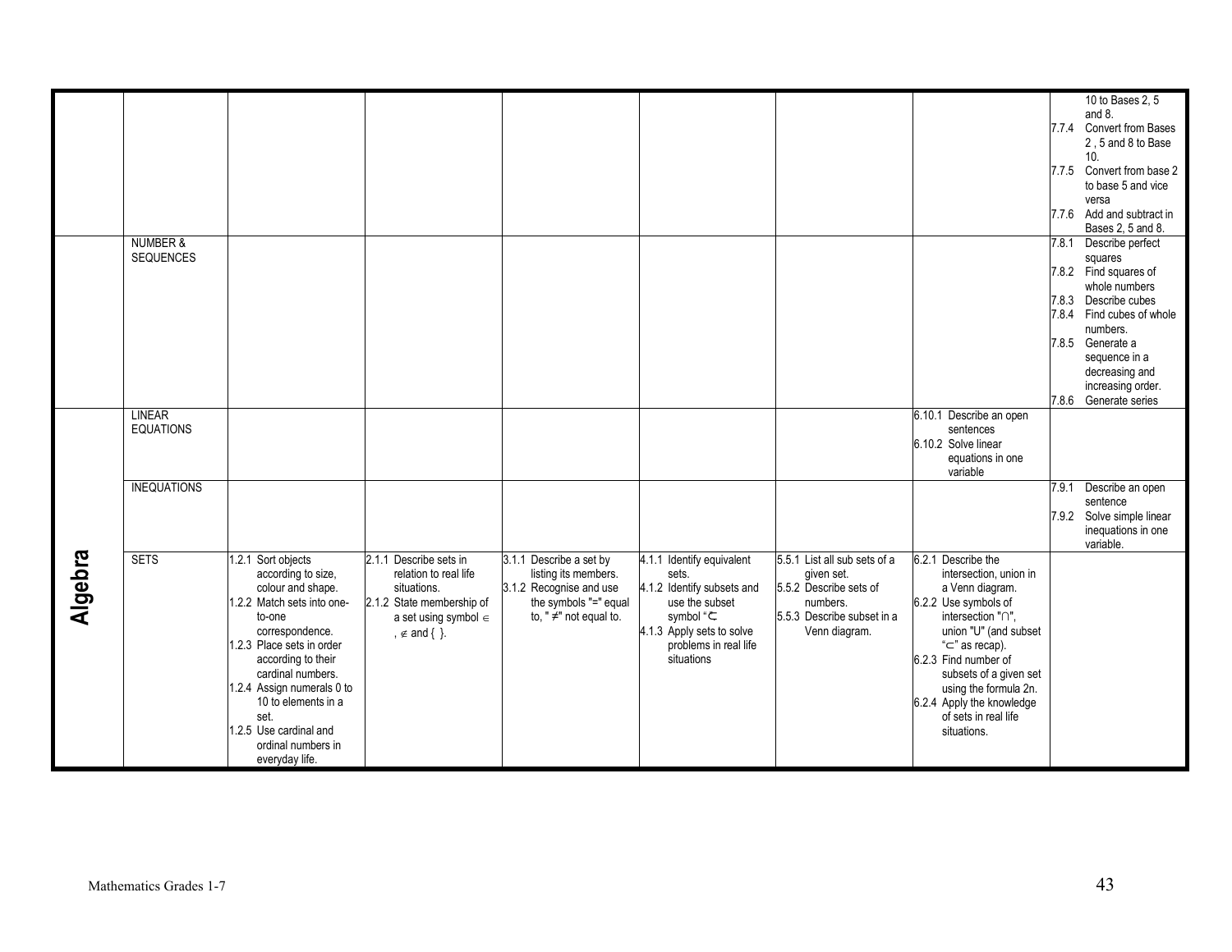|  |  |  |  |  |  |  |  |  |
|---|---|---|---|---|---|---|---|---|
|  |  |  |  |  |  |  |  | 10 to Bases 2, 5 and 8.<br>7.7.4 Convert from Bases 2 , 5 and 8 to Base 10.<br>7.7.5 Convert from base 2 to base 5 and vice versa<br>7.7.6 Add and subtract in Bases 2, 5 and 8. |
|  | NUMBER & SEQUENCES |  |  |  |  |  |  | 7.8.1 Describe perfect squares<br>7.8.2 Find squares of whole numbers<br>7.8.3 Describe cubes<br>7.8.4 Find cubes of whole numbers.<br>7.8.5 Generate a sequence in a decreasing and increasing order.<br>7.8.6 Generate series |
| **Algebra** | LINEAR EQUATIONS |  |  |  |  |  | 6.10.1 Describe an open sentences<br>6.10.2 Solve linear equations in one variable |  |
|  | INEQUATIONS |  |  |  |  |  |  | 7.9.1 Describe an open sentence<br>7.9.2 Solve simple linear inequations in one variable. |
|  | SETS | 1.2.1 Sort objects according to size, colour and shape.<br>1.2.2 Match sets into one-to-one correspondence.<br>1.2.3 Place sets in order according to their cardinal numbers.<br>1.2.4 Assign numerals 0 to 10 to elements in a set.<br>1.2.5 Use cardinal and ordinal numbers in everyday life. | 2.1.1 Describe sets in relation to real life situations.<br>2.1.2 State membership of a set using symbol $\in$ , $\notin$ and { }. | 3.1.1 Describe a set by listing its members.<br>3.1.2 Recognise and use the symbols "=" equal to, " ≠" not equal to. | 4.1.1 Identify equivalent sets.<br>4.1.2 Identify subsets and use the subset symbol "⊂<br>4.1.3 Apply sets to solve problems in real life situations | 5.5.1 List all sub sets of a given set.<br>5.5.2 Describe sets of numbers.<br>5.5.3 Describe subset in a Venn diagram. | 6.2.1 Describe the intersection, union in a Venn diagram.<br>6.2.2 Use symbols of intersection "∩", union "U" (and subset "⊂" as recap).<br>6.2.3 Find number of subsets of a given set using the formula 2n.<br>6.2.4 Apply the knowledge of sets in real life situations. |  |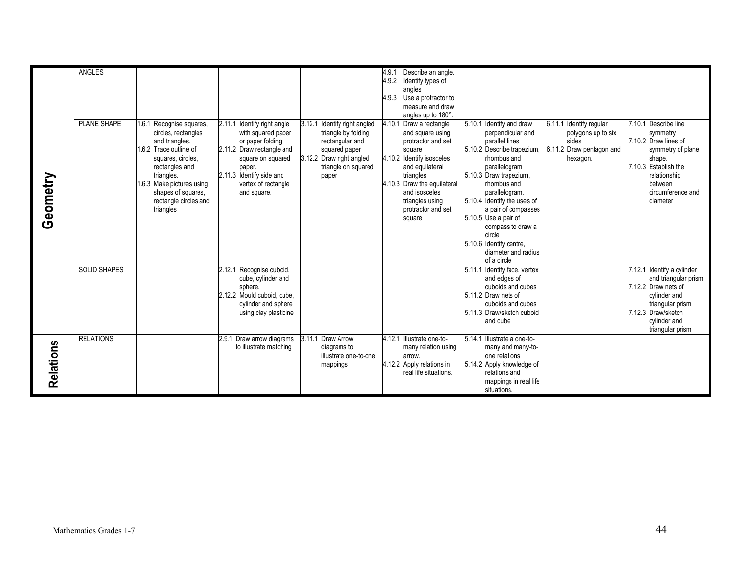|  |  |  |  |  |  |  |  |  |
|---|---|---|---|---|---|---|---|---|
| **Geometry** | ANGLES |  |  |  | 4.9.1 Describe an angle.<br>4.9.2 Identify types of angles<br>4.9.3 Use a protractor to measure and draw angles up to 180°. |  |  |  |
|  | PLANE SHAPE | 1.6.1 Recognise squares, circles, rectangles and triangles.<br>1.6.2 Trace outline of squares, circles, rectangles and triangles.<br>1.6.3 Make pictures using shapes of squares, rectangle circles and triangles | 2.11.1 Identify right angle with squared paper or paper folding.<br>2.11.2 Draw rectangle and square on squared paper.<br>2.11.3 Identify side and vertex of rectangle and square. | 3.12.1 Identify right angled triangle by folding rectangular and squared paper<br>3.12.2 Draw right angled triangle on squared paper | 4.10.1 Draw a rectangle and square using protractor and set square<br>4.10.2 Identify isosceles and equilateral triangles<br>4.10.3 Draw the equilateral and isosceles triangles using protractor and set square | 5.10.1 Identify and draw perpendicular and parallel lines<br>5.10.2 Describe trapezium, rhombus and parallelogram<br>5.10.3 Draw trapezium, rhombus and parallelogram.<br>5.10.4 Identify the uses of a pair of compasses<br>5.10.5 Use a pair of compass to draw a circle<br>5.10.6 Identify centre, diameter and radius of a circle | 6.11.1 Identify regular polygons up to six sides<br>6.11.2 Draw pentagon and hexagon. | 7.10.1 Describe line symmetry<br>7.10.2 Draw lines of symmetry of plane shape.<br>7.10.3 Establish the relationship between circumference and diameter |
|  | SOLID SHAPES |  | 2.12.1 Recognise cuboid, cube, cylinder and sphere.<br>2.12.2 Mould cuboid, cube, cylinder and sphere using clay plasticine |  |  | 5.11.1 Identify face, vertex and edges of cuboids and cubes<br>5.11.2 Draw nets of cuboids and cubes<br>5.11.3 Draw/sketch cuboid and cube |  | 7.12.1 Identify a cylinder and triangular prism<br>7.12.2 Draw nets of cylinder and triangular prism<br>7.12.3 Draw/sketch cylinder and triangular prism |
| **Relations** | RELATIONS |  | 2.9.1 Draw arrow diagrams to illustrate matching | 3.11.1 Draw Arrow diagrams to illustrate one-to-one mappings | 4.12.1 Illustrate one-to-many relation using arrow.<br>4.12.2 Apply relations in real life situations. | 5.14.1 Illustrate a one-to-many and many-to-one relations<br>5.14.2 Apply knowledge of relations and mappings in real life situations. |  |  |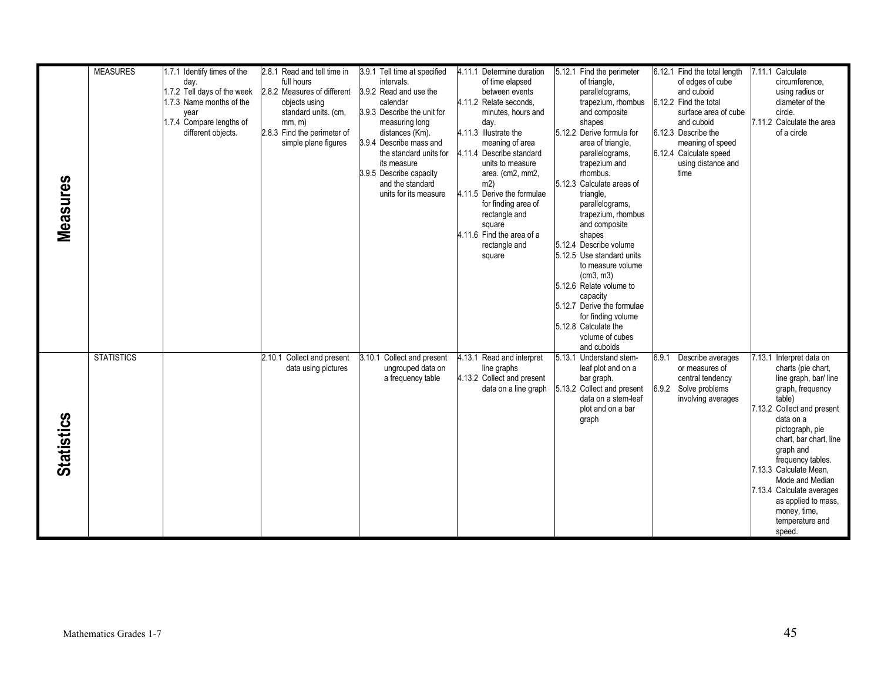| | | | | | | | | |
|---|---|---|---|---|---|---|---|---|
| **Measures** | MEASURES | 1.7.1 Identify times of the day.<br>1.7.2 Tell days of the week<br>1.7.3 Name months of the year<br>1.7.4 Compare lengths of different objects. | 2.8.1 Read and tell time in full hours<br>2.8.2 Measures of different objects using standard units. (cm, mm, m)<br>2.8.3 Find the perimeter of simple plane figures | 3.9.1 Tell time at specified intervals.<br>3.9.2 Read and use the calendar<br>3.9.3 Describe the unit for measuring long distances (Km).<br>3.9.4 Describe mass and the standard units for its measure<br>3.9.5 Describe capacity and the standard units for its measure | 4.11.1 Determine duration of time elapsed between events<br>4.11.2 Relate seconds, minutes, hours and day.<br>4.11.3 Illustrate the meaning of area<br>4.11.4 Describe standard units to measure area. (cm2, mm2, m2)<br>4.11.5 Derive the formulae for finding area of rectangle and square<br>4.11.6 Find the area of a rectangle and square | 5.12.1 Find the perimeter of triangle, parallelograms, trapezium, rhombus and composite shapes<br>5.12.2 Derive formula for area of triangle, parallelograms, trapezium and rhombus.<br>5.12.3 Calculate areas of triangle, parallelograms, trapezium, rhombus and composite shapes<br>5.12.4 Describe volume<br>5.12.5 Use standard units to measure volume (cm3, m3)<br>5.12.6 Relate volume to capacity<br>5.12.7 Derive the formulae for finding volume<br>5.12.8 Calculate the volume of cubes and cuboids | 6.12.1 Find the total length of edges of cube and cuboid<br>6.12.2 Find the total surface area of cube and cuboid<br>6.12.3 Describe the meaning of speed<br>6.12.4 Calculate speed using distance and time | 7.11.1 Calculate circumference, using radius or diameter of the circle.<br>7.11.2 Calculate the area of a circle |
| **Statistics** | STATISTICS | | 2.10.1 Collect and present data using pictures | 3.10.1 Collect and present ungrouped data on a frequency table | 4.13.1 Read and interpret line graphs<br>4.13.2 Collect and present data on a line graph | 5.13.1 Understand stem-leaf plot and on a bar graph.<br>5.13.2 Collect and present data on a stem-leaf plot and on a bar graph | 6.9.1 Describe averages or measures of central tendency<br>6.9.2 Solve problems involving averages | 7.13.1 Interpret data on charts (pie chart, line graph, bar/ line graph, frequency table)<br>7.13.2 Collect and present data on a pictograph, pie chart, bar chart, line graph and frequency tables.<br>7.13.3 Calculate Mean, Mode and Median<br>7.13.4 Calculate averages as applied to mass, money, time, temperature and speed. |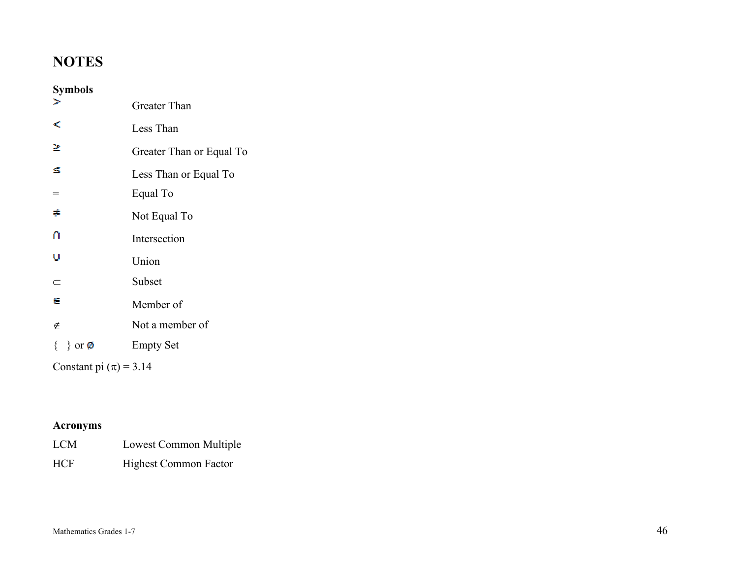# NOTES

**Symbols**

| | |
|---|---|
| $>$ | Greater Than |
| $<$ | Less Than |
| $\geq$ | Greater Than or Equal To |
| $\leq$ | Less Than or Equal To |
| $=$ | Equal To |
| $\neq$ | Not Equal To |
| $\cap$ | Intersection |
| $\cup$ | Union |
| $\subset$ | Subset |
| $\in$ | Member of |
| $\notin$ | Not a member of |
| { } or $\emptyset$ | Empty Set |

Constant pi ($\pi$) = 3.14

**Acronyms**

| | |
|---|---|
| LCM | Lowest Common Multiple |
| HCF | Highest Common Factor |